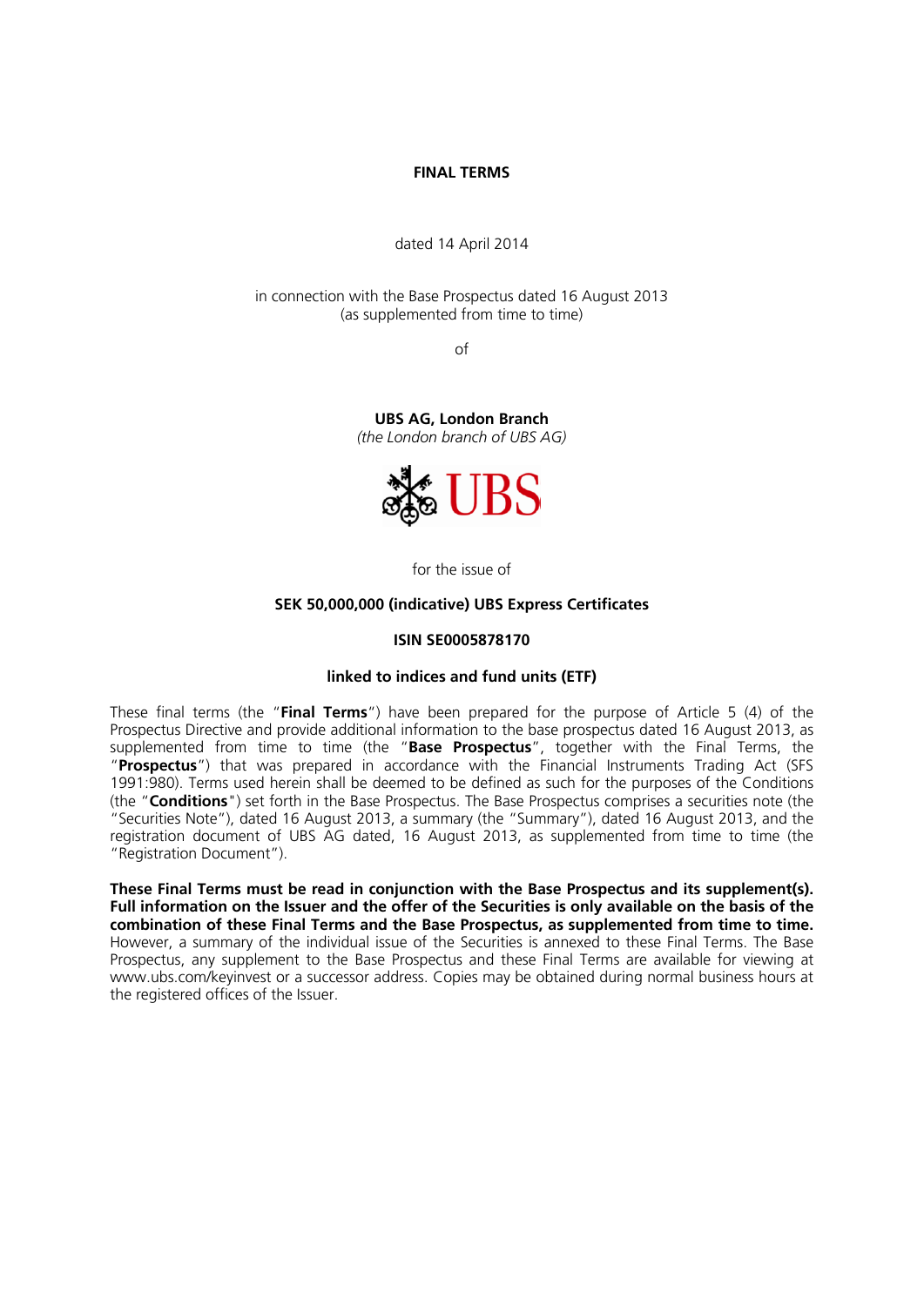# FINAL TERMS

dated 14 April 2014

in connection with the Base Prospectus dated 16 August 2013
(as supplemented from time to time)

of

**UBS AG, London Branch**
*(the London branch of UBS AG)*

for the issue of

**SEK 50,000,000 (indicative) UBS Express Certificates**

**ISIN SE0005878170**

**linked to indices and fund units (ETF)**

These final terms (the "**Final Terms**") have been prepared for the purpose of Article 5 (4) of the Prospectus Directive and provide additional information to the base prospectus dated 16 August 2013, as supplemented from time to time (the "**Base Prospectus**", together with the Final Terms, the "**Prospectus**") that was prepared in accordance with the Financial Instruments Trading Act (SFS 1991:980). Terms used herein shall be deemed to be defined as such for the purposes of the Conditions (the "**Conditions**") set forth in the Base Prospectus. The Base Prospectus comprises a securities note (the "Securities Note"), dated 16 August 2013, a summary (the "Summary"), dated 16 August 2013, and the registration document of UBS AG dated, 16 August 2013, as supplemented from time to time (the "Registration Document").

**These Final Terms must be read in conjunction with the Base Prospectus and its supplement(s). Full information on the Issuer and the offer of the Securities is only available on the basis of the combination of these Final Terms and the Base Prospectus, as supplemented from time to time.** However, a summary of the individual issue of the Securities is annexed to these Final Terms. The Base Prospectus, any supplement to the Base Prospectus and these Final Terms are available for viewing at www.ubs.com/keyinvest or a successor address. Copies may be obtained during normal business hours at the registered offices of the Issuer.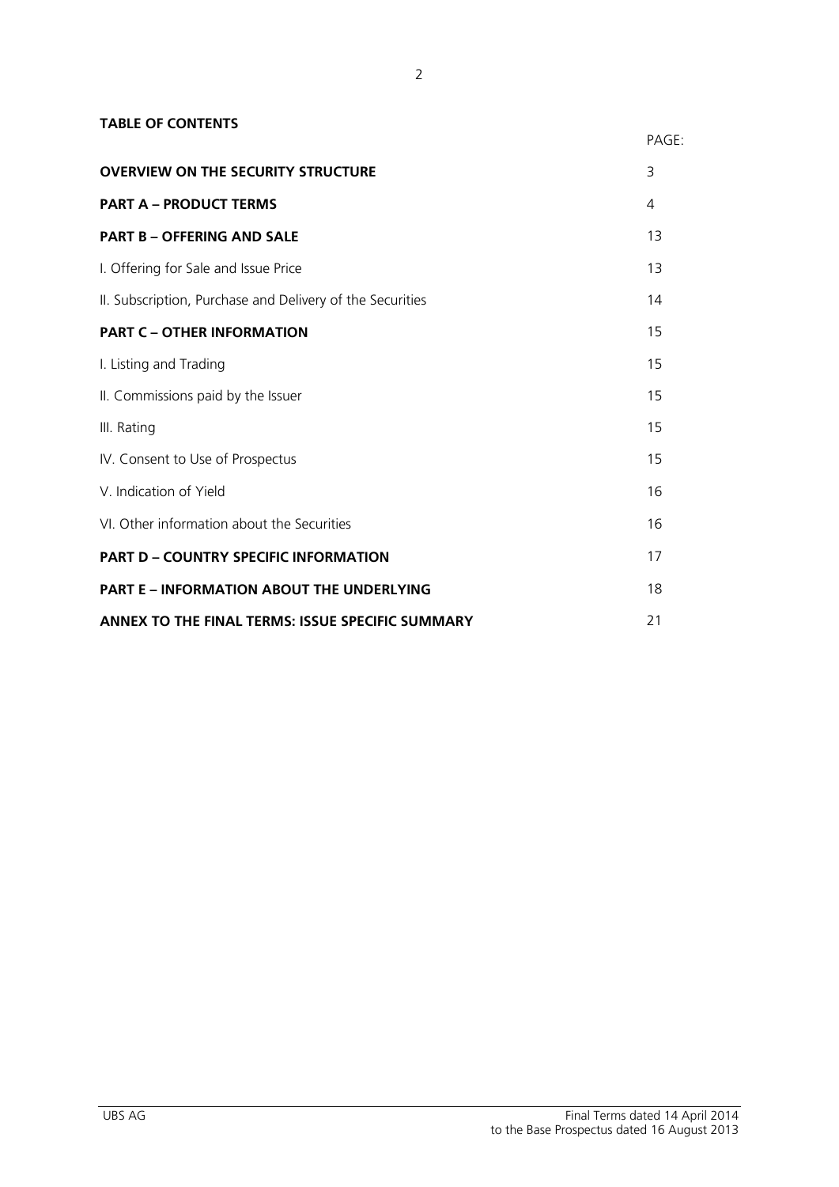**TABLE OF CONTENTS**

| | PAGE: |
|---|---|
| **OVERVIEW ON THE SECURITY STRUCTURE** | 3 |
| **PART A – PRODUCT TERMS** | 4 |
| **PART B – OFFERING AND SALE** | 13 |
| I. Offering for Sale and Issue Price | 13 |
| II. Subscription, Purchase and Delivery of the Securities | 14 |
| **PART C – OTHER INFORMATION** | 15 |
| I. Listing and Trading | 15 |
| II. Commissions paid by the Issuer | 15 |
| III. Rating | 15 |
| IV. Consent to Use of Prospectus | 15 |
| V. Indication of Yield | 16 |
| VI. Other information about the Securities | 16 |
| **PART D – COUNTRY SPECIFIC INFORMATION** | 17 |
| **PART E – INFORMATION ABOUT THE UNDERLYING** | 18 |
| **ANNEX TO THE FINAL TERMS: ISSUE SPECIFIC SUMMARY** | 21 |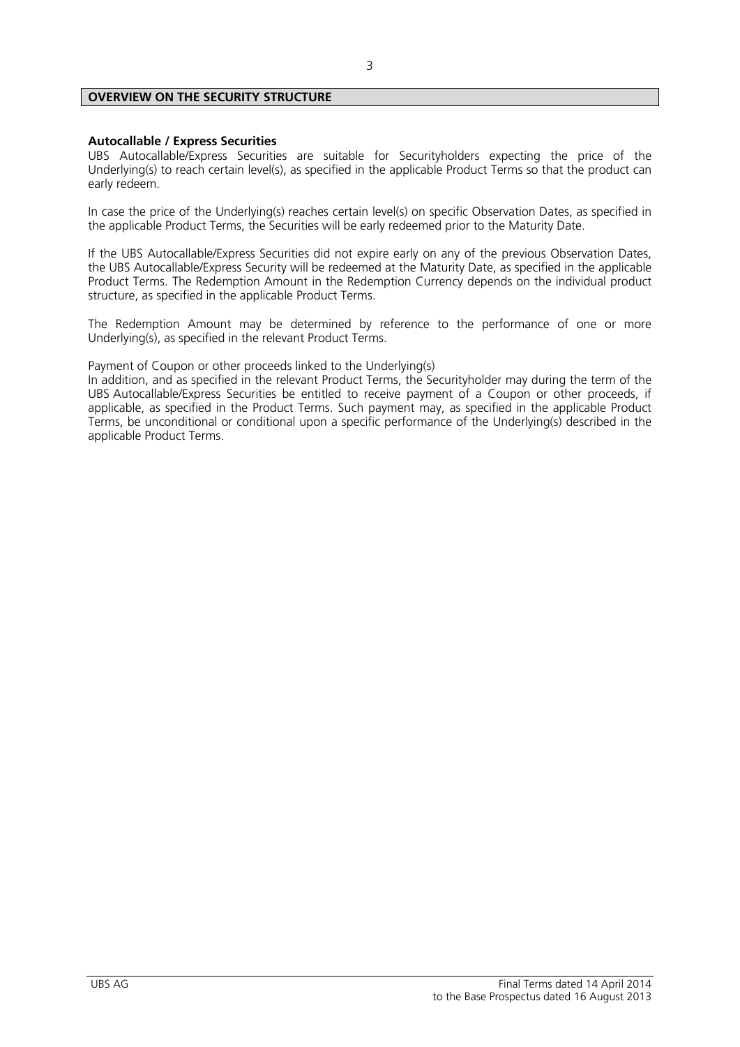## OVERVIEW ON THE SECURITY STRUCTURE

**Autocallable / Express Securities**

UBS Autocallable/Express Securities are suitable for Securityholders expecting the price of the Underlying(s) to reach certain level(s), as specified in the applicable Product Terms so that the product can early redeem.

In case the price of the Underlying(s) reaches certain level(s) on specific Observation Dates, as specified in the applicable Product Terms, the Securities will be early redeemed prior to the Maturity Date.

If the UBS Autocallable/Express Securities did not expire early on any of the previous Observation Dates, the UBS Autocallable/Express Security will be redeemed at the Maturity Date, as specified in the applicable Product Terms. The Redemption Amount in the Redemption Currency depends on the individual product structure, as specified in the applicable Product Terms.

The Redemption Amount may be determined by reference to the performance of one or more Underlying(s), as specified in the relevant Product Terms.

Payment of Coupon or other proceeds linked to the Underlying(s)

In addition, and as specified in the relevant Product Terms, the Securityholder may during the term of the UBS Autocallable/Express Securities be entitled to receive payment of a Coupon or other proceeds, if applicable, as specified in the Product Terms. Such payment may, as specified in the applicable Product Terms, be unconditional or conditional upon a specific performance of the Underlying(s) described in the applicable Product Terms.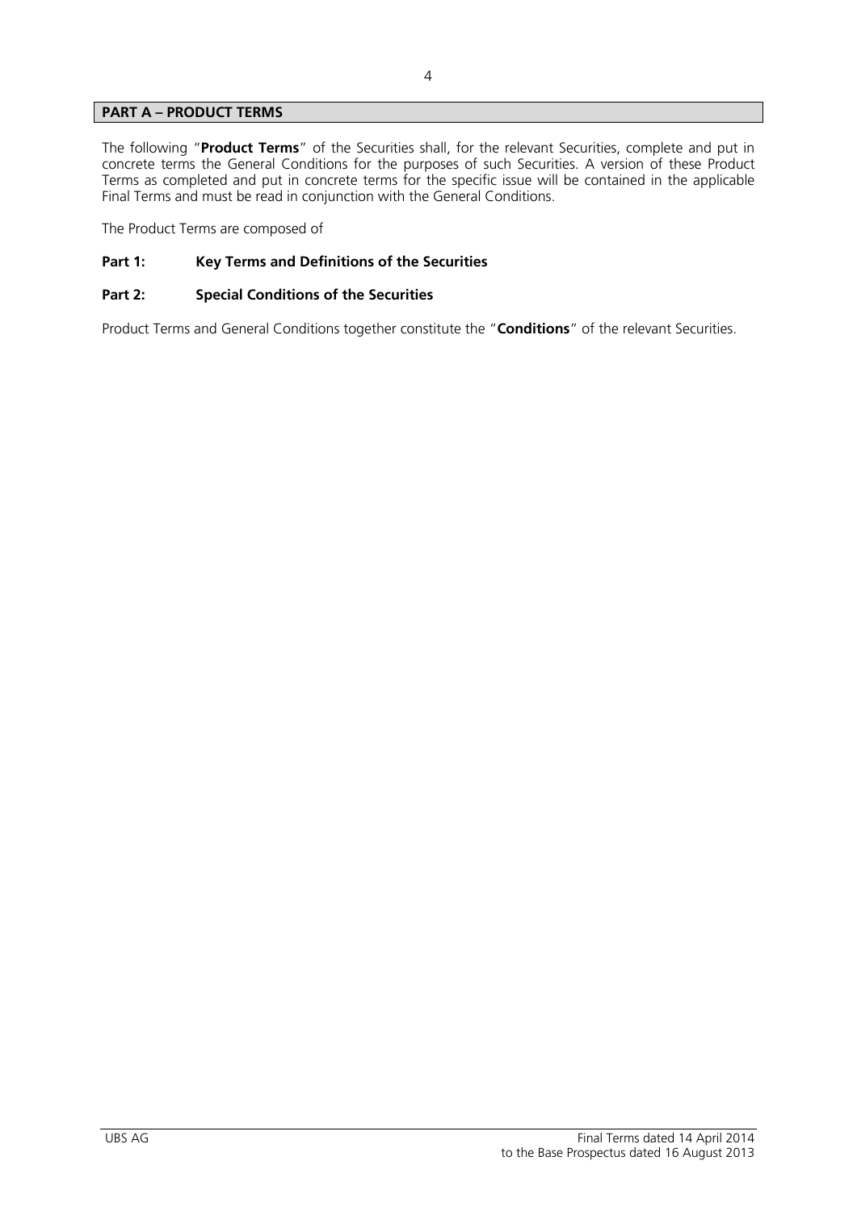## PART A – PRODUCT TERMS

The following "**Product Terms**" of the Securities shall, for the relevant Securities, complete and put in concrete terms the General Conditions for the purposes of such Securities. A version of these Product Terms as completed and put in concrete terms for the specific issue will be contained in the applicable Final Terms and must be read in conjunction with the General Conditions.

The Product Terms are composed of

**Part 1: Key Terms and Definitions of the Securities**

**Part 2: Special Conditions of the Securities**

Product Terms and General Conditions together constitute the "**Conditions**" of the relevant Securities.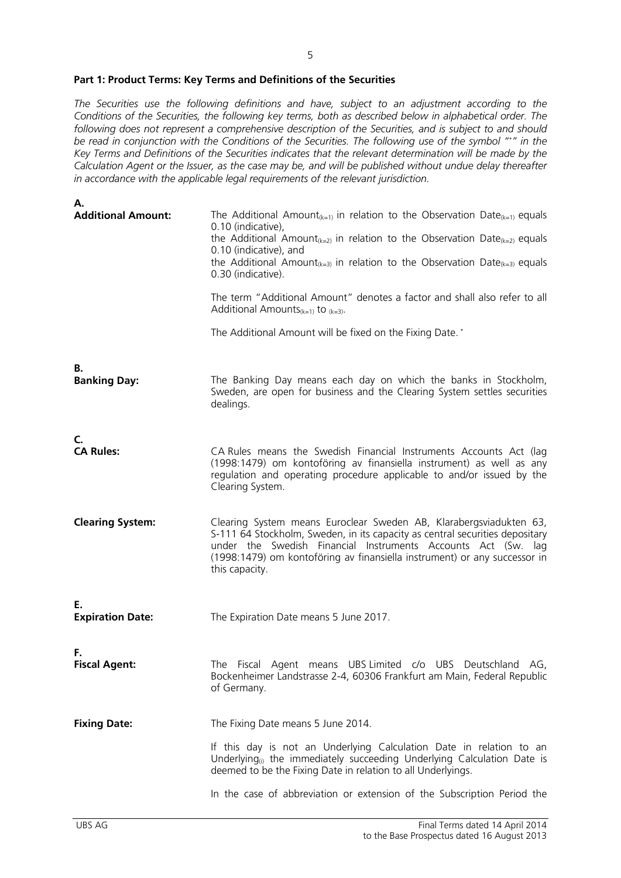**Part 1: Product Terms: Key Terms and Definitions of the Securities**

*The Securities use the following definitions and have, subject to an adjustment according to the Conditions of the Securities, the following key terms, both as described below in alphabetical order. The following does not represent a comprehensive description of the Securities, and is subject to and should be read in conjunction with the Conditions of the Securities. The following use of the symbol "\*" in the Key Terms and Definitions of the Securities indicates that the relevant determination will be made by the Calculation Agent or the Issuer, as the case may be, and will be published without undue delay thereafter in accordance with the applicable legal requirements of the relevant jurisdiction.*

**A.**

| | |
|---|---|
| **Additional Amount:** | The Additional Amount$_{(k=1)}$ in relation to the Observation Date$_{(k=1)}$ equals 0.10 (indicative),<br>the Additional Amount$_{(k=2)}$ in relation to the Observation Date$_{(k=2)}$ equals 0.10 (indicative), and<br>the Additional Amount$_{(k=3)}$ in relation to the Observation Date$_{(k=3)}$ equals 0.30 (indicative).<br><br>The term "Additional Amount" denotes a factor and shall also refer to all Additional Amounts$_{(k=1)}$ to $_{(k=3)}$.<br><br>The Additional Amount will be fixed on the Fixing Date. * |

**B.**

| | |
|---|---|
| **Banking Day:** | The Banking Day means each day on which the banks in Stockholm, Sweden, are open for business and the Clearing System settles securities dealings. |

**C.**

| | |
|---|---|
| **CA Rules:** | CA Rules means the Swedish Financial Instruments Accounts Act (lag (1998:1479) om kontoföring av finansiella instrument) as well as any regulation and operating procedure applicable to and/or issued by the Clearing System. |
| **Clearing System:** | Clearing System means Euroclear Sweden AB, Klarabergsviadukten 63, S-111 64 Stockholm, Sweden, in its capacity as central securities depositary under the Swedish Financial Instruments Accounts Act (Sw. lag (1998:1479) om kontoföring av finansiella instrument) or any successor in this capacity. |

**E.**

| | |
|---|---|
| **Expiration Date:** | The Expiration Date means 5 June 2017. |

**F.**

| | |
|---|---|
| **Fiscal Agent:** | The Fiscal Agent means UBS Limited c/o UBS Deutschland AG, Bockenheimer Landstrasse 2-4, 60306 Frankfurt am Main, Federal Republic of Germany. |
| **Fixing Date:** | The Fixing Date means 5 June 2014.<br><br>If this day is not an Underlying Calculation Date in relation to an Underlying$_{(i)}$ the immediately succeeding Underlying Calculation Date is deemed to be the Fixing Date in relation to all Underlyings.<br><br>In the case of abbreviation or extension of the Subscription Period the |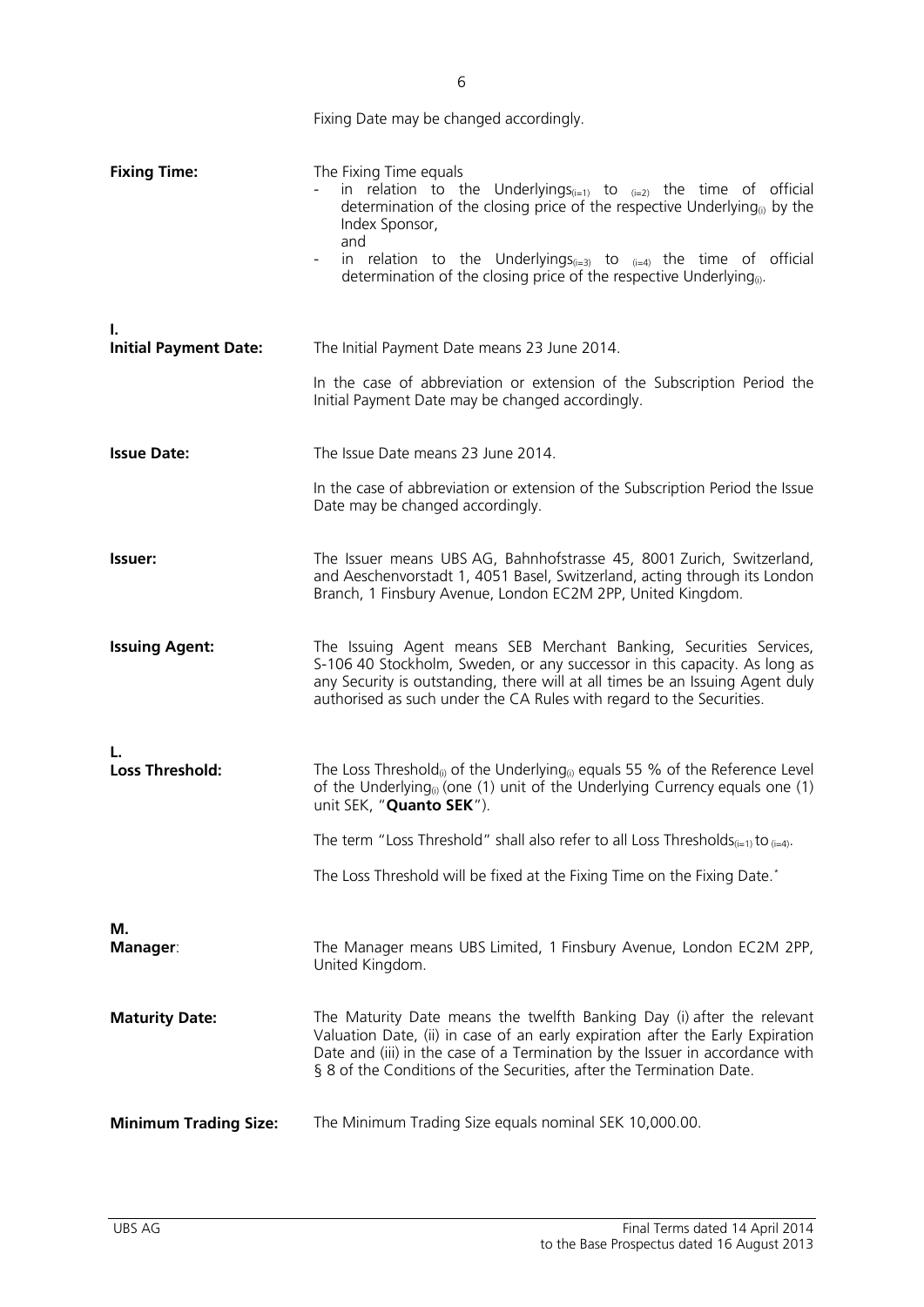Fixing Date may be changed accordingly.

| | |
|---|---|
| **Fixing Time:** | The Fixing Time equals<br>- in relation to the Underlyings$_{(i=1)}$ to $_{(i=2)}$ the time of official determination of the closing price of the respective Underlying$_{(i)}$ by the Index Sponsor,<br>and<br>- in relation to the Underlyings$_{(i=3)}$ to $_{(i=4)}$ the time of official determination of the closing price of the respective Underlying$_{(i)}$. |
| **I.** | |
| **Initial Payment Date:** | The Initial Payment Date means 23 June 2014.<br><br>In the case of abbreviation or extension of the Subscription Period the Initial Payment Date may be changed accordingly. |
| **Issue Date:** | The Issue Date means 23 June 2014.<br><br>In the case of abbreviation or extension of the Subscription Period the Issue Date may be changed accordingly. |
| **Issuer:** | The Issuer means UBS AG, Bahnhofstrasse 45, 8001 Zurich, Switzerland, and Aeschenvorstadt 1, 4051 Basel, Switzerland, acting through its London Branch, 1 Finsbury Avenue, London EC2M 2PP, United Kingdom. |
| **Issuing Agent:** | The Issuing Agent means SEB Merchant Banking, Securities Services, S-106 40 Stockholm, Sweden, or any successor in this capacity. As long as any Security is outstanding, there will at all times be an Issuing Agent duly authorised as such under the CA Rules with regard to the Securities. |
| **L.** | |
| **Loss Threshold:** | The Loss Threshold$_{(i)}$ of the Underlying$_{(i)}$ equals 55 % of the Reference Level of the Underlying$_{(i)}$ (one (1) unit of the Underlying Currency equals one (1) unit SEK, "**Quanto SEK**").<br><br>The term "Loss Threshold" shall also refer to all Loss Thresholds$_{(i=1)}$ to $_{(i=4)}$.<br><br>The Loss Threshold will be fixed at the Fixing Time on the Fixing Date.* |
| **M.** | |
| **Manager**: | The Manager means UBS Limited, 1 Finsbury Avenue, London EC2M 2PP, United Kingdom. |
| **Maturity Date:** | The Maturity Date means the twelfth Banking Day (i) after the relevant Valuation Date, (ii) in case of an early expiration after the Early Expiration Date and (iii) in the case of a Termination by the Issuer in accordance with § 8 of the Conditions of the Securities, after the Termination Date. |
| **Minimum Trading Size:** | The Minimum Trading Size equals nominal SEK 10,000.00. |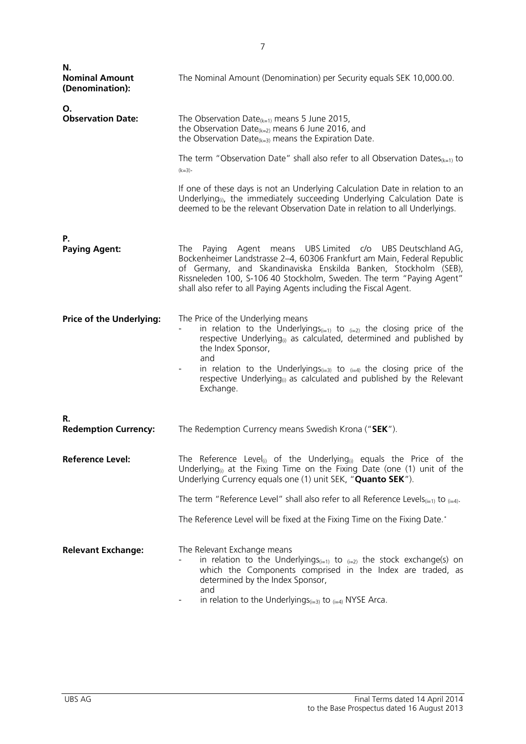| | |
|---|---|
| **N.** **Nominal Amount (Denomination):** | The Nominal Amount (Denomination) per Security equals SEK 10,000.00. |
| **O.** **Observation Date:** | The Observation $\text{Date}_{(k=1)}$ means 5 June 2015, the Observation $\text{Date}_{(k=2)}$ means 6 June 2016, and the Observation $\text{Date}_{(k=3)}$ means the Expiration Date. <br><br> The term "Observation Date" shall also refer to all Observation $\text{Dates}_{(k=1)}$ to $_{(k=3)}$. <br><br> If one of these days is not an Underlying Calculation Date in relation to an $\text{Underlying}_{(i)}$, the immediately succeeding Underlying Calculation Date is deemed to be the relevant Observation Date in relation to all Underlyings. |
| **P.** **Paying Agent:** | The Paying Agent means UBS Limited c/o UBS Deutschland AG, Bockenheimer Landstrasse 2–4, 60306 Frankfurt am Main, Federal Republic of Germany, and Skandinaviska Enskilda Banken, Stockholm (SEB), Rissneleden 100, S-106 40 Stockholm, Sweden. The term "Paying Agent" shall also refer to all Paying Agents including the Fiscal Agent. |
| **Price of the Underlying:** | The Price of the Underlying means <br> - in relation to the $\text{Underlyings}_{(i=1)}$ to $_{(i=2)}$ the closing price of the respective $\text{Underlying}_{(i)}$ as calculated, determined and published by the Index Sponsor, <br> and <br> - in relation to the $\text{Underlyings}_{(i=3)}$ to $_{(i=4)}$ the closing price of the respective $\text{Underlying}_{(i)}$ as calculated and published by the Relevant Exchange. |
| **R.** **Redemption Currency:** | The Redemption Currency means Swedish Krona ("**SEK**"). |
| **Reference Level:** | The Reference $\text{Level}_{(i)}$ of the $\text{Underlying}_{(i)}$ equals the Price of the $\text{Underlying}_{(i)}$ at the Fixing Time on the Fixing Date (one (1) unit of the Underlying Currency equals one (1) unit SEK, "**Quanto SEK**"). <br><br> The term "Reference Level" shall also refer to all Reference $\text{Levels}_{(i=1)}$ to $_{(i=4)}$. <br><br> The Reference Level will be fixed at the Fixing Time on the Fixing Date.* |
| **Relevant Exchange:** | The Relevant Exchange means <br> - in relation to the $\text{Underlyings}_{(i=1)}$ to $_{(i=2)}$ the stock exchange(s) on which the Components comprised in the Index are traded, as determined by the Index Sponsor, <br> and <br> - in relation to the $\text{Underlyings}_{(i=3)}$ to $_{(i=4)}$ NYSE Arca. |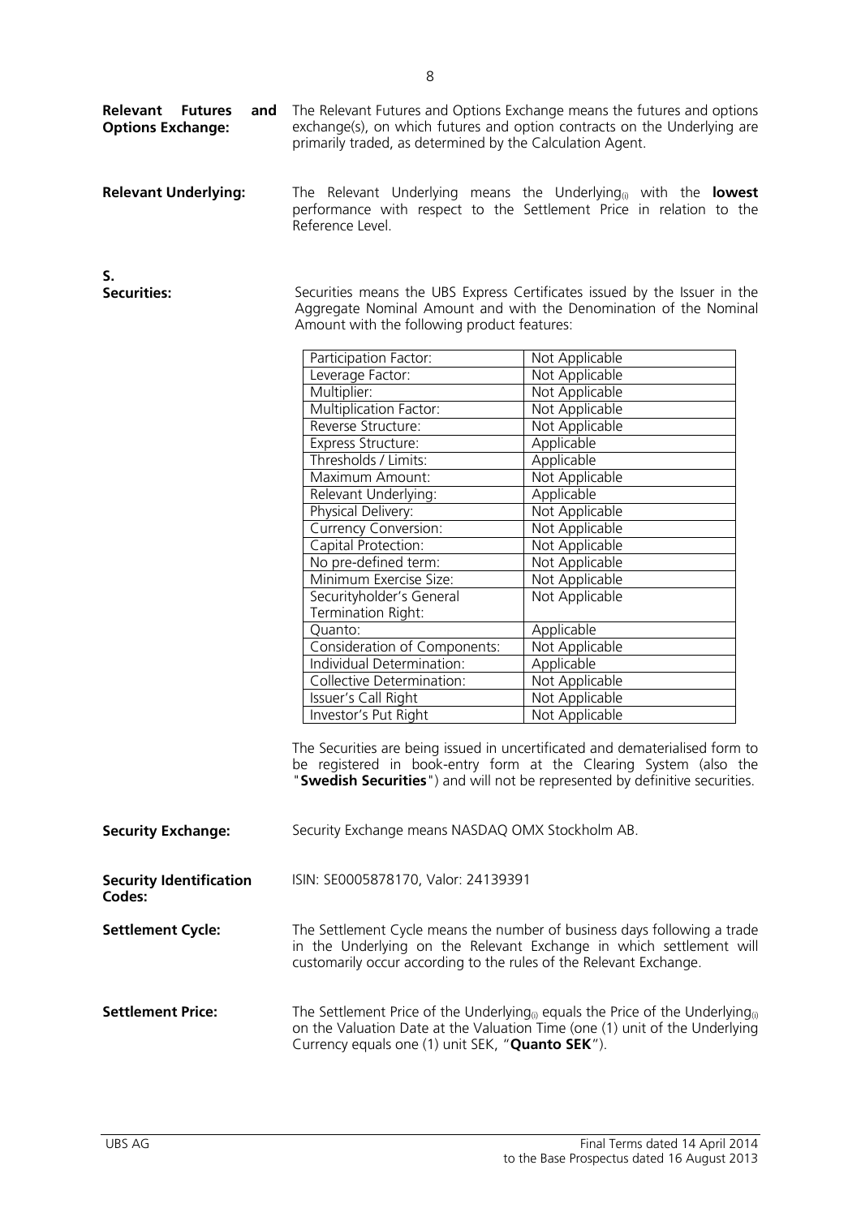**Relevant Futures and Options Exchange:** The Relevant Futures and Options Exchange means the futures and options exchange(s), on which futures and option contracts on the Underlying are primarily traded, as determined by the Calculation Agent.

**Relevant Underlying:** The Relevant Underlying means the $\text{Underlying}_{(i)}$ with the **lowest** performance with respect to the Settlement Price in relation to the Reference Level.

**S.**

**Securities:** Securities means the UBS Express Certificates issued by the Issuer in the Aggregate Nominal Amount and with the Denomination of the Nominal Amount with the following product features:

| | |
|---|---|
| Participation Factor: | Not Applicable |
| Leverage Factor: | Not Applicable |
| Multiplier: | Not Applicable |
| Multiplication Factor: | Not Applicable |
| Reverse Structure: | Not Applicable |
| Express Structure: | Applicable |
| Thresholds / Limits: | Applicable |
| Maximum Amount: | Not Applicable |
| Relevant Underlying: | Applicable |
| Physical Delivery: | Not Applicable |
| Currency Conversion: | Not Applicable |
| Capital Protection: | Not Applicable |
| No pre-defined term: | Not Applicable |
| Minimum Exercise Size: | Not Applicable |
| Securityholder's General Termination Right: | Not Applicable |
| Quanto: | Applicable |
| Consideration of Components: | Not Applicable |
| Individual Determination: | Applicable |
| Collective Determination: | Not Applicable |
| Issuer's Call Right | Not Applicable |
| Investor's Put Right | Not Applicable |

The Securities are being issued in uncertificated and dematerialised form to be registered in book-entry form at the Clearing System (also the "**Swedish Securities**") and will not be represented by definitive securities.

**Security Exchange:** Security Exchange means NASDAQ OMX Stockholm AB.

**Security Identification Codes:** ISIN: SE0005878170, Valor: 24139391

**Settlement Cycle:** The Settlement Cycle means the number of business days following a trade in the Underlying on the Relevant Exchange in which settlement will customarily occur according to the rules of the Relevant Exchange.

**Settlement Price:** The Settlement Price of the $\text{Underlying}_{(i)}$ equals the Price of the $\text{Underlying}_{(i)}$ on the Valuation Date at the Valuation Time (one (1) unit of the Underlying Currency equals one (1) unit SEK, "**Quanto SEK**").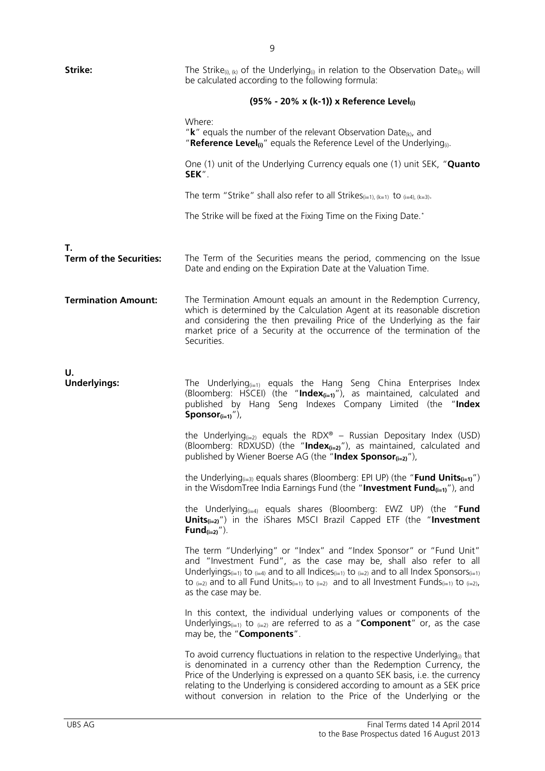**Strike:** The Strike$_{(i),(k)}$ of the Underlying$_{(i)}$ in relation to the Observation Date$_{(k)}$ will be calculated according to the following formula:

**(95% - 20% x (k-1)) x Reference Level$_{(i)}$**

Where:
"**k**" equals the number of the relevant Observation Date$_{(k)}$, and
"**Reference Level$_{(i)}$**" equals the Reference Level of the Underlying$_{(i)}$.

One (1) unit of the Underlying Currency equals one (1) unit SEK, "**Quanto SEK**".

The term "Strike" shall also refer to all Strikes$_{(i=1),(k=1)}$ to $_{(i=4),(k=3)}$.

The Strike will be fixed at the Fixing Time on the Fixing Date.*

## T.

**Term of the Securities:** The Term of the Securities means the period, commencing on the Issue Date and ending on the Expiration Date at the Valuation Time.

**Termination Amount:** The Termination Amount equals an amount in the Redemption Currency, which is determined by the Calculation Agent at its reasonable discretion and considering the then prevailing Price of the Underlying as the fair market price of a Security at the occurrence of the termination of the Securities.

## U.

**Underlyings:** The Underlying$_{(i=1)}$ equals the Hang Seng China Enterprises Index (Bloomberg: HSCEI) (the "**Index$_{(i=1)}$**"), as maintained, calculated and published by Hang Seng Indexes Company Limited (the "**Index Sponsor$_{(i=1)}$**"),

the Underlying$_{(i=2)}$ equals the RDX® – Russian Depositary Index (USD) (Bloomberg: RDXUSD) (the "**Index$_{(i=2)}$**"), as maintained, calculated and published by Wiener Boerse AG (the "**Index Sponsor$_{(i=2)}$**"),

the Underlying$_{(i=3)}$ equals shares (Bloomberg: EPI UP) (the "**Fund Units$_{(i=1)}$**") in the WisdomTree India Earnings Fund (the "**Investment Fund$_{(i=1)}$**"), and

the Underlying$_{(i=4)}$ equals shares (Bloomberg: EWZ UP) (the "**Fund Units$_{(i=2)}$**") in the iShares MSCI Brazil Capped ETF (the "**Investment Fund$_{(i=2)}$**").

The term "Underlying" or "Index" and "Index Sponsor" or "Fund Unit" and "Investment Fund", as the case may be, shall also refer to all Underlyings$_{(i=1)}$ to $_{(i=4)}$ and to all Indices$_{(i=1)}$ to $_{(i=2)}$ and to all Index Sponsors$_{(i=1)}$ to $_{(i=2)}$ and to all Fund Units$_{(i=1)}$ to $_{(i=2)}$ and to all Investment Funds$_{(i=1)}$ to $_{(i=2)}$, as the case may be.

In this context, the individual underlying values or components of the Underlyings$_{(i=1)}$ to $_{(i=2)}$ are referred to as a "**Component**" or, as the case may be, the "**Components**".

To avoid currency fluctuations in relation to the respective Underlying$_{(i)}$ that is denominated in a currency other than the Redemption Currency, the Price of the Underlying is expressed on a quanto SEK basis, i.e. the currency relating to the Underlying is considered according to amount as a SEK price without conversion in relation to the Price of the Underlying or the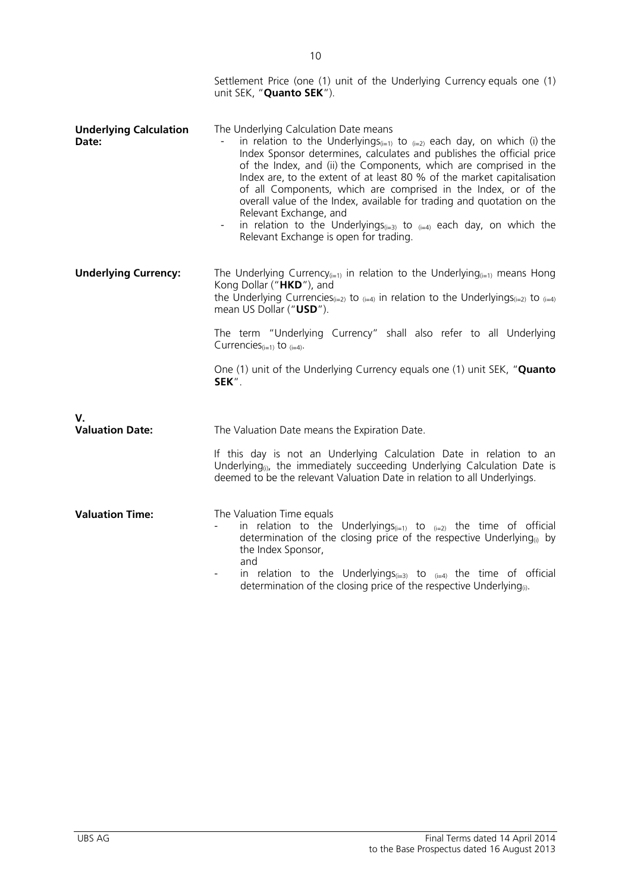Settlement Price (one (1) unit of the Underlying Currency equals one (1) unit SEK, "**Quanto SEK**").

| | |
|---|---|
| **Underlying Calculation Date:** | The Underlying Calculation Date means<br>- in relation to the Underlyings$_{(i=1)}$ to $_{(i=2)}$ each day, on which (i) the Index Sponsor determines, calculates and publishes the official price of the Index, and (ii) the Components, which are comprised in the Index are, to the extent of at least 80 % of the market capitalisation of all Components, which are comprised in the Index, or of the overall value of the Index, available for trading and quotation on the Relevant Exchange, and<br>- in relation to the Underlyings$_{(i=3)}$ to $_{(i=4)}$ each day, on which the Relevant Exchange is open for trading. |
| **Underlying Currency:** | The Underlying Currency$_{(i=1)}$ in relation to the Underlying$_{(i=1)}$ means Hong Kong Dollar ("**HKD**"), and<br>the Underlying Currencies$_{(i=2)}$ to $_{(i=4)}$ in relation to the Underlyings$_{(i=2)}$ to $_{(i=4)}$ mean US Dollar ("**USD**").<br><br>The term "Underlying Currency" shall also refer to all Underlying Currencies$_{(i=1)}$ to $_{(i=4)}$.<br><br>One (1) unit of the Underlying Currency equals one (1) unit SEK, "**Quanto SEK**". |
| **V.**<br>**Valuation Date:** | The Valuation Date means the Expiration Date.<br><br>If this day is not an Underlying Calculation Date in relation to an Underlying$_{(i)}$, the immediately succeeding Underlying Calculation Date is deemed to be the relevant Valuation Date in relation to all Underlyings. |
| **Valuation Time:** | The Valuation Time equals<br>- in relation to the Underlyings$_{(i=1)}$ to $_{(i=2)}$ the time of official determination of the closing price of the respective Underlying$_{(i)}$ by the Index Sponsor,<br>and<br>- in relation to the Underlyings$_{(i=3)}$ to $_{(i=4)}$ the time of official determination of the closing price of the respective Underlying$_{(i)}$. |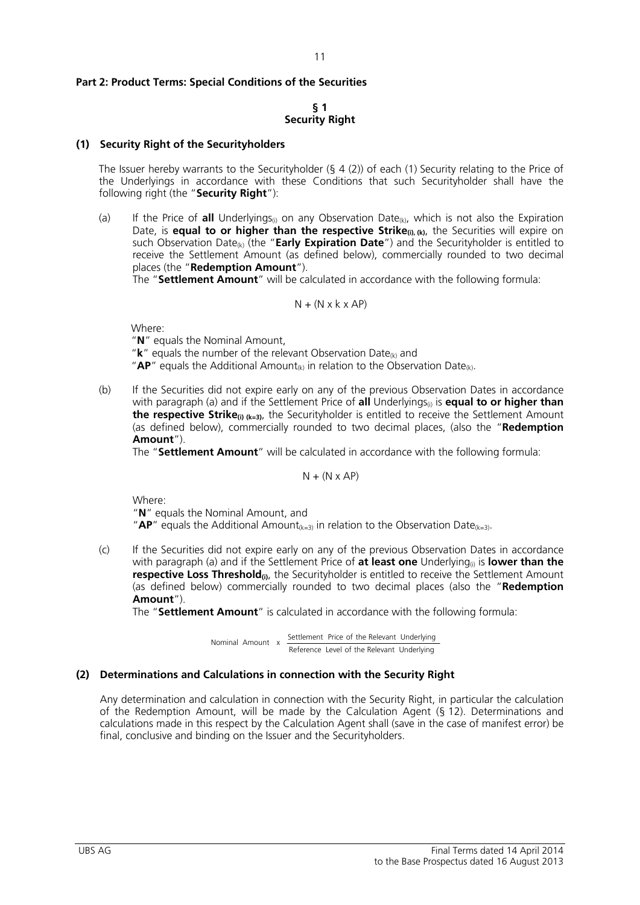**Part 2: Product Terms: Special Conditions of the Securities**

**§ 1**
**Security Right**

**(1) Security Right of the Securityholders**

The Issuer hereby warrants to the Securityholder (§ 4 (2)) of each (1) Security relating to the Price of the Underlyings in accordance with these Conditions that such Securityholder shall have the following right (the "**Security Right**"):

(a) If the Price of **all** $\text{Underlyings}_{(i)}$ on any $\text{Observation Date}_{(k)}$, which is not also the Expiration Date, is **equal to or higher than the respective** $\textbf{Strike}_{(i),(k)}$, the Securities will expire on such $\text{Observation Date}_{(k)}$ (the "**Early Expiration Date**") and the Securityholder is entitled to receive the Settlement Amount (as defined below), commercially rounded to two decimal places (the "**Redemption Amount**").

The "**Settlement Amount**" will be calculated in accordance with the following formula:

$$N + (N \times k \times AP)$$

Where:

"**N**" equals the Nominal Amount,

"**k**" equals the number of the relevant $\text{Observation Date}_{(k)}$ and

"**AP**" equals the $\text{Additional Amount}_{(k)}$ in relation to the $\text{Observation Date}_{(k)}$.

(b) If the Securities did not expire early on any of the previous Observation Dates in accordance with paragraph (a) and if the Settlement Price of **all** $\text{Underlyings}_{(i)}$ is **equal to or higher than the respective** $\textbf{Strike}_{(i)\,(k=3)}$, the Securityholder is entitled to receive the Settlement Amount (as defined below), commercially rounded to two decimal places, (also the "**Redemption Amount**").

The "**Settlement Amount**" will be calculated in accordance with the following formula:

$$N + (N \times AP)$$

Where:

"**N**" equals the Nominal Amount, and

"**AP**" equals the $\text{Additional Amount}_{(k=3)}$ in relation to the $\text{Observation Date}_{(k=3)}$.

(c) If the Securities did not expire early on any of the previous Observation Dates in accordance with paragraph (a) and if the Settlement Price of **at least one** $\text{Underlying}_{(i)}$ is **lower than the respective** $\textbf{Loss Threshold}_{(i)}$, the Securityholder is entitled to receive the Settlement Amount (as defined below) commercially rounded to two decimal places (also the "**Redemption Amount**").

The "**Settlement Amount**" is calculated in accordance with the following formula:

$$\text{Nominal Amount} \times \frac{\text{Settlement Price of the Relevant Underlying}}{\text{Reference Level of the Relevant Underlying}}$$

**(2) Determinations and Calculations in connection with the Security Right**

Any determination and calculation in connection with the Security Right, in particular the calculation of the Redemption Amount, will be made by the Calculation Agent (§ 12). Determinations and calculations made in this respect by the Calculation Agent shall (save in the case of manifest error) be final, conclusive and binding on the Issuer and the Securityholders.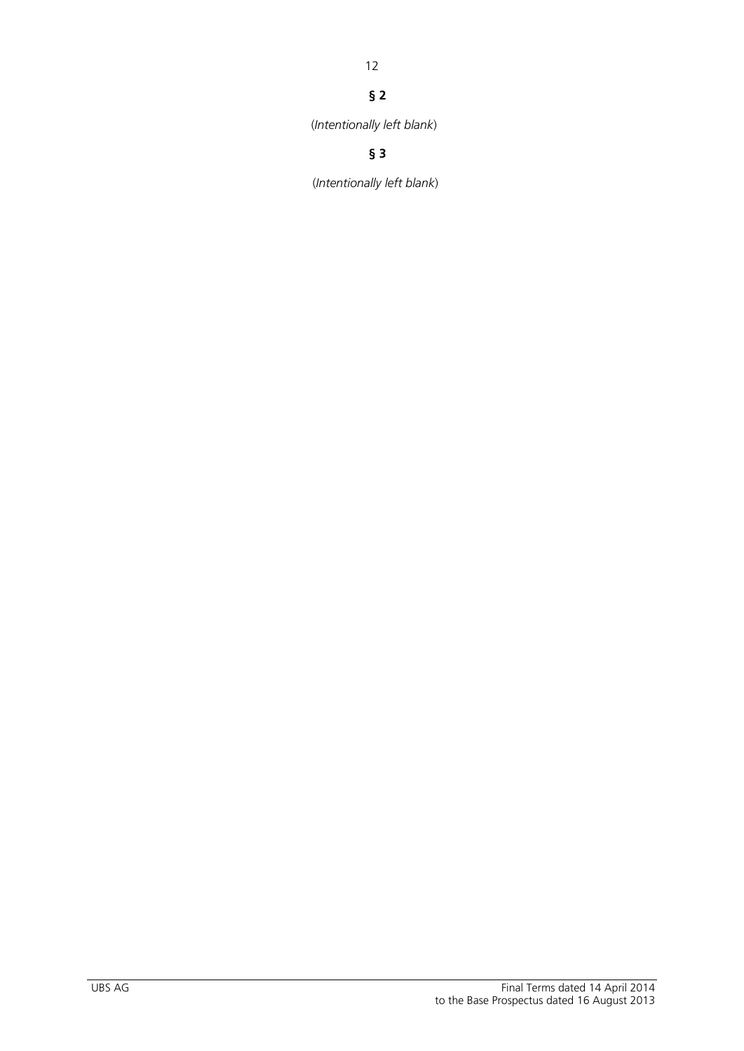**§ 2**

(*Intentionally left blank*)

**§ 3**

(*Intentionally left blank*)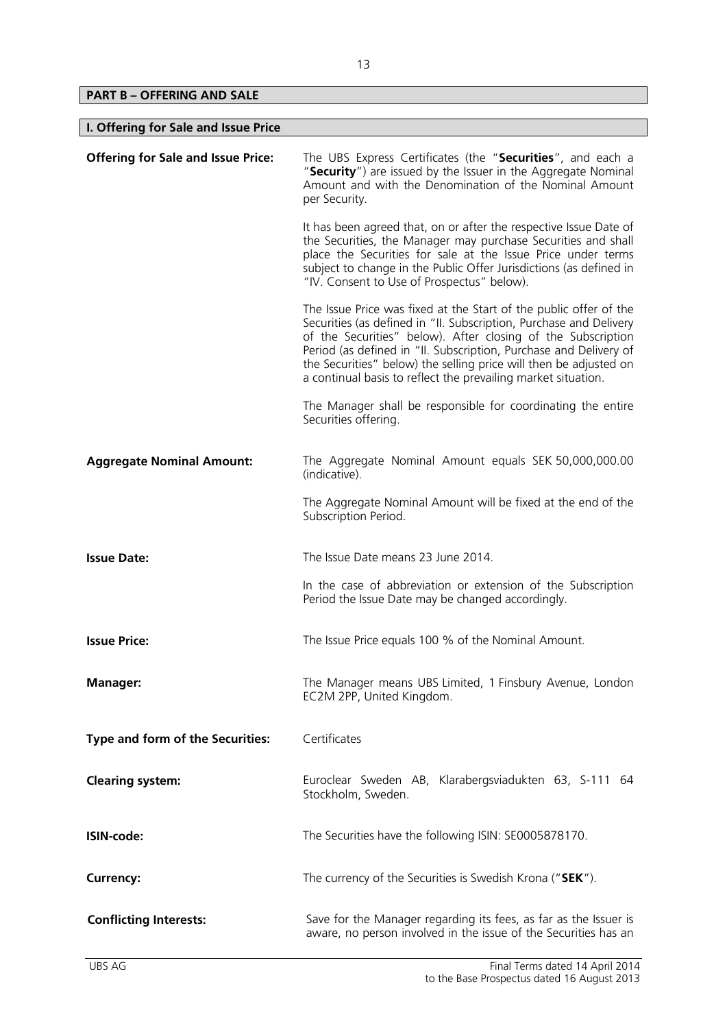## PART B – OFFERING AND SALE

### I. Offering for Sale and Issue Price

**Offering for Sale and Issue Price:**

The UBS Express Certificates (the "**Securities**", and each a "**Security**") are issued by the Issuer in the Aggregate Nominal Amount and with the Denomination of the Nominal Amount per Security.

It has been agreed that, on or after the respective Issue Date of the Securities, the Manager may purchase Securities and shall place the Securities for sale at the Issue Price under terms subject to change in the Public Offer Jurisdictions (as defined in "IV. Consent to Use of Prospectus" below).

The Issue Price was fixed at the Start of the public offer of the Securities (as defined in "II. Subscription, Purchase and Delivery of the Securities" below). After closing of the Subscription Period (as defined in "II. Subscription, Purchase and Delivery of the Securities" below) the selling price will then be adjusted on a continual basis to reflect the prevailing market situation.

The Manager shall be responsible for coordinating the entire Securities offering.

**Aggregate Nominal Amount:**

The Aggregate Nominal Amount equals SEK 50,000,000.00 (indicative).

The Aggregate Nominal Amount will be fixed at the end of the Subscription Period.

**Issue Date:**

The Issue Date means 23 June 2014.

In the case of abbreviation or extension of the Subscription Period the Issue Date may be changed accordingly.

**Issue Price:**

The Issue Price equals 100 % of the Nominal Amount.

**Manager:**

The Manager means UBS Limited, 1 Finsbury Avenue, London EC2M 2PP, United Kingdom.

**Type and form of the Securities:**

Certificates

**Clearing system:**

Euroclear Sweden AB, Klarabergsviadukten 63, S-111 64 Stockholm, Sweden.

**ISIN-code:**

The Securities have the following ISIN: SE0005878170.

**Currency:**

The currency of the Securities is Swedish Krona ("**SEK**").

**Conflicting Interests:**

Save for the Manager regarding its fees, as far as the Issuer is aware, no person involved in the issue of the Securities has an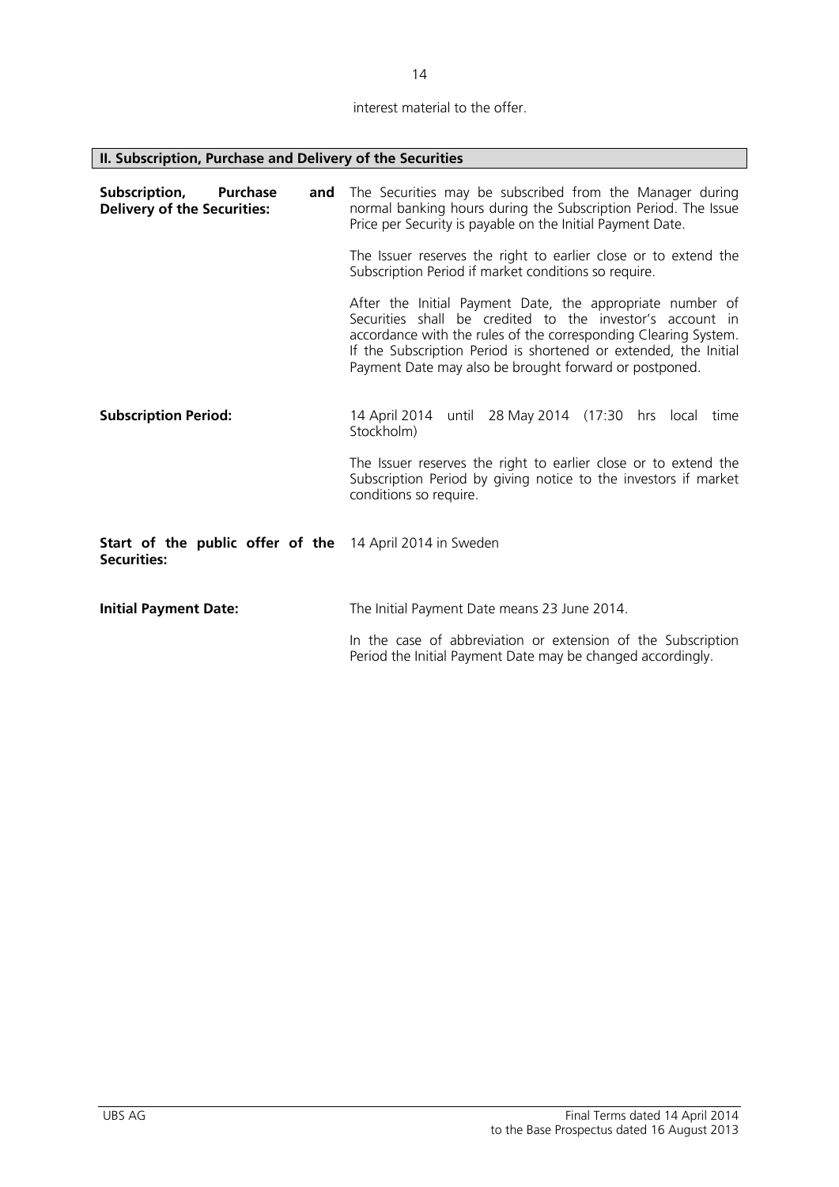interest material to the offer.

## II. Subscription, Purchase and Delivery of the Securities

| | |
|---|---|
| **Subscription, Purchase and Delivery of the Securities:** | The Securities may be subscribed from the Manager during normal banking hours during the Subscription Period. The Issue Price per Security is payable on the Initial Payment Date.<br><br>The Issuer reserves the right to earlier close or to extend the Subscription Period if market conditions so require.<br><br>After the Initial Payment Date, the appropriate number of Securities shall be credited to the investor's account in accordance with the rules of the corresponding Clearing System. If the Subscription Period is shortened or extended, the Initial Payment Date may also be brought forward or postponed. |
| **Subscription Period:** | 14 April 2014 until 28 May 2014 (17:30 hrs local time Stockholm)<br><br>The Issuer reserves the right to earlier close or to extend the Subscription Period by giving notice to the investors if market conditions so require. |
| **Start of the public offer of the Securities:** | 14 April 2014 in Sweden |
| **Initial Payment Date:** | The Initial Payment Date means 23 June 2014.<br><br>In the case of abbreviation or extension of the Subscription Period the Initial Payment Date may be changed accordingly. |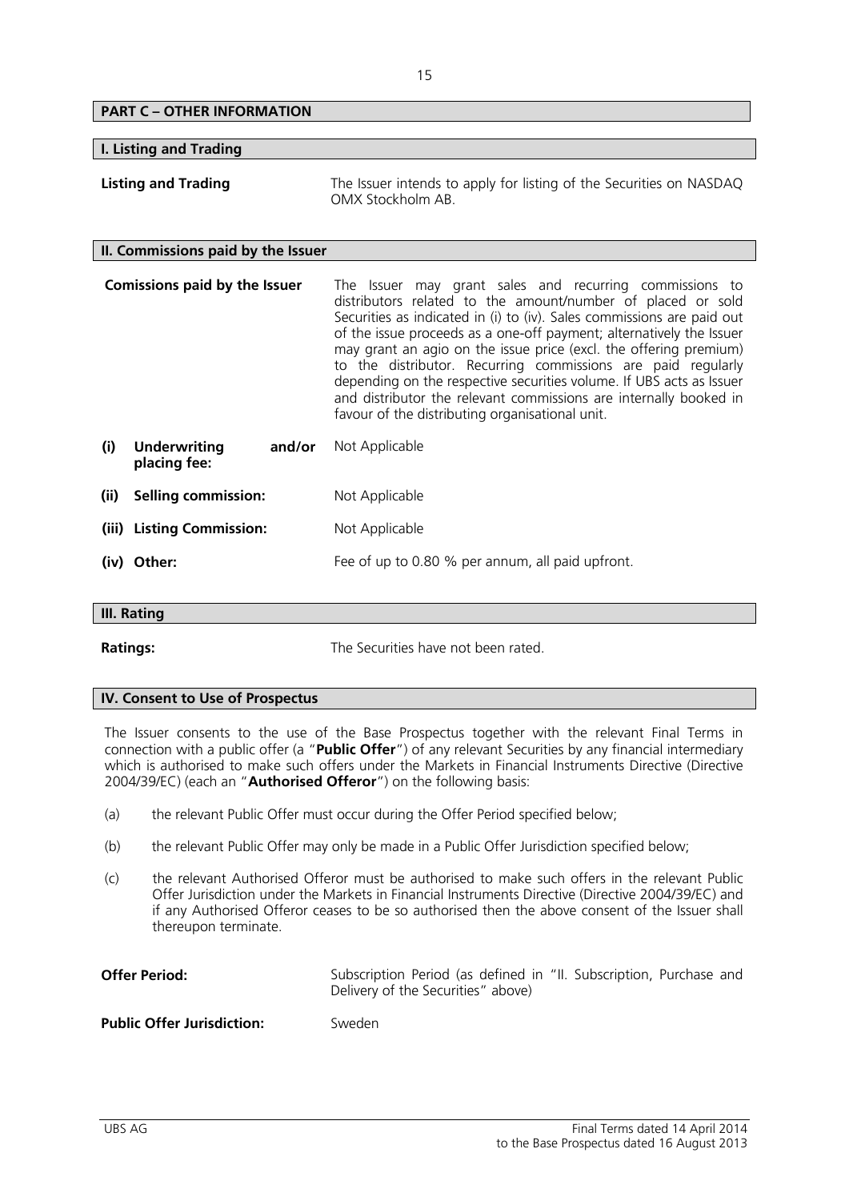## PART C – OTHER INFORMATION

### I. Listing and Trading

| | |
|---|---|
| **Listing and Trading** | The Issuer intends to apply for listing of the Securities on NASDAQ OMX Stockholm AB. |

### II. Commissions paid by the Issuer

| | |
|---|---|
| **Comissions paid by the Issuer** | The Issuer may grant sales and recurring commissions to distributors related to the amount/number of placed or sold Securities as indicated in (i) to (iv). Sales commissions are paid out of the issue proceeds as a one-off payment; alternatively the Issuer may grant an agio on the issue price (excl. the offering premium) to the distributor. Recurring commissions are paid regularly depending on the respective securities volume. If UBS acts as Issuer and distributor the relevant commissions are internally booked in favour of the distributing organisational unit. |
| **(i) Underwriting and/or placing fee:** | Not Applicable |
| **(ii) Selling commission:** | Not Applicable |
| **(iii) Listing Commission:** | Not Applicable |
| **(iv) Other:** | Fee of up to 0.80 % per annum, all paid upfront. |

### III. Rating

| | |
|---|---|
| **Ratings:** | The Securities have not been rated. |

### IV. Consent to Use of Prospectus

The Issuer consents to the use of the Base Prospectus together with the relevant Final Terms in connection with a public offer (a "**Public Offer**") of any relevant Securities by any financial intermediary which is authorised to make such offers under the Markets in Financial Instruments Directive (Directive 2004/39/EC) (each an "**Authorised Offeror**") on the following basis:

(a) the relevant Public Offer must occur during the Offer Period specified below;

(b) the relevant Public Offer may only be made in a Public Offer Jurisdiction specified below;

(c) the relevant Authorised Offeror must be authorised to make such offers in the relevant Public Offer Jurisdiction under the Markets in Financial Instruments Directive (Directive 2004/39/EC) and if any Authorised Offeror ceases to be so authorised then the above consent of the Issuer shall thereupon terminate.

| | |
|---|---|
| **Offer Period:** | Subscription Period (as defined in "II. Subscription, Purchase and Delivery of the Securities" above) |
| **Public Offer Jurisdiction:** | Sweden |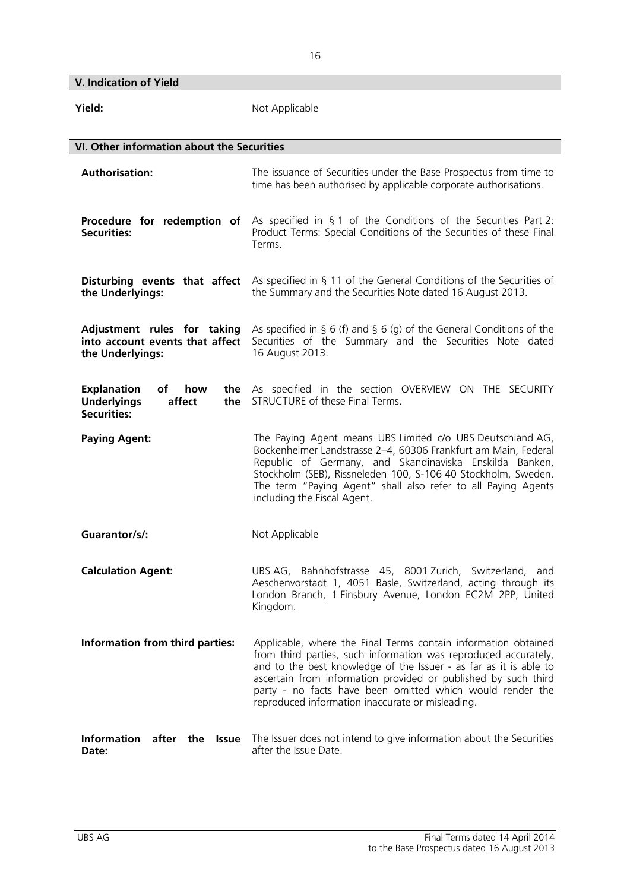## V. Indication of Yield

| | |
|---|---|
| **Yield:** | Not Applicable |

## VI. Other information about the Securities

| | |
|---|---|
| **Authorisation:** | The issuance of Securities under the Base Prospectus from time to time has been authorised by applicable corporate authorisations. |
| **Procedure for redemption of Securities:** | As specified in § 1 of the Conditions of the Securities Part 2: Product Terms: Special Conditions of the Securities of these Final Terms. |
| **Disturbing events that affect the Underlyings:** | As specified in § 11 of the General Conditions of the Securities of the Summary and the Securities Note dated 16 August 2013. |
| **Adjustment rules for taking into account events that affect the Underlyings:** | As specified in § 6 (f) and § 6 (g) of the General Conditions of the Securities of the Summary and the Securities Note dated 16 August 2013. |
| **Explanation of how the Underlyings affect the Securities:** | As specified in the section OVERVIEW ON THE SECURITY STRUCTURE of these Final Terms. |
| **Paying Agent:** | The Paying Agent means UBS Limited c/o UBS Deutschland AG, Bockenheimer Landstrasse 2–4, 60306 Frankfurt am Main, Federal Republic of Germany, and Skandinaviska Enskilda Banken, Stockholm (SEB), Rissneleden 100, S-106 40 Stockholm, Sweden. The term "Paying Agent" shall also refer to all Paying Agents including the Fiscal Agent. |
| **Guarantor/s/:** | Not Applicable |
| **Calculation Agent:** | UBS AG, Bahnhofstrasse 45, 8001 Zurich, Switzerland, and Aeschenvorstadt 1, 4051 Basle, Switzerland, acting through its London Branch, 1 Finsbury Avenue, London EC2M 2PP, United Kingdom. |
| **Information from third parties:** | Applicable, where the Final Terms contain information obtained from third parties, such information was reproduced accurately, and to the best knowledge of the Issuer - as far as it is able to ascertain from information provided or published by such third party - no facts have been omitted which would render the reproduced information inaccurate or misleading. |
| **Information after the Issue Date:** | The Issuer does not intend to give information about the Securities after the Issue Date. |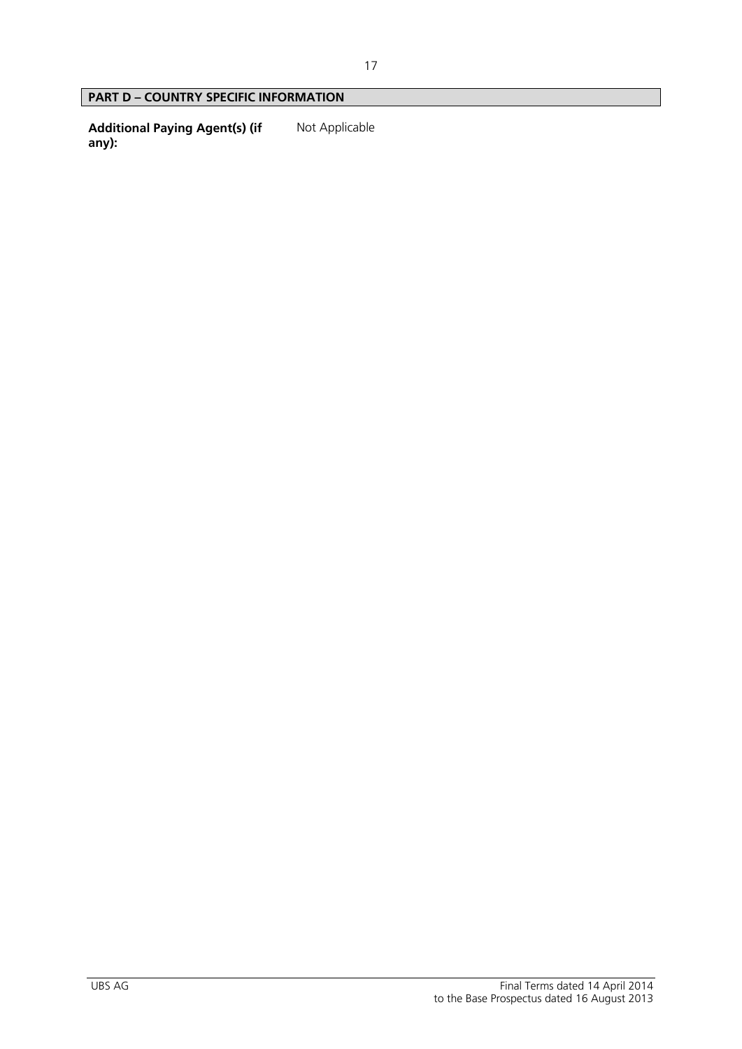## PART D – COUNTRY SPECIFIC INFORMATION

| | |
|---|---|
| **Additional Paying Agent(s) (if any):** | Not Applicable |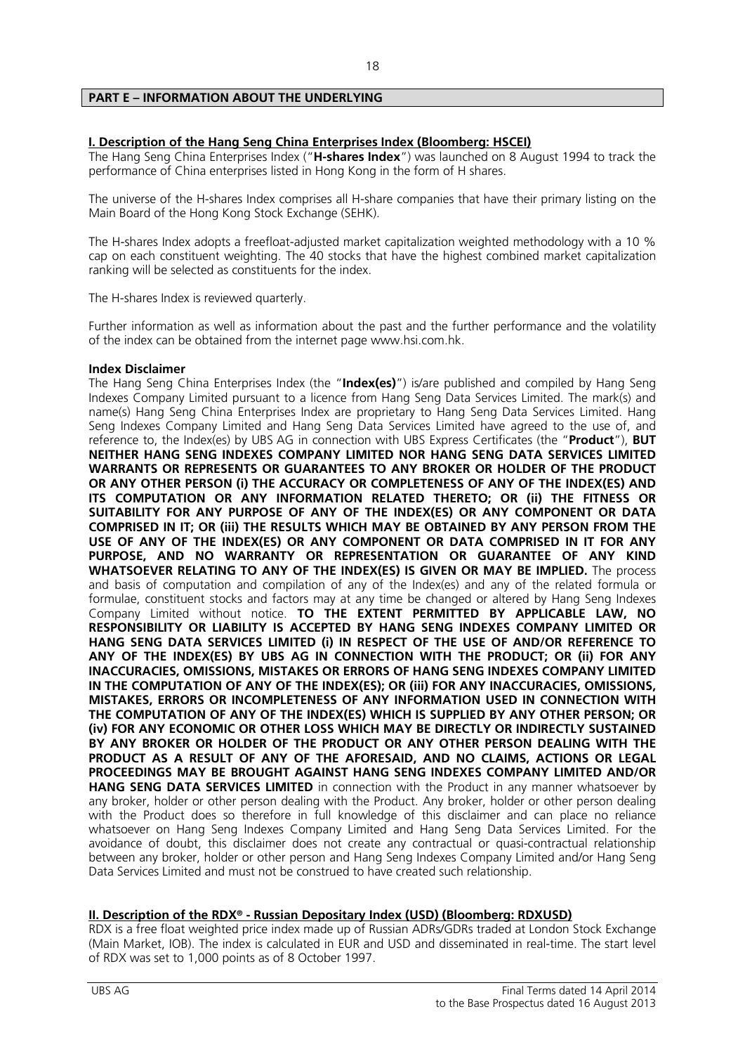## PART E – INFORMATION ABOUT THE UNDERLYING

### I. Description of the Hang Seng China Enterprises Index (Bloomberg: HSCEI)

The Hang Seng China Enterprises Index ("**H-shares Index**") was launched on 8 August 1994 to track the performance of China enterprises listed in Hong Kong in the form of H shares.

The universe of the H-shares Index comprises all H-share companies that have their primary listing on the Main Board of the Hong Kong Stock Exchange (SEHK).

The H-shares Index adopts a freefloat-adjusted market capitalization weighted methodology with a 10 % cap on each constituent weighting. The 40 stocks that have the highest combined market capitalization ranking will be selected as constituents for the index.

The H-shares Index is reviewed quarterly.

Further information as well as information about the past and the further performance and the volatility of the index can be obtained from the internet page www.hsi.com.hk.

**Index Disclaimer**

The Hang Seng China Enterprises Index (the "**Index(es)**") is/are published and compiled by Hang Seng Indexes Company Limited pursuant to a licence from Hang Seng Data Services Limited. The mark(s) and name(s) Hang Seng China Enterprises Index are proprietary to Hang Seng Data Services Limited. Hang Seng Indexes Company Limited and Hang Seng Data Services Limited have agreed to the use of, and reference to, the Index(es) by UBS AG in connection with UBS Express Certificates (the "**Product**"), **BUT NEITHER HANG SENG INDEXES COMPANY LIMITED NOR HANG SENG DATA SERVICES LIMITED WARRANTS OR REPRESENTS OR GUARANTEES TO ANY BROKER OR HOLDER OF THE PRODUCT OR ANY OTHER PERSON (i) THE ACCURACY OR COMPLETENESS OF ANY OF THE INDEX(ES) AND ITS COMPUTATION OR ANY INFORMATION RELATED THERETO; OR (ii) THE FITNESS OR SUITABILITY FOR ANY PURPOSE OF ANY OF THE INDEX(ES) OR ANY COMPONENT OR DATA COMPRISED IN IT; OR (iii) THE RESULTS WHICH MAY BE OBTAINED BY ANY PERSON FROM THE USE OF ANY OF THE INDEX(ES) OR ANY COMPONENT OR DATA COMPRISED IN IT FOR ANY PURPOSE, AND NO WARRANTY OR REPRESENTATION OR GUARANTEE OF ANY KIND WHATSOEVER RELATING TO ANY OF THE INDEX(ES) IS GIVEN OR MAY BE IMPLIED.** The process and basis of computation and compilation of any of the Index(es) and any of the related formula or formulae, constituent stocks and factors may at any time be changed or altered by Hang Seng Indexes Company Limited without notice. **TO THE EXTENT PERMITTED BY APPLICABLE LAW, NO RESPONSIBILITY OR LIABILITY IS ACCEPTED BY HANG SENG INDEXES COMPANY LIMITED OR HANG SENG DATA SERVICES LIMITED (i) IN RESPECT OF THE USE OF AND/OR REFERENCE TO ANY OF THE INDEX(ES) BY UBS AG IN CONNECTION WITH THE PRODUCT; OR (ii) FOR ANY INACCURACIES, OMISSIONS, MISTAKES OR ERRORS OF HANG SENG INDEXES COMPANY LIMITED IN THE COMPUTATION OF ANY OF THE INDEX(ES); OR (iii) FOR ANY INACCURACIES, OMISSIONS, MISTAKES, ERRORS OR INCOMPLETENESS OF ANY INFORMATION USED IN CONNECTION WITH THE COMPUTATION OF ANY OF THE INDEX(ES) WHICH IS SUPPLIED BY ANY OTHER PERSON; OR (iv) FOR ANY ECONOMIC OR OTHER LOSS WHICH MAY BE DIRECTLY OR INDIRECTLY SUSTAINED BY ANY BROKER OR HOLDER OF THE PRODUCT OR ANY OTHER PERSON DEALING WITH THE PRODUCT AS A RESULT OF ANY OF THE AFORESAID, AND NO CLAIMS, ACTIONS OR LEGAL PROCEEDINGS MAY BE BROUGHT AGAINST HANG SENG INDEXES COMPANY LIMITED AND/OR HANG SENG DATA SERVICES LIMITED** in connection with the Product in any manner whatsoever by any broker, holder or other person dealing with the Product. Any broker, holder or other person dealing with the Product does so therefore in full knowledge of this disclaimer and can place no reliance whatsoever on Hang Seng Indexes Company Limited and Hang Seng Data Services Limited. For the avoidance of doubt, this disclaimer does not create any contractual or quasi-contractual relationship between any broker, holder or other person and Hang Seng Indexes Company Limited and/or Hang Seng Data Services Limited and must not be construed to have created such relationship.

### II. Description of the RDX® - Russian Depositary Index (USD) (Bloomberg: RDXUSD)

RDX is a free float weighted price index made up of Russian ADRs/GDRs traded at London Stock Exchange (Main Market, IOB). The index is calculated in EUR and USD and disseminated in real-time. The start level of RDX was set to 1,000 points as of 8 October 1997.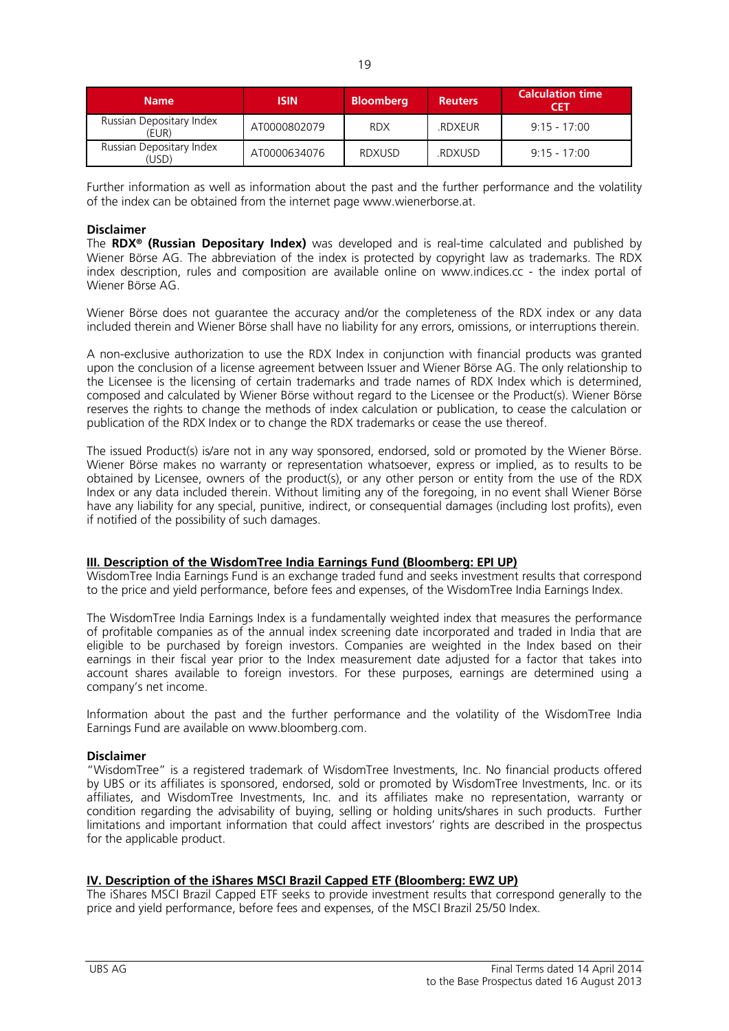| Name | ISIN | Bloomberg | Reuters | Calculation time CET |
|---|---|---|---|---|
| Russian Depositary Index (EUR) | AT0000802079 | RDX | .RDXEUR | 9:15 - 17:00 |
| Russian Depositary Index (USD) | AT0000634076 | RDXUSD | .RDXUSD | 9:15 - 17:00 |

Further information as well as information about the past and the further performance and the volatility of the index can be obtained from the internet page www.wienerborse.at.

**Disclaimer**

The **RDX® (Russian Depositary Index)** was developed and is real-time calculated and published by Wiener Börse AG. The abbreviation of the index is protected by copyright law as trademarks. The RDX index description, rules and composition are available online on www.indices.cc - the index portal of Wiener Börse AG.

Wiener Börse does not guarantee the accuracy and/or the completeness of the RDX index or any data included therein and Wiener Börse shall have no liability for any errors, omissions, or interruptions therein.

A non-exclusive authorization to use the RDX Index in conjunction with financial products was granted upon the conclusion of a license agreement between Issuer and Wiener Börse AG. The only relationship to the Licensee is the licensing of certain trademarks and trade names of RDX Index which is determined, composed and calculated by Wiener Börse without regard to the Licensee or the Product(s). Wiener Börse reserves the rights to change the methods of index calculation or publication, to cease the calculation or publication of the RDX Index or to change the RDX trademarks or cease the use thereof.

The issued Product(s) is/are not in any way sponsored, endorsed, sold or promoted by the Wiener Börse. Wiener Börse makes no warranty or representation whatsoever, express or implied, as to results to be obtained by Licensee, owners of the product(s), or any other person or entity from the use of the RDX Index or any data included therein. Without limiting any of the foregoing, in no event shall Wiener Börse have any liability for any special, punitive, indirect, or consequential damages (including lost profits), even if notified of the possibility of such damages.

**III. Description of the WisdomTree India Earnings Fund (Bloomberg: EPI UP)**

WisdomTree India Earnings Fund is an exchange traded fund and seeks investment results that correspond to the price and yield performance, before fees and expenses, of the WisdomTree India Earnings Index.

The WisdomTree India Earnings Index is a fundamentally weighted index that measures the performance of profitable companies as of the annual index screening date incorporated and traded in India that are eligible to be purchased by foreign investors. Companies are weighted in the Index based on their earnings in their fiscal year prior to the Index measurement date adjusted for a factor that takes into account shares available to foreign investors. For these purposes, earnings are determined using a company's net income.

Information about the past and the further performance and the volatility of the WisdomTree India Earnings Fund are available on www.bloomberg.com.

**Disclaimer**

"WisdomTree" is a registered trademark of WisdomTree Investments, Inc. No financial products offered by UBS or its affiliates is sponsored, endorsed, sold or promoted by WisdomTree Investments, Inc. or its affiliates, and WisdomTree Investments, Inc. and its affiliates make no representation, warranty or condition regarding the advisability of buying, selling or holding units/shares in such products. Further limitations and important information that could affect investors' rights are described in the prospectus for the applicable product.

**IV. Description of the iShares MSCI Brazil Capped ETF (Bloomberg: EWZ UP)**

The iShares MSCI Brazil Capped ETF seeks to provide investment results that correspond generally to the price and yield performance, before fees and expenses, of the MSCI Brazil 25/50 Index.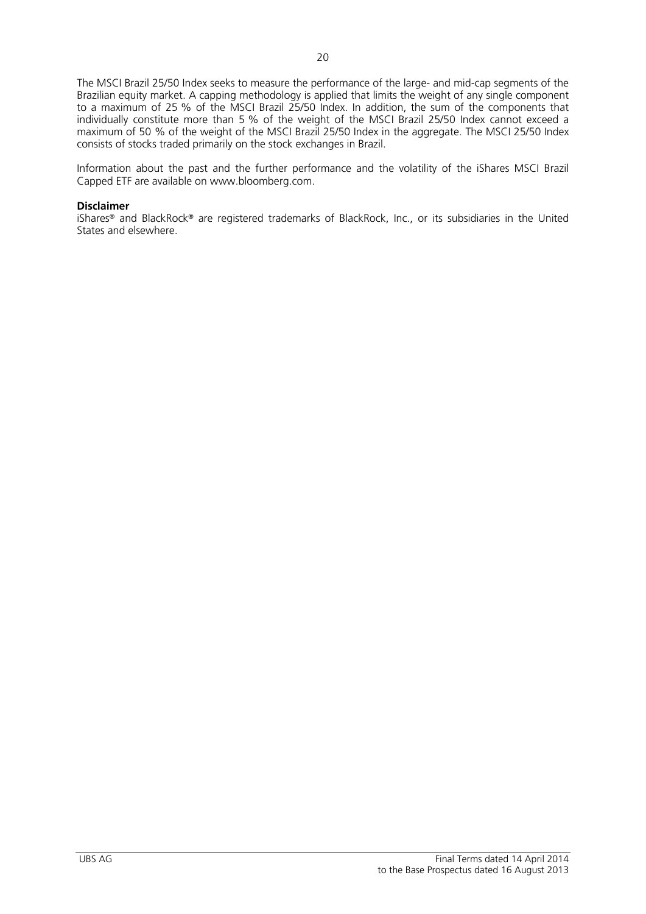The MSCI Brazil 25/50 Index seeks to measure the performance of the large- and mid-cap segments of the Brazilian equity market. A capping methodology is applied that limits the weight of any single component to a maximum of 25 % of the MSCI Brazil 25/50 Index. In addition, the sum of the components that individually constitute more than 5 % of the weight of the MSCI Brazil 25/50 Index cannot exceed a maximum of 50 % of the weight of the MSCI Brazil 25/50 Index in the aggregate. The MSCI 25/50 Index consists of stocks traded primarily on the stock exchanges in Brazil.

Information about the past and the further performance and the volatility of the iShares MSCI Brazil Capped ETF are available on www.bloomberg.com.

**Disclaimer**
iShares® and BlackRock® are registered trademarks of BlackRock, Inc., or its subsidiaries in the United States and elsewhere.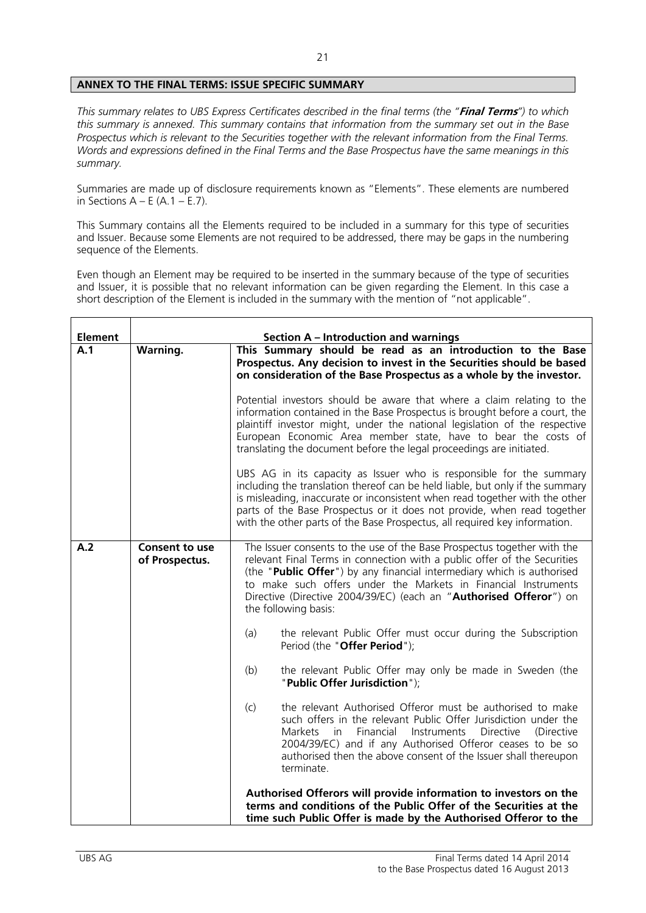## ANNEX TO THE FINAL TERMS: ISSUE SPECIFIC SUMMARY

*This summary relates to UBS Express Certificates described in the final terms (the "**Final Terms**") to which this summary is annexed. This summary contains that information from the summary set out in the Base Prospectus which is relevant to the Securities together with the relevant information from the Final Terms. Words and expressions defined in the Final Terms and the Base Prospectus have the same meanings in this summary.*

Summaries are made up of disclosure requirements known as "Elements". These elements are numbered in Sections A – E (A.1 – E.7).

This Summary contains all the Elements required to be included in a summary for this type of securities and Issuer. Because some Elements are not required to be addressed, there may be gaps in the numbering sequence of the Elements.

Even though an Element may be required to be inserted in the summary because of the type of securities and Issuer, it is possible that no relevant information can be given regarding the Element. In this case a short description of the Element is included in the summary with the mention of "not applicable".

| **Element** | | **Section A – Introduction and warnings** |
|---|---|---|
| **A.1** | **Warning.** | **This Summary should be read as an introduction to the Base Prospectus. Any decision to invest in the Securities should be based on consideration of the Base Prospectus as a whole by the investor.**<br><br>Potential investors should be aware that where a claim relating to the information contained in the Base Prospectus is brought before a court, the plaintiff investor might, under the national legislation of the respective European Economic Area member state, have to bear the costs of translating the document before the legal proceedings are initiated.<br><br>UBS AG in its capacity as Issuer who is responsible for the summary including the translation thereof can be held liable, but only if the summary is misleading, inaccurate or inconsistent when read together with the other parts of the Base Prospectus or it does not provide, when read together with the other parts of the Base Prospectus, all required key information. |
| **A.2** | **Consent to use of Prospectus.** | The Issuer consents to the use of the Base Prospectus together with the relevant Final Terms in connection with a public offer of the Securities (the "**Public Offer**") by any financial intermediary which is authorised to make such offers under the Markets in Financial Instruments Directive (Directive 2004/39/EC) (each an "**Authorised Offeror**") on the following basis:<br><br>(a) the relevant Public Offer must occur during the Subscription Period (the "**Offer Period**");<br><br>(b) the relevant Public Offer may only be made in Sweden (the "**Public Offer Jurisdiction**");<br><br>(c) the relevant Authorised Offeror must be authorised to make such offers in the relevant Public Offer Jurisdiction under the Markets in Financial Instruments Directive (Directive 2004/39/EC) and if any Authorised Offeror ceases to be so authorised then the above consent of the Issuer shall thereupon terminate.<br><br>**Authorised Offerors will provide information to investors on the terms and conditions of the Public Offer of the Securities at the time such Public Offer is made by the Authorised Offeror to the** |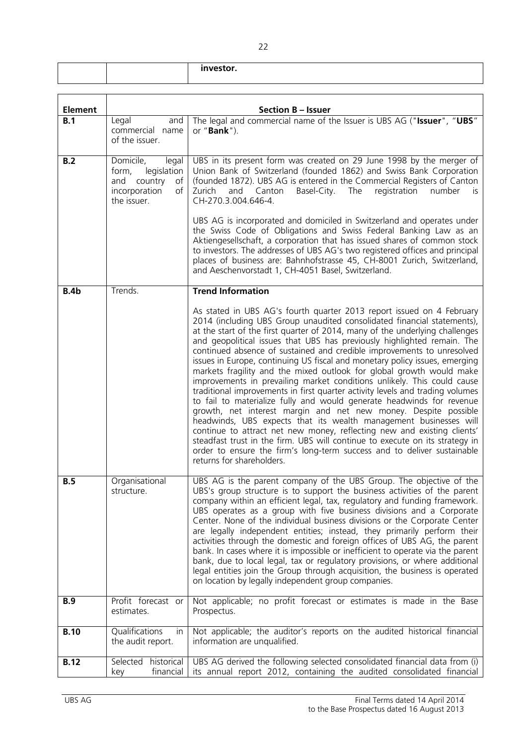| | | investor. |
|---|---|---|

| Element | Section B – Issuer | |
|---|---|---|
| **B.1** | Legal and commercial name of the issuer. | The legal and commercial name of the Issuer is UBS AG ("**Issuer**", "**UBS**" or "**Bank**"). |
| **B.2** | Domicile, legal form, legislation and country of incorporation of the issuer. | UBS in its present form was created on 29 June 1998 by the merger of Union Bank of Switzerland (founded 1862) and Swiss Bank Corporation (founded 1872). UBS AG is entered in the Commercial Registers of Canton Zurich and Canton Basel-City. The registration number is CH-270.3.004.646-4.<br><br>UBS AG is incorporated and domiciled in Switzerland and operates under the Swiss Code of Obligations and Swiss Federal Banking Law as an Aktiengesellschaft, a corporation that has issued shares of common stock to investors. The addresses of UBS AG's two registered offices and principal places of business are: Bahnhofstrasse 45, CH-8001 Zurich, Switzerland, and Aeschenvorstadt 1, CH-4051 Basel, Switzerland. |
| **B.4b** | Trends. | **Trend Information**<br><br>As stated in UBS AG's fourth quarter 2013 report issued on 4 February 2014 (including UBS Group unaudited consolidated financial statements), at the start of the first quarter of 2014, many of the underlying challenges and geopolitical issues that UBS has previously highlighted remain. The continued absence of sustained and credible improvements to unresolved issues in Europe, continuing US fiscal and monetary policy issues, emerging markets fragility and the mixed outlook for global growth would make improvements in prevailing market conditions unlikely. This could cause traditional improvements in first quarter activity levels and trading volumes to fail to materialize fully and would generate headwinds for revenue growth, net interest margin and net new money. Despite possible headwinds, UBS expects that its wealth management businesses will continue to attract net new money, reflecting new and existing clients' steadfast trust in the firm. UBS will continue to execute on its strategy in order to ensure the firm's long-term success and to deliver sustainable returns for shareholders. |
| **B.5** | Organisational structure. | UBS AG is the parent company of the UBS Group. The objective of the UBS's group structure is to support the business activities of the parent company within an efficient legal, tax, regulatory and funding framework. UBS operates as a group with five business divisions and a Corporate Center. None of the individual business divisions or the Corporate Center are legally independent entities; instead, they primarily perform their activities through the domestic and foreign offices of UBS AG, the parent bank. In cases where it is impossible or inefficient to operate via the parent bank, due to local legal, tax or regulatory provisions, or where additional legal entities join the Group through acquisition, the business is operated on location by legally independent group companies. |
| **B.9** | Profit forecast or estimates. | Not applicable; no profit forecast or estimates is made in the Base Prospectus. |
| **B.10** | Qualifications in the audit report. | Not applicable; the auditor's reports on the audited historical financial information are unqualified. |
| **B.12** | Selected historical key financial | UBS AG derived the following selected consolidated financial data from (i) its annual report 2012, containing the audited consolidated financial |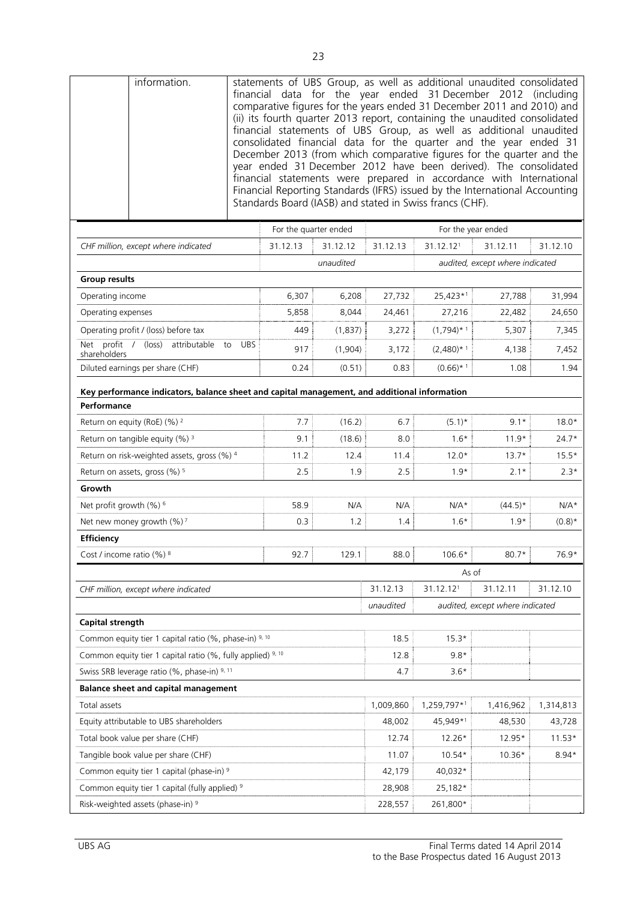| information. | statements of UBS Group, as well as additional unaudited consolidated financial data for the year ended 31 December 2012 (including comparative figures for the years ended 31 December 2011 and 2010) and (ii) its fourth quarter 2013 report, containing the unaudited consolidated financial statements of UBS Group, as well as additional unaudited consolidated financial data for the quarter and the year ended 31 December 2013 (from which comparative figures for the quarter and the year ended 31 December 2012 have been derived). The consolidated financial statements were prepared in accordance with International Financial Reporting Standards (IFRS) issued by the International Accounting Standards Board (IASB) and stated in Swiss francs (CHF). |
|---|---|

| | For the quarter ended | | For the year ended | | | |
|---|---|---|---|---|---|---|
| *CHF million, except where indicated* | 31.12.13 | 31.12.12 | 31.12.13 | 31.12.12[1] | 31.12.11 | 31.12.10 |
| | | *unaudited* | | *audited, except where indicated* | | |
| **Group results** | | | | | | |
| Operating income | 6,307 | 6,208 | 27,732 | 25,423*[1] | 27,788 | 31,994 |
| Operating expenses | 5,858 | 8,044 | 24,461 | 27,216 | 22,482 | 24,650 |
| Operating profit / (loss) before tax | 449 | (1,837) | 3,272 | (1,794)*[1] | 5,307 | 7,345 |
| Net profit / (loss) attributable to UBS shareholders | 917 | (1,904) | 3,172 | (2,480)*[1] | 4,138 | 7,452 |
| Diluted earnings per share (CHF) | 0.24 | (0.51) | 0.83 | (0.66)*[1] | 1.08 | 1.94 |
| **Key performance indicators, balance sheet and capital management, and additional information** | | | | | | |
| **Performance** | | | | | | |
| Return on equity (RoE) (%) [2] | 7.7 | (16.2) | 6.7 | (5.1)* | 9.1* | 18.0* |
| Return on tangible equity (%) [3] | 9.1 | (18.6) | 8.0 | 1.6* | 11.9* | 24.7* |
| Return on risk-weighted assets, gross (%) [4] | 11.2 | 12.4 | 11.4 | 12.0* | 13.7* | 15.5* |
| Return on assets, gross (%) [5] | 2.5 | 1.9 | 2.5 | 1.9* | 2.1* | 2.3* |
| **Growth** | | | | | | |
| Net profit growth (%) [6] | 58.9 | N/A | N/A | N/A* | (44.5)* | N/A* |
| Net new money growth (%) [7] | 0.3 | 1.2 | 1.4 | 1.6* | 1.9* | (0.8)* |
| **Efficiency** | | | | | | |
| Cost / income ratio (%) [8] | 92.7 | 129.1 | 88.0 | 106.6* | 80.7* | 76.9* |

| | As of | | | |
|---|---|---|---|---|
| *CHF million, except where indicated* | 31.12.13 | 31.12.12[1] | 31.12.11 | 31.12.10 |
| | *unaudited* | *audited, except where indicated* | | |
| **Capital strength** | | | | |
| Common equity tier 1 capital ratio (%, phase-in) [9, 10] | 18.5 | 15.3* | | |
| Common equity tier 1 capital ratio (%, fully applied) [9, 10] | 12.8 | 9.8* | | |
| Swiss SRB leverage ratio (%, phase-in) [9, 11] | 4.7 | 3.6* | | |
| **Balance sheet and capital management** | | | | |
| Total assets | 1,009,860 | 1,259,797*[1] | 1,416,962 | 1,314,813 |
| Equity attributable to UBS shareholders | 48,002 | 45,949*[1] | 48,530 | 43,728 |
| Total book value per share (CHF) | 12.74 | 12.26* | 12.95* | 11.53* |
| Tangible book value per share (CHF) | 11.07 | 10.54* | 10.36* | 8.94* |
| Common equity tier 1 capital (phase-in) [9] | 42,179 | 40,032* | | |
| Common equity tier 1 capital (fully applied) [9] | 28,908 | 25,182* | | |
| Risk-weighted assets (phase-in) [9] | 228,557 | 261,800* | | |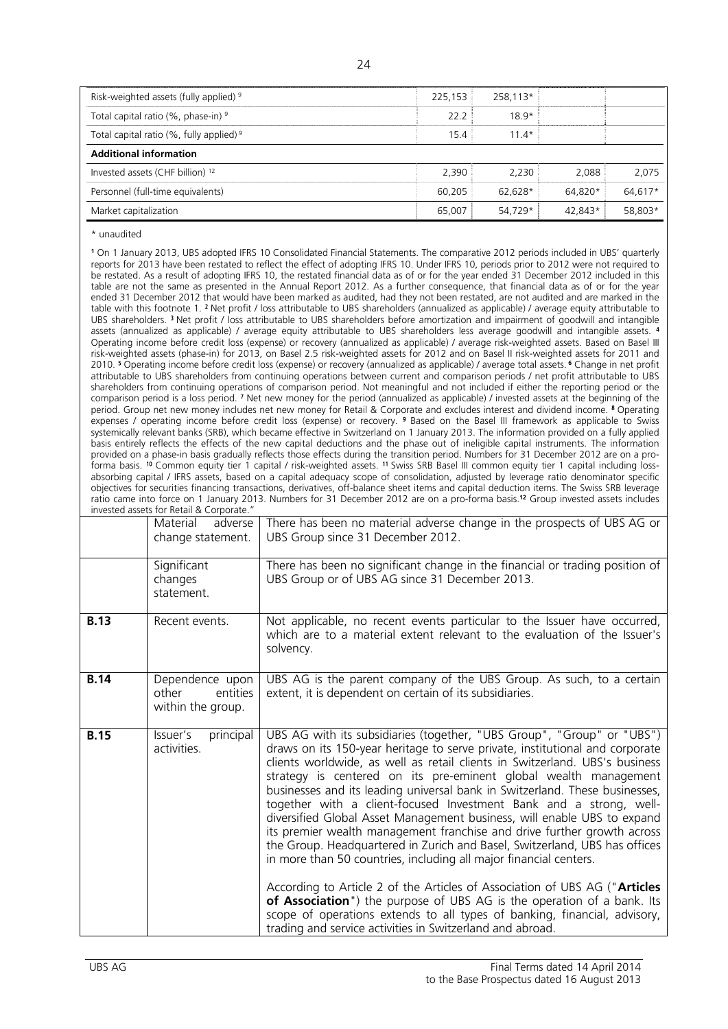| | | | | |
|---|---|---|---|---|
| Risk-weighted assets (fully applied) [9] | 225,153 | 258,113* | | |
| Total capital ratio (%, phase-in) [9] | 22.2 | 18.9* | | |
| Total capital ratio (%, fully applied) [9] | 15.4 | 11.4* | | |
| **Additional information** | | | | |
| Invested assets (CHF billion) [12] | 2,390 | 2,230 | 2,088 | 2,075 |
| Personnel (full-time equivalents) | 60,205 | 62,628* | 64,820* | 64,617* |
| Market capitalization | 65,007 | 54,729* | 42,843* | 58,803* |

\* unaudited

[1] On 1 January 2013, UBS adopted IFRS 10 Consolidated Financial Statements. The comparative 2012 periods included in UBS' quarterly reports for 2013 have been restated to reflect the effect of adopting IFRS 10. Under IFRS 10, periods prior to 2012 were not required to be restated. As a result of adopting IFRS 10, the restated financial data as of or for the year ended 31 December 2012 included in this table are not the same as presented in the Annual Report 2012. As a further consequence, that financial data as of or for the year ended 31 December 2012 that would have been marked as audited, had they not been restated, are not audited and are marked in the table with this footnote 1. [2] Net profit / loss attributable to UBS shareholders (annualized as applicable) / average equity attributable to UBS shareholders. [3] Net profit / loss attributable to UBS shareholders before amortization and impairment of goodwill and intangible assets (annualized as applicable) / average equity attributable to UBS shareholders less average goodwill and intangible assets. [4] Operating income before credit loss (expense) or recovery (annualized as applicable) / average risk-weighted assets. Based on Basel III risk-weighted assets (phase-in) for 2013, on Basel 2.5 risk-weighted assets for 2012 and on Basel II risk-weighted assets for 2011 and 2010. [5] Operating income before credit loss (expense) or recovery (annualized as applicable) / average total assets. [6] Change in net profit attributable to UBS shareholders from continuing operations between current and comparison periods / net profit attributable to UBS shareholders from continuing operations of comparison period. Not meaningful and not included if either the reporting period or the comparison period is a loss period. [7] Net new money for the period (annualized as applicable) / invested assets at the beginning of the period. Group net new money includes net new money for Retail & Corporate and excludes interest and dividend income. [8] Operating expenses / operating income before credit loss (expense) or recovery. [9] Based on the Basel III framework as applicable to Swiss systemically relevant banks (SRB), which became effective in Switzerland on 1 January 2013. The information provided on a fully applied basis entirely reflects the effects of the new capital deductions and the phase out of ineligible capital instruments. The information provided on a phase-in basis gradually reflects those effects during the transition period. Numbers for 31 December 2012 are on a pro-forma basis. [10] Common equity tier 1 capital / risk-weighted assets. [11] Swiss SRB Basel III common equity tier 1 capital including loss-absorbing capital / IFRS assets, based on a capital adequacy scope of consolidation, adjusted by leverage ratio denominator specific objectives for securities financing transactions, derivatives, off-balance sheet items and capital deduction items. The Swiss SRB leverage ratio came into force on 1 January 2013. Numbers for 31 December 2012 are on a pro-forma basis. [12] Group invested assets includes invested assets for Retail & Corporate."

| | | |
|---|---|---|
| | Material adverse change statement. | There has been no material adverse change in the prospects of UBS AG or UBS Group since 31 December 2012. |
| | Significant changes statement. | There has been no significant change in the financial or trading position of UBS Group or of UBS AG since 31 December 2013. |
| **B.13** | Recent events. | Not applicable, no recent events particular to the Issuer have occurred, which are to a material extent relevant to the evaluation of the Issuer's solvency. |
| **B.14** | Dependence upon other entities within the group. | UBS AG is the parent company of the UBS Group. As such, to a certain extent, it is dependent on certain of its subsidiaries. |
| **B.15** | Issuer's principal activities. | UBS AG with its subsidiaries (together, "UBS Group", "Group" or "UBS") draws on its 150-year heritage to serve private, institutional and corporate clients worldwide, as well as retail clients in Switzerland. UBS's business strategy is centered on its pre-eminent global wealth management businesses and its leading universal bank in Switzerland. These businesses, together with a client-focused Investment Bank and a strong, well-diversified Global Asset Management business, will enable UBS to expand its premier wealth management franchise and drive further growth across the Group. Headquartered in Zurich and Basel, Switzerland, UBS has offices in more than 50 countries, including all major financial centers.<br><br>According to Article 2 of the Articles of Association of UBS AG ("**Articles of Association**") the purpose of UBS AG is the operation of a bank. Its scope of operations extends to all types of banking, financial, advisory, trading and service activities in Switzerland and abroad. |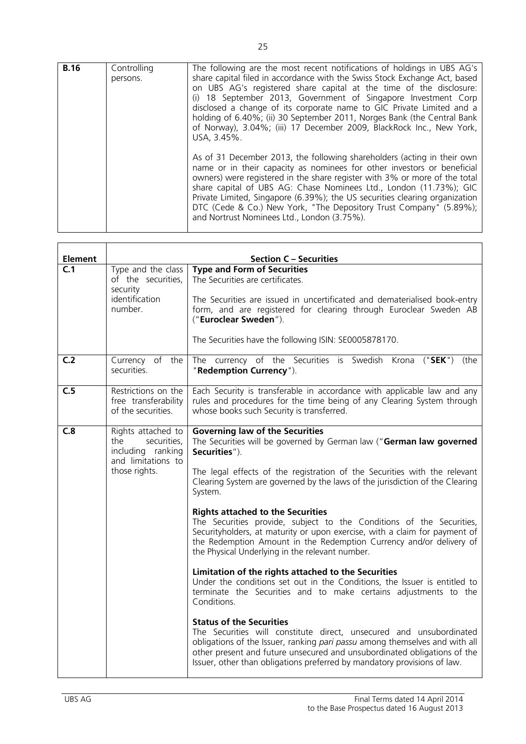| | | |
|---|---|---|
| **B.16** | Controlling persons. | The following are the most recent notifications of holdings in UBS AG's share capital filed in accordance with the Swiss Stock Exchange Act, based on UBS AG's registered share capital at the time of the disclosure: (i) 18 September 2013, Government of Singapore Investment Corp disclosed a change of its corporate name to GIC Private Limited and a holding of 6.40%; (ii) 30 September 2011, Norges Bank (the Central Bank of Norway), 3.04%; (iii) 17 December 2009, BlackRock Inc., New York, USA, 3.45%.<br><br>As of 31 December 2013, the following shareholders (acting in their own name or in their capacity as nominees for other investors or beneficial owners) were registered in the share register with 3% or more of the total share capital of UBS AG: Chase Nominees Ltd., London (11.73%); GIC Private Limited, Singapore (6.39%); the US securities clearing organization DTC (Cede & Co.) New York, "The Depository Trust Company" (5.89%); and Nortrust Nominees Ltd., London (3.75%). |

| **Element** | **Section C – Securities** | |
|---|---|---|
| **C.1** | Type and the class of the securities, security identification number. | **Type and Form of Securities**<br>The Securities are certificates.<br><br>The Securities are issued in uncertificated and dematerialised book-entry form, and are registered for clearing through Euroclear Sweden AB ("**Euroclear Sweden**").<br><br>The Securities have the following ISIN: SE0005878170. |
| **C.2** | Currency of the securities. | The currency of the Securities is Swedish Krona ("**SEK**") (the "**Redemption Currency**"). |
| **C.5** | Restrictions on the free transferability of the securities. | Each Security is transferable in accordance with applicable law and any rules and procedures for the time being of any Clearing System through whose books such Security is transferred. |
| **C.8** | Rights attached to the securities, including ranking and limitations to those rights. | **Governing law of the Securities**<br>The Securities will be governed by German law ("**German law governed Securities**").<br><br>The legal effects of the registration of the Securities with the relevant Clearing System are governed by the laws of the jurisdiction of the Clearing System.<br><br>**Rights attached to the Securities**<br>The Securities provide, subject to the Conditions of the Securities, Securityholders, at maturity or upon exercise, with a claim for payment of the Redemption Amount in the Redemption Currency and/or delivery of the Physical Underlying in the relevant number.<br><br>**Limitation of the rights attached to the Securities**<br>Under the conditions set out in the Conditions, the Issuer is entitled to terminate the Securities and to make certains adjustments to the Conditions.<br><br>**Status of the Securities**<br>The Securities will constitute direct, unsecured and unsubordinated obligations of the Issuer, ranking *pari passu* among themselves and with all other present and future unsecured and unsubordinated obligations of the Issuer, other than obligations preferred by mandatory provisions of law. |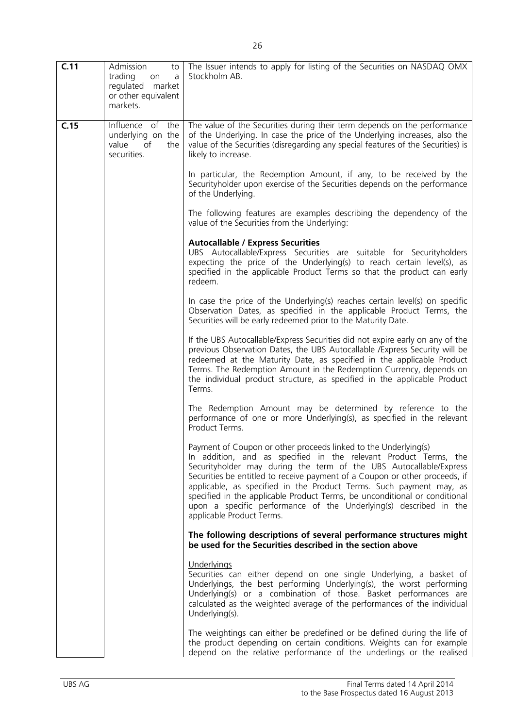| | | |
|---|---|---|
| **C.11** | Admission to trading on a regulated market or other equivalent markets. | The Issuer intends to apply for listing of the Securities on NASDAQ OMX Stockholm AB. |
| **C.15** | Influence of the underlying on the value of the securities. | The value of the Securities during their term depends on the performance of the Underlying. In case the price of the Underlying increases, also the value of the Securities (disregarding any special features of the Securities) is likely to increase.<br><br>In particular, the Redemption Amount, if any, to be received by the Securityholder upon exercise of the Securities depends on the performance of the Underlying.<br><br>The following features are examples describing the dependency of the value of the Securities from the Underlying:<br><br>**Autocallable / Express Securities**<br>UBS Autocallable/Express Securities are suitable for Securityholders expecting the price of the Underlying(s) to reach certain level(s), as specified in the applicable Product Terms so that the product can early redeem.<br><br>In case the price of the Underlying(s) reaches certain level(s) on specific Observation Dates, as specified in the applicable Product Terms, the Securities will be early redeemed prior to the Maturity Date.<br><br>If the UBS Autocallable/Express Securities did not expire early on any of the previous Observation Dates, the UBS Autocallable /Express Security will be redeemed at the Maturity Date, as specified in the applicable Product Terms. The Redemption Amount in the Redemption Currency, depends on the individual product structure, as specified in the applicable Product Terms.<br><br>The Redemption Amount may be determined by reference to the performance of one or more Underlying(s), as specified in the relevant Product Terms.<br><br>Payment of Coupon or other proceeds linked to the Underlying(s)<br>In addition, and as specified in the relevant Product Terms, the Securityholder may during the term of the UBS Autocallable/Express Securities be entitled to receive payment of a Coupon or other proceeds, if applicable, as specified in the Product Terms. Such payment may, as specified in the applicable Product Terms, be unconditional or conditional upon a specific performance of the Underlying(s) described in the applicable Product Terms.<br><br>**The following descriptions of several performance structures might be used for the Securities described in the section above**<br><br>Underlyings<br>Securities can either depend on one single Underlying, a basket of Underlyings, the best performing Underlying(s), the worst performing Underlying(s) or a combination of those. Basket performances are calculated as the weighted average of the performances of the individual Underlying(s).<br><br>The weightings can either be predefined or be defined during the life of the product depending on certain conditions. Weights can for example depend on the relative performance of the underlings or the realised |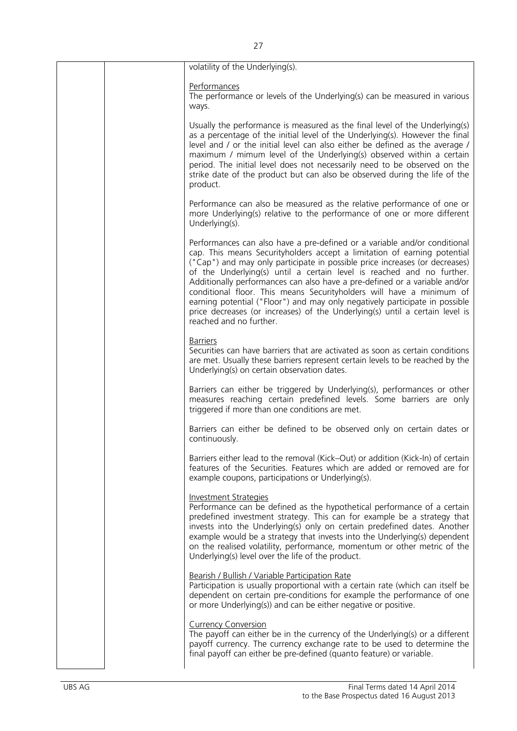volatility of the Underlying(s).

Performances
The performance or levels of the Underlying(s) can be measured in various ways.

Usually the performance is measured as the final level of the Underlying(s) as a percentage of the initial level of the Underlying(s). However the final level and / or the initial level can also either be defined as the average / maximum / mimum level of the Underlying(s) observed within a certain period. The initial level does not necessarily need to be observed on the strike date of the product but can also be observed during the life of the product.

Performance can also be measured as the relative performance of one or more Underlying(s) relative to the performance of one or more different Underlying(s).

Performances can also have a pre-defined or a variable and/or conditional cap. This means Securityholders accept a limitation of earning potential ("Cap") and may only participate in possible price increases (or decreases) of the Underlying(s) until a certain level is reached and no further. Additionally performances can also have a pre-defined or a variable and/or conditional floor. This means Securityholders will have a minimum of earning potential ("Floor") and may only negatively participate in possible price decreases (or increases) of the Underlying(s) until a certain level is reached and no further.

Barriers
Securities can have barriers that are activated as soon as certain conditions are met. Usually these barriers represent certain levels to be reached by the Underlying(s) on certain observation dates.

Barriers can either be triggered by Underlying(s), performances or other measures reaching certain predefined levels. Some barriers are only triggered if more than one conditions are met.

Barriers can either be defined to be observed only on certain dates or continuously.

Barriers either lead to the removal (Kick–Out) or addition (Kick-In) of certain features of the Securities. Features which are added or removed are for example coupons, participations or Underlying(s).

Investment Strategies
Performance can be defined as the hypothetical performance of a certain predefined investment strategy. This can for example be a strategy that invests into the Underlying(s) only on certain predefined dates. Another example would be a strategy that invests into the Underlying(s) dependent on the realised volatility, performance, momentum or other metric of the Underlying(s) level over the life of the product.

Bearish / Bullish / Variable Participation Rate
Participation is usually proportional with a certain rate (which can itself be dependent on certain pre-conditions for example the performance of one or more Underlying(s)) and can be either negative or positive.

Currency Conversion
The payoff can either be in the currency of the Underlying(s) or a different payoff currency. The currency exchange rate to be used to determine the final payoff can either be pre-defined (quanto feature) or variable.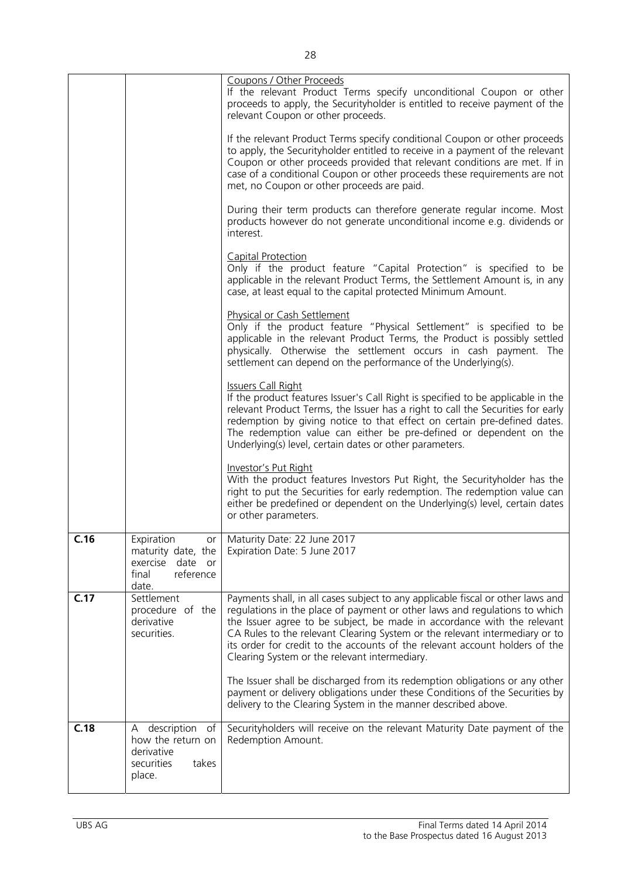| | | |
|---|---|---|
| | | Coupons / Other Proceeds<br>If the relevant Product Terms specify unconditional Coupon or other proceeds to apply, the Securityholder is entitled to receive payment of the relevant Coupon or other proceeds.<br><br>If the relevant Product Terms specify conditional Coupon or other proceeds to apply, the Securityholder entitled to receive in a payment of the relevant Coupon or other proceeds provided that relevant conditions are met. If in case of a conditional Coupon or other proceeds these requirements are not met, no Coupon or other proceeds are paid.<br><br>During their term products can therefore generate regular income. Most products however do not generate unconditional income e.g. dividends or interest.<br><br>Capital Protection<br>Only if the product feature "Capital Protection" is specified to be applicable in the relevant Product Terms, the Settlement Amount is, in any case, at least equal to the capital protected Minimum Amount.<br><br>Physical or Cash Settlement<br>Only if the product feature "Physical Settlement" is specified to be applicable in the relevant Product Terms, the Product is possibly settled physically. Otherwise the settlement occurs in cash payment. The settlement can depend on the performance of the Underlying(s).<br><br>Issuers Call Right<br>If the product features Issuer's Call Right is specified to be applicable in the relevant Product Terms, the Issuer has a right to call the Securities for early redemption by giving notice to that effect on certain pre-defined dates. The redemption value can either be pre-defined or dependent on the Underlying(s) level, certain dates or other parameters.<br><br>Investor's Put Right<br>With the product features Investors Put Right, the Securityholder has the right to put the Securities for early redemption. The redemption value can either be predefined or dependent on the Underlying(s) level, certain dates or other parameters. |
| **C.16** | Expiration or maturity date, the exercise date or final reference date. | Maturity Date: 22 June 2017<br>Expiration Date: 5 June 2017 |
| **C.17** | Settlement procedure of the derivative securities. | Payments shall, in all cases subject to any applicable fiscal or other laws and regulations in the place of payment or other laws and regulations to which the Issuer agree to be subject, be made in accordance with the relevant CA Rules to the relevant Clearing System or the relevant intermediary or to its order for credit to the accounts of the relevant account holders of the Clearing System or the relevant intermediary.<br><br>The Issuer shall be discharged from its redemption obligations or any other payment or delivery obligations under these Conditions of the Securities by delivery to the Clearing System in the manner described above. |
| **C.18** | A description of how the return on derivative securities takes place. | Securityholders will receive on the relevant Maturity Date payment of the Redemption Amount. |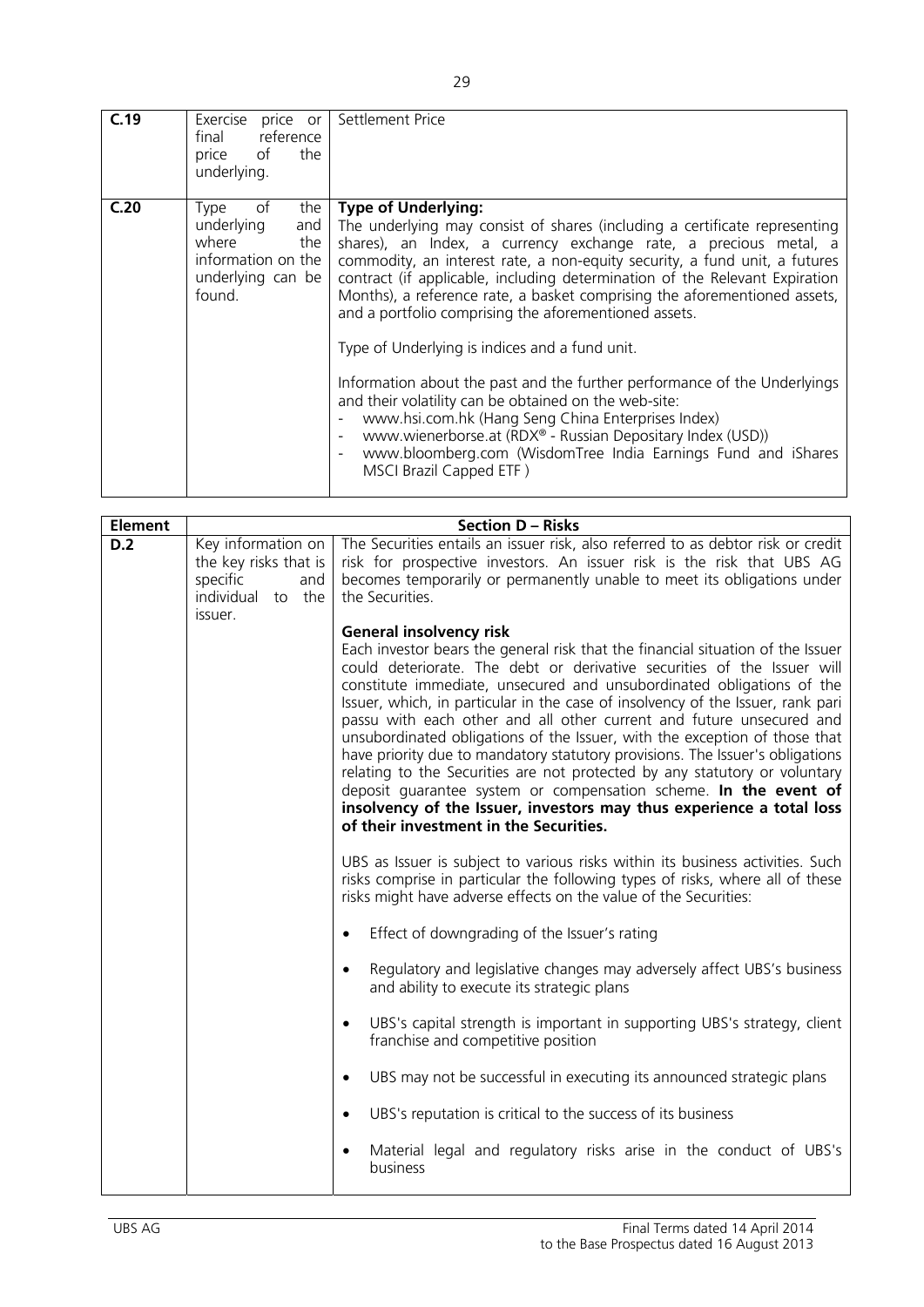| | | |
|---|---|---|
| **C.19** | Exercise price or final reference price of the underlying. | Settlement Price |
| **C.20** | Type of the underlying and where the information on the underlying can be found. | **Type of Underlying:**<br>The underlying may consist of shares (including a certificate representing shares), an Index, a currency exchange rate, a precious metal, a commodity, an interest rate, a non-equity security, a fund unit, a futures contract (if applicable, including determination of the Relevant Expiration Months), a reference rate, a basket comprising the aforementioned assets, and a portfolio comprising the aforementioned assets.<br><br>Type of Underlying is indices and a fund unit.<br><br>Information about the past and the further performance of the Underlyings and their volatility can be obtained on the web-site:<br>- www.hsi.com.hk (Hang Seng China Enterprises Index)<br>- www.wienerborse.at (RDX® - Russian Depositary Index (USD))<br>- www.bloomberg.com (WisdomTree India Earnings Fund and iShares MSCI Brazil Capped ETF ) |

| **Element** | **Section D – Risks** | |
|---|---|---|
| **D.2** | Key information on the key risks that is specific and individual to the issuer. | The Securities entails an issuer risk, also referred to as debtor risk or credit risk for prospective investors. An issuer risk is the risk that UBS AG becomes temporarily or permanently unable to meet its obligations under the Securities.<br><br>**General insolvency risk**<br>Each investor bears the general risk that the financial situation of the Issuer could deteriorate. The debt or derivative securities of the Issuer will constitute immediate, unsecured and unsubordinated obligations of the Issuer, which, in particular in the case of insolvency of the Issuer, rank pari passu with each other and all other current and future unsecured and unsubordinated obligations of the Issuer, with the exception of those that have priority due to mandatory statutory provisions. The Issuer's obligations relating to the Securities are not protected by any statutory or voluntary deposit guarantee system or compensation scheme. **In the event of insolvency of the Issuer, investors may thus experience a total loss of their investment in the Securities.**<br><br>UBS as Issuer is subject to various risks within its business activities. Such risks comprise in particular the following types of risks, where all of these risks might have adverse effects on the value of the Securities:<br><br>• Effect of downgrading of the Issuer's rating<br><br>• Regulatory and legislative changes may adversely affect UBS's business and ability to execute its strategic plans<br><br>• UBS's capital strength is important in supporting UBS's strategy, client franchise and competitive position<br><br>• UBS may not be successful in executing its announced strategic plans<br><br>• UBS's reputation is critical to the success of its business<br><br>• Material legal and regulatory risks arise in the conduct of UBS's business |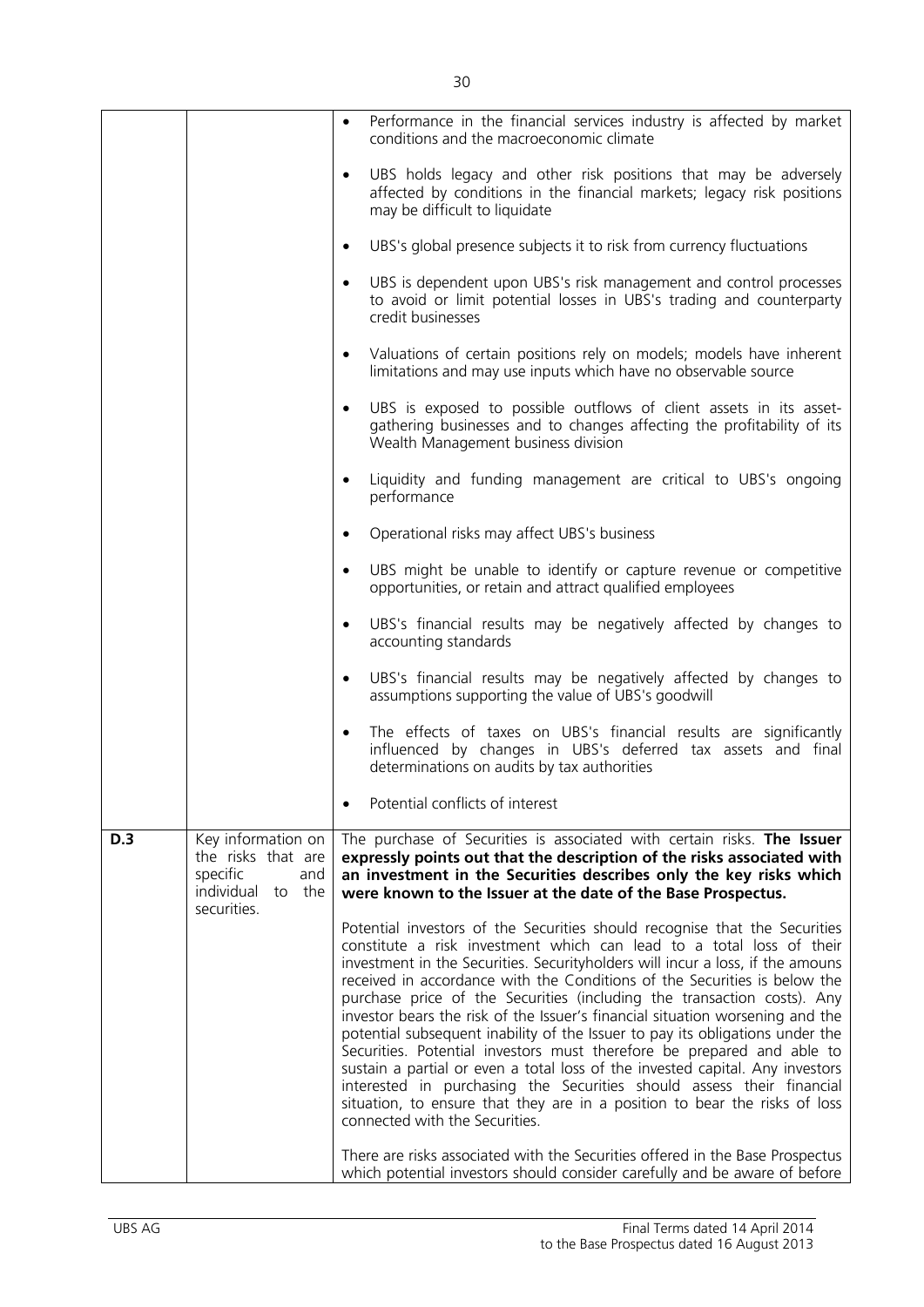| | | |
|---|---|---|
| | | • Performance in the financial services industry is affected by market conditions and the macroeconomic climate<br><br>• UBS holds legacy and other risk positions that may be adversely affected by conditions in the financial markets; legacy risk positions may be difficult to liquidate<br><br>• UBS's global presence subjects it to risk from currency fluctuations<br><br>• UBS is dependent upon UBS's risk management and control processes to avoid or limit potential losses in UBS's trading and counterparty credit businesses<br><br>• Valuations of certain positions rely on models; models have inherent limitations and may use inputs which have no observable source<br><br>• UBS is exposed to possible outflows of client assets in its asset-gathering businesses and to changes affecting the profitability of its Wealth Management business division<br><br>• Liquidity and funding management are critical to UBS's ongoing performance<br><br>• Operational risks may affect UBS's business<br><br>• UBS might be unable to identify or capture revenue or competitive opportunities, or retain and attract qualified employees<br><br>• UBS's financial results may be negatively affected by changes to accounting standards<br><br>• UBS's financial results may be negatively affected by changes to assumptions supporting the value of UBS's goodwill<br><br>• The effects of taxes on UBS's financial results are significantly influenced by changes in UBS's deferred tax assets and final determinations on audits by tax authorities<br><br>• Potential conflicts of interest |
| D.3 | Key information on the risks that are specific and individual to the securities. | The purchase of Securities is associated with certain risks. **The Issuer expressly points out that the description of the risks associated with an investment in the Securities describes only the key risks which were known to the Issuer at the date of the Base Prospectus.**<br><br>Potential investors of the Securities should recognise that the Securities constitute a risk investment which can lead to a total loss of their investment in the Securities. Securityholders will incur a loss, if the amouns received in accordance with the Conditions of the Securities is below the purchase price of the Securities (including the transaction costs). Any investor bears the risk of the Issuer's financial situation worsening and the potential subsequent inability of the Issuer to pay its obligations under the Securities. Potential investors must therefore be prepared and able to sustain a partial or even a total loss of the invested capital. Any investors interested in purchasing the Securities should assess their financial situation, to ensure that they are in a position to bear the risks of loss connected with the Securities.<br><br>There are risks associated with the Securities offered in the Base Prospectus which potential investors should consider carefully and be aware of before |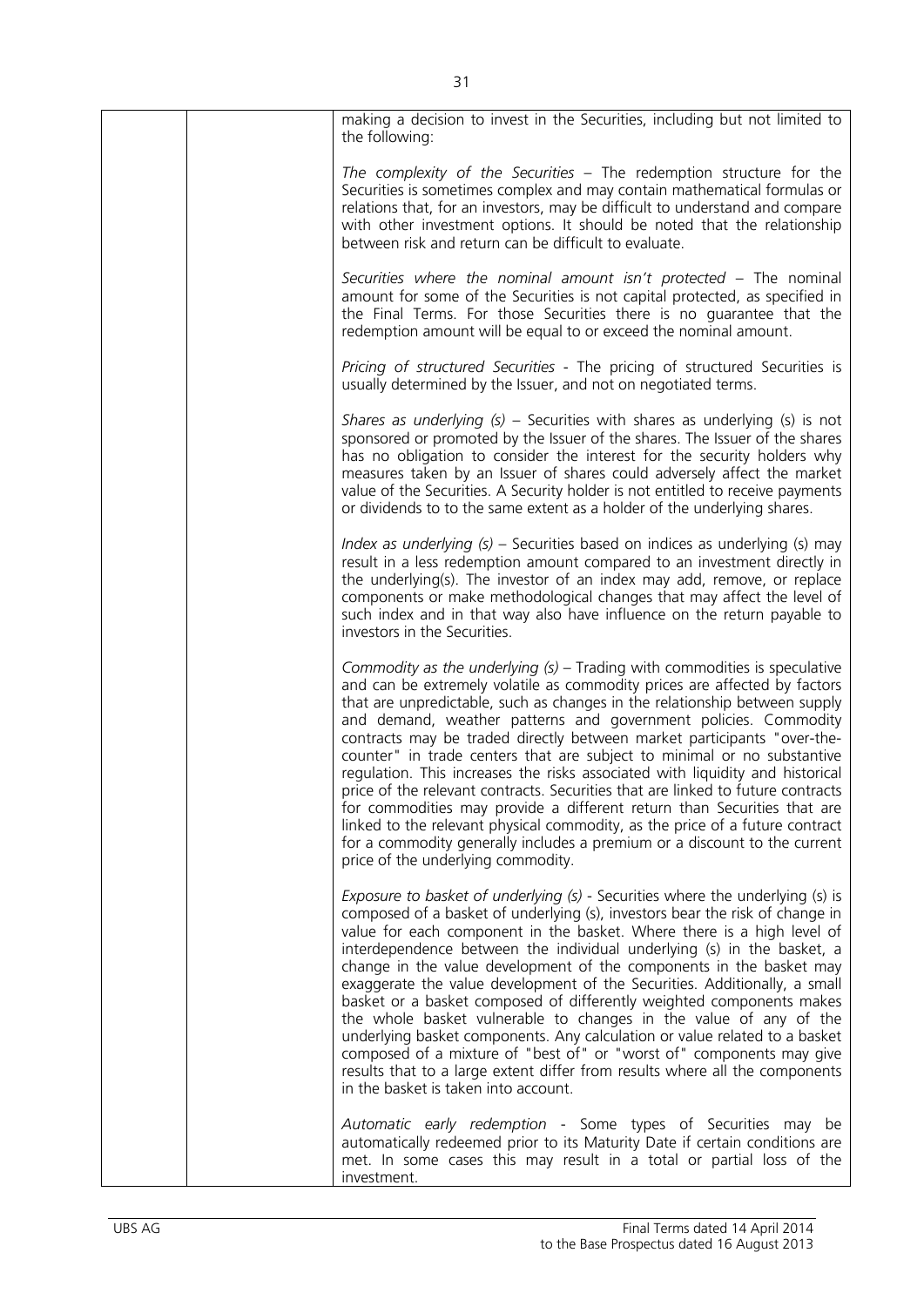| | | making a decision to invest in the Securities, including but not limited to the following:<br><br>*The complexity of the Securities* – The redemption structure for the Securities is sometimes complex and may contain mathematical formulas or relations that, for an investors, may be difficult to understand and compare with other investment options. It should be noted that the relationship between risk and return can be difficult to evaluate.<br><br>*Securities where the nominal amount isn't protected* – The nominal amount for some of the Securities is not capital protected, as specified in the Final Terms. For those Securities there is no guarantee that the redemption amount will be equal to or exceed the nominal amount.<br><br>*Pricing of structured Securities* - The pricing of structured Securities is usually determined by the Issuer, and not on negotiated terms.<br><br>*Shares as underlying (s)* – Securities with shares as underlying (s) is not sponsored or promoted by the Issuer of the shares. The Issuer of the shares has no obligation to consider the interest for the security holders why measures taken by an Issuer of shares could adversely affect the market value of the Securities. A Security holder is not entitled to receive payments or dividends to to the same extent as a holder of the underlying shares.<br><br>*Index as underlying (s)* – Securities based on indices as underlying (s) may result in a less redemption amount compared to an investment directly in the underlying(s). The investor of an index may add, remove, or replace components or make methodological changes that may affect the level of such index and in that way also have influence on the return payable to investors in the Securities.<br><br>*Commodity as the underlying (s)* – Trading with commodities is speculative and can be extremely volatile as commodity prices are affected by factors that are unpredictable, such as changes in the relationship between supply and demand, weather patterns and government policies. Commodity contracts may be traded directly between market participants "over-the-counter" in trade centers that are subject to minimal or no substantive regulation. This increases the risks associated with liquidity and historical price of the relevant contracts. Securities that are linked to future contracts for commodities may provide a different return than Securities that are linked to the relevant physical commodity, as the price of a future contract for a commodity generally includes a premium or a discount to the current price of the underlying commodity.<br><br>*Exposure to basket of underlying (s)* - Securities where the underlying (s) is composed of a basket of underlying (s), investors bear the risk of change in value for each component in the basket. Where there is a high level of interdependence between the individual underlying (s) in the basket, a change in the value development of the components in the basket may exaggerate the value development of the Securities. Additionally, a small basket or a basket composed of differently weighted components makes the whole basket vulnerable to changes in the value of any of the underlying basket components. Any calculation or value related to a basket composed of a mixture of "best of" or "worst of" components may give results that to a large extent differ from results where all the components in the basket is taken into account.<br><br>*Automatic early redemption* - Some types of Securities may be automatically redeemed prior to its Maturity Date if certain conditions are met. In some cases this may result in a total or partial loss of the investment. |
|---|---|---|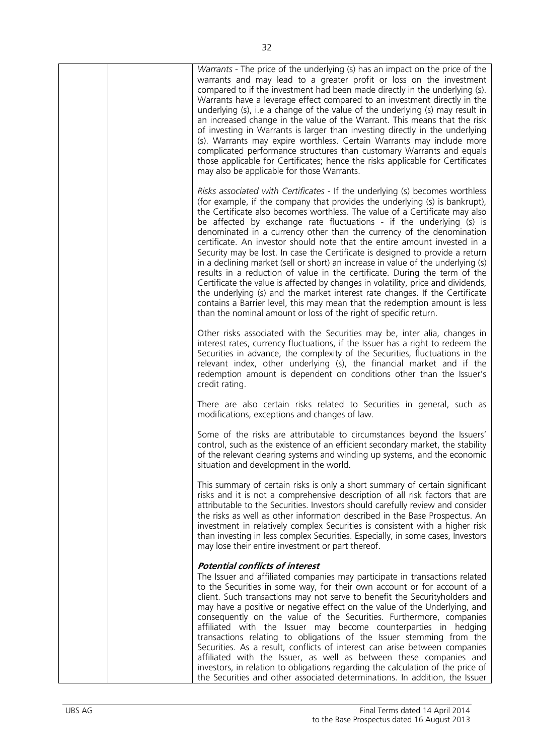| | | *Warrants* - The price of the underlying (s) has an impact on the price of the warrants and may lead to a greater profit or loss on the investment compared to if the investment had been made directly in the underlying (s). Warrants have a leverage effect compared to an investment directly in the underlying (s), i.e a change of the value of the underlying (s) may result in an increased change in the value of the Warrant. This means that the risk of investing in Warrants is larger than investing directly in the underlying (s). Warrants may expire worthless. Certain Warrants may include more complicated performance structures than customary Warrants and equals those applicable for Certificates; hence the risks applicable for Certificates may also be applicable for those Warrants.<br><br>*Risks associated with Certificates* - If the underlying (s) becomes worthless (for example, if the company that provides the underlying (s) is bankrupt), the Certificate also becomes worthless. The value of a Certificate may also be affected by exchange rate fluctuations - if the underlying (s) is denominated in a currency other than the currency of the denomination certificate. An investor should note that the entire amount invested in a Security may be lost. In case the Certificate is designed to provide a return in a declining market (sell or short) an increase in value of the underlying (s) results in a reduction of value in the certificate. During the term of the Certificate the value is affected by changes in volatility, price and dividends, the underlying (s) and the market interest rate changes. If the Certificate contains a Barrier level, this may mean that the redemption amount is less than the nominal amount or loss of the right of specific return.<br><br>Other risks associated with the Securities may be, inter alia, changes in interest rates, currency fluctuations, if the Issuer has a right to redeem the Securities in advance, the complexity of the Securities, fluctuations in the relevant index, other underlying (s), the financial market and if the redemption amount is dependent on conditions other than the Issuer's credit rating.<br><br>There are also certain risks related to Securities in general, such as modifications, exceptions and changes of law.<br><br>Some of the risks are attributable to circumstances beyond the Issuers' control, such as the existence of an efficient secondary market, the stability of the relevant clearing systems and winding up systems, and the economic situation and development in the world.<br><br>This summary of certain risks is only a short summary of certain significant risks and it is not a comprehensive description of all risk factors that are attributable to the Securities. Investors should carefully review and consider the risks as well as other information described in the Base Prospectus. An investment in relatively complex Securities is consistent with a higher risk than investing in less complex Securities. Especially, in some cases, Investors may lose their entire investment or part thereof.<br><br>***Potential conflicts of interest***<br>The Issuer and affiliated companies may participate in transactions related to the Securities in some way, for their own account or for account of a client. Such transactions may not serve to benefit the Securityholders and may have a positive or negative effect on the value of the Underlying, and consequently on the value of the Securities. Furthermore, companies affiliated with the Issuer may become counterparties in hedging transactions relating to obligations of the Issuer stemming from the Securities. As a result, conflicts of interest can arise between companies affiliated with the Issuer, as well as between these companies and investors, in relation to obligations regarding the calculation of the price of the Securities and other associated determinations. In addition, the Issuer |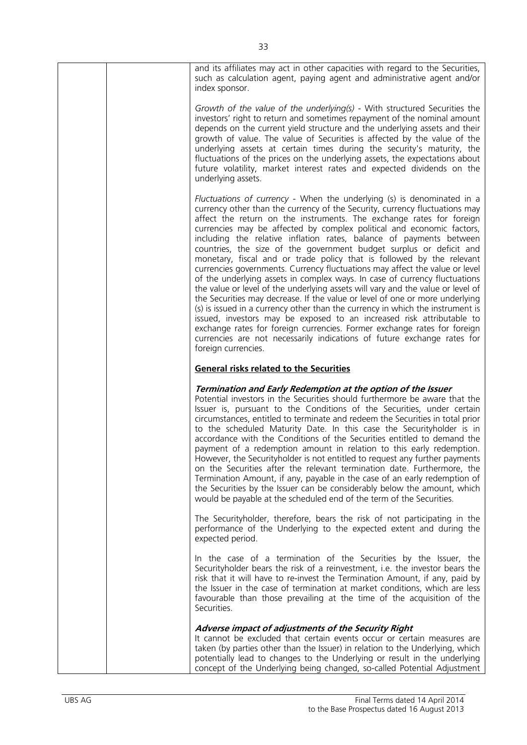and its affiliates may act in other capacities with regard to the Securities, such as calculation agent, paying agent and administrative agent and/or index sponsor.

*Growth of the value of the underlying(s)* - With structured Securities the investors' right to return and sometimes repayment of the nominal amount depends on the current yield structure and the underlying assets and their growth of value. The value of Securities is affected by the value of the underlying assets at certain times during the security's maturity, the fluctuations of the prices on the underlying assets, the expectations about future volatility, market interest rates and expected dividends on the underlying assets.

*Fluctuations of currency* - When the underlying (s) is denominated in a currency other than the currency of the Security, currency fluctuations may affect the return on the instruments. The exchange rates for foreign currencies may be affected by complex political and economic factors, including the relative inflation rates, balance of payments between countries, the size of the government budget surplus or deficit and monetary, fiscal and or trade policy that is followed by the relevant currencies governments. Currency fluctuations may affect the value or level of the underlying assets in complex ways. In case of currency fluctuations the value or level of the underlying assets will vary and the value or level of the Securities may decrease. If the value or level of one or more underlying (s) is issued in a currency other than the currency in which the instrument is issued, investors may be exposed to an increased risk attributable to exchange rates for foreign currencies. Former exchange rates for foreign currencies are not necessarily indications of future exchange rates for foreign currencies.

**General risks related to the Securities**

***Termination and Early Redemption at the option of the Issuer***
Potential investors in the Securities should furthermore be aware that the Issuer is, pursuant to the Conditions of the Securities, under certain circumstances, entitled to terminate and redeem the Securities in total prior to the scheduled Maturity Date. In this case the Securityholder is in accordance with the Conditions of the Securities entitled to demand the payment of a redemption amount in relation to this early redemption. However, the Securityholder is not entitled to request any further payments on the Securities after the relevant termination date. Furthermore, the Termination Amount, if any, payable in the case of an early redemption of the Securities by the Issuer can be considerably below the amount, which would be payable at the scheduled end of the term of the Securities.

The Securityholder, therefore, bears the risk of not participating in the performance of the Underlying to the expected extent and during the expected period.

In the case of a termination of the Securities by the Issuer, the Securityholder bears the risk of a reinvestment, i.e. the investor bears the risk that it will have to re-invest the Termination Amount, if any, paid by the Issuer in the case of termination at market conditions, which are less favourable than those prevailing at the time of the acquisition of the Securities.

***Adverse impact of adjustments of the Security Right***
It cannot be excluded that certain events occur or certain measures are taken (by parties other than the Issuer) in relation to the Underlying, which potentially lead to changes to the Underlying or result in the underlying concept of the Underlying being changed, so-called Potential Adjustment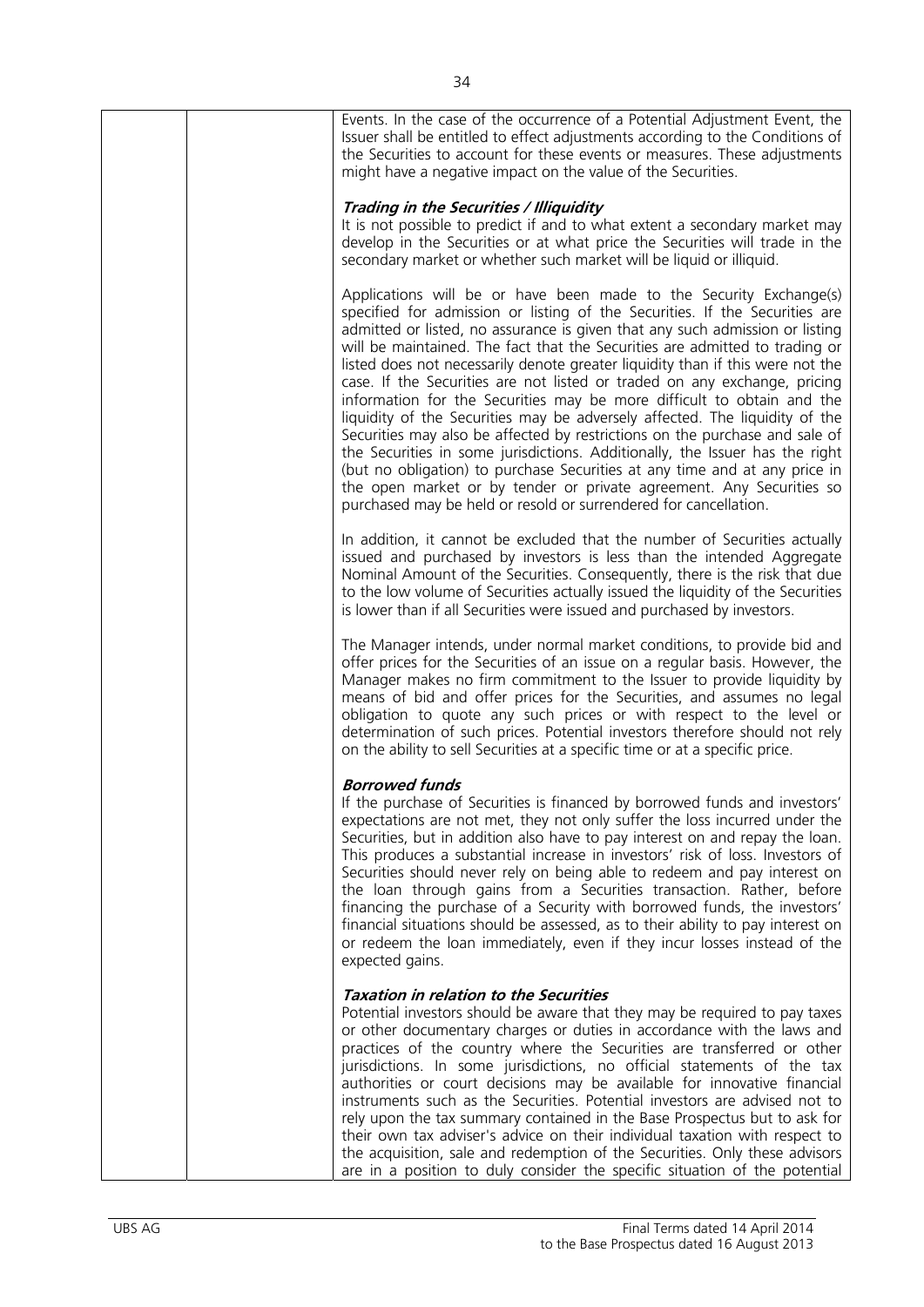Events. In the case of the occurrence of a Potential Adjustment Event, the Issuer shall be entitled to effect adjustments according to the Conditions of the Securities to account for these events or measures. These adjustments might have a negative impact on the value of the Securities.

***Trading in the Securities / Illiquidity***

It is not possible to predict if and to what extent a secondary market may develop in the Securities or at what price the Securities will trade in the secondary market or whether such market will be liquid or illiquid.

Applications will be or have been made to the Security Exchange(s) specified for admission or listing of the Securities. If the Securities are admitted or listed, no assurance is given that any such admission or listing will be maintained. The fact that the Securities are admitted to trading or listed does not necessarily denote greater liquidity than if this were not the case. If the Securities are not listed or traded on any exchange, pricing information for the Securities may be more difficult to obtain and the liquidity of the Securities may be adversely affected. The liquidity of the Securities may also be affected by restrictions on the purchase and sale of the Securities in some jurisdictions. Additionally, the Issuer has the right (but no obligation) to purchase Securities at any time and at any price in the open market or by tender or private agreement. Any Securities so purchased may be held or resold or surrendered for cancellation.

In addition, it cannot be excluded that the number of Securities actually issued and purchased by investors is less than the intended Aggregate Nominal Amount of the Securities. Consequently, there is the risk that due to the low volume of Securities actually issued the liquidity of the Securities is lower than if all Securities were issued and purchased by investors.

The Manager intends, under normal market conditions, to provide bid and offer prices for the Securities of an issue on a regular basis. However, the Manager makes no firm commitment to the Issuer to provide liquidity by means of bid and offer prices for the Securities, and assumes no legal obligation to quote any such prices or with respect to the level or determination of such prices. Potential investors therefore should not rely on the ability to sell Securities at a specific time or at a specific price.

***Borrowed funds***

If the purchase of Securities is financed by borrowed funds and investors' expectations are not met, they not only suffer the loss incurred under the Securities, but in addition also have to pay interest on and repay the loan. This produces a substantial increase in investors' risk of loss. Investors of Securities should never rely on being able to redeem and pay interest on the loan through gains from a Securities transaction. Rather, before financing the purchase of a Security with borrowed funds, the investors' financial situations should be assessed, as to their ability to pay interest on or redeem the loan immediately, even if they incur losses instead of the expected gains.

***Taxation in relation to the Securities***

Potential investors should be aware that they may be required to pay taxes or other documentary charges or duties in accordance with the laws and practices of the country where the Securities are transferred or other jurisdictions. In some jurisdictions, no official statements of the tax authorities or court decisions may be available for innovative financial instruments such as the Securities. Potential investors are advised not to rely upon the tax summary contained in the Base Prospectus but to ask for their own tax adviser's advice on their individual taxation with respect to the acquisition, sale and redemption of the Securities. Only these advisors are in a position to duly consider the specific situation of the potential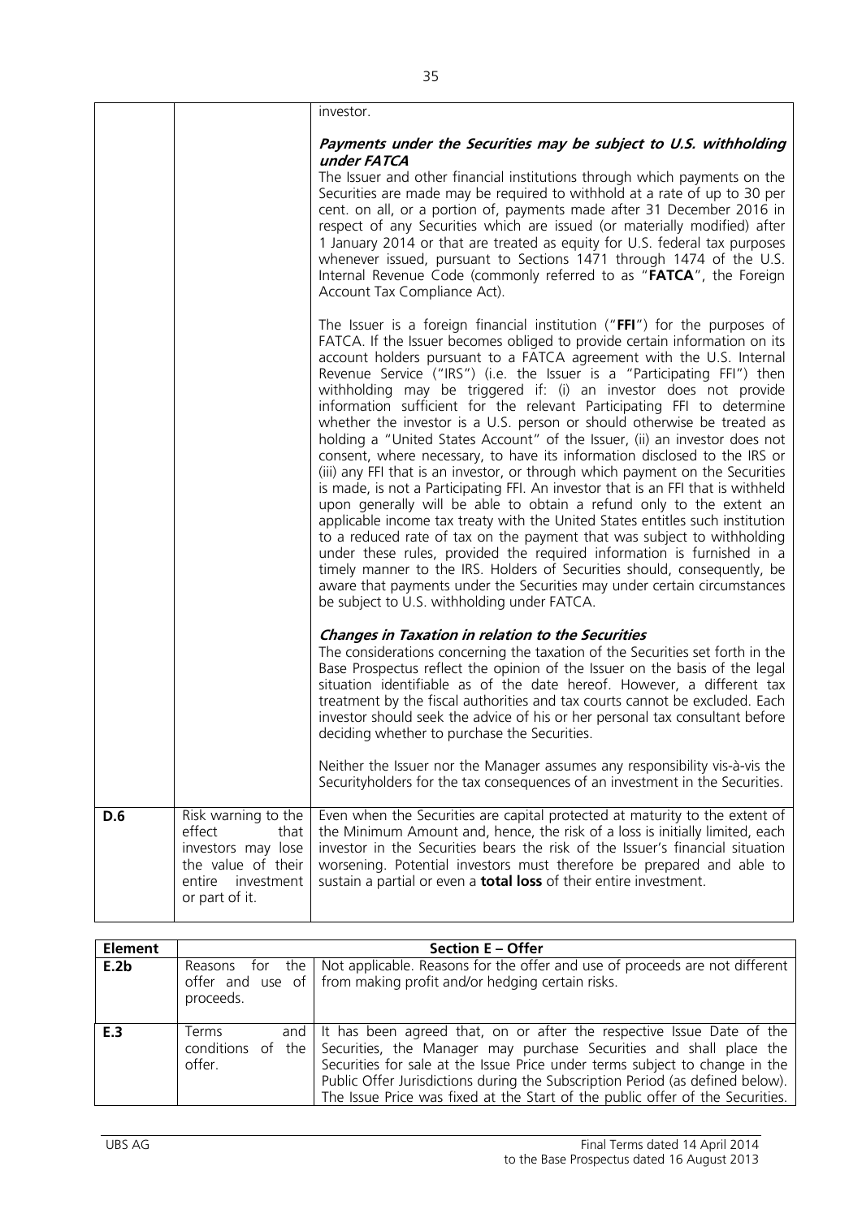| | | |
|---|---|---|
| | | investor.<br><br>***Payments under the Securities may be subject to U.S. withholding under FATCA***<br>The Issuer and other financial institutions through which payments on the Securities are made may be required to withhold at a rate of up to 30 per cent. on all, or a portion of, payments made after 31 December 2016 in respect of any Securities which are issued (or materially modified) after 1 January 2014 or that are treated as equity for U.S. federal tax purposes whenever issued, pursuant to Sections 1471 through 1474 of the U.S. Internal Revenue Code (commonly referred to as "**FATCA**", the Foreign Account Tax Compliance Act).<br><br>The Issuer is a foreign financial institution ("**FFI**") for the purposes of FATCA. If the Issuer becomes obliged to provide certain information on its account holders pursuant to a FATCA agreement with the U.S. Internal Revenue Service ("IRS") (i.e. the Issuer is a "Participating FFI") then withholding may be triggered if: (i) an investor does not provide information sufficient for the relevant Participating FFI to determine whether the investor is a U.S. person or should otherwise be treated as holding a "United States Account" of the Issuer, (ii) an investor does not consent, where necessary, to have its information disclosed to the IRS or (iii) any FFI that is an investor, or through which payment on the Securities is made, is not a Participating FFI. An investor that is an FFI that is withheld upon generally will be able to obtain a refund only to the extent an applicable income tax treaty with the United States entitles such institution to a reduced rate of tax on the payment that was subject to withholding under these rules, provided the required information is furnished in a timely manner to the IRS. Holders of Securities should, consequently, be aware that payments under the Securities may under certain circumstances be subject to U.S. withholding under FATCA.<br><br>***Changes in Taxation in relation to the Securities***<br>The considerations concerning the taxation of the Securities set forth in the Base Prospectus reflect the opinion of the Issuer on the basis of the legal situation identifiable as of the date hereof. However, a different tax treatment by the fiscal authorities and tax courts cannot be excluded. Each investor should seek the advice of his or her personal tax consultant before deciding whether to purchase the Securities.<br><br>Neither the Issuer nor the Manager assumes any responsibility vis-à-vis the Securityholders for the tax consequences of an investment in the Securities. |
| **D.6** | Risk warning to the effect that investors may lose the value of their entire investment or part of it. | Even when the Securities are capital protected at maturity to the extent of the Minimum Amount and, hence, the risk of a loss is initially limited, each investor in the Securities bears the risk of the Issuer's financial situation worsening. Potential investors must therefore be prepared and able to sustain a partial or even a **total loss** of their entire investment. |

| **Element** | **Section E – Offer** | |
|---|---|---|
| **E.2b** | Reasons for the offer and use of proceeds. | Not applicable. Reasons for the offer and use of proceeds are not different from making profit and/or hedging certain risks. |
| **E.3** | Terms and conditions of the offer. | It has been agreed that, on or after the respective Issue Date of the Securities, the Manager may purchase Securities and shall place the Securities for sale at the Issue Price under terms subject to change in the Public Offer Jurisdictions during the Subscription Period (as defined below). The Issue Price was fixed at the Start of the public offer of the Securities. |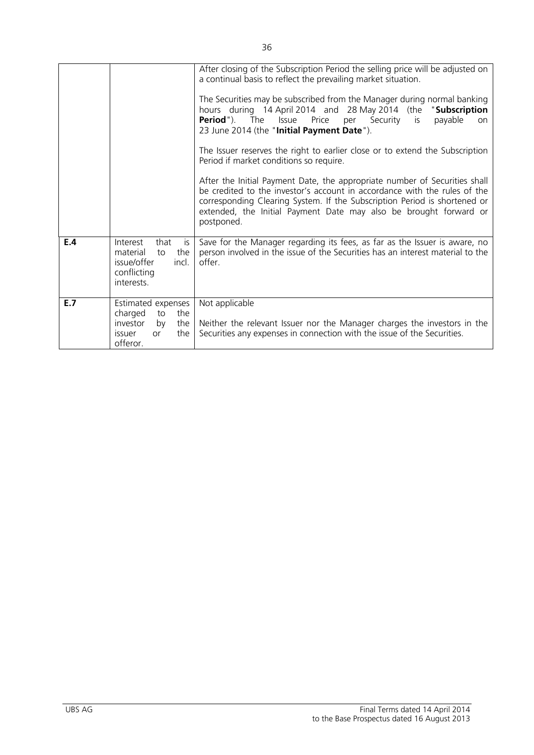| | | |
|---|---|---|
| | | After closing of the Subscription Period the selling price will be adjusted on a continual basis to reflect the prevailing market situation.<br><br>The Securities may be subscribed from the Manager during normal banking hours during 14 April 2014 and 28 May 2014 (the "**Subscription Period**"). The Issue Price per Security is payable on 23 June 2014 (the "**Initial Payment Date**").<br><br>The Issuer reserves the right to earlier close or to extend the Subscription Period if market conditions so require.<br><br>After the Initial Payment Date, the appropriate number of Securities shall be credited to the investor's account in accordance with the rules of the corresponding Clearing System. If the Subscription Period is shortened or extended, the Initial Payment Date may also be brought forward or postponed. |
| **E.4** | Interest that is material to the issue/offer incl. conflicting interests. | Save for the Manager regarding its fees, as far as the Issuer is aware, no person involved in the issue of the Securities has an interest material to the offer. |
| **E.7** | Estimated expenses charged to the investor by the issuer or the offeror. | Not applicable<br><br>Neither the relevant Issuer nor the Manager charges the investors in the Securities any expenses in connection with the issue of the Securities. |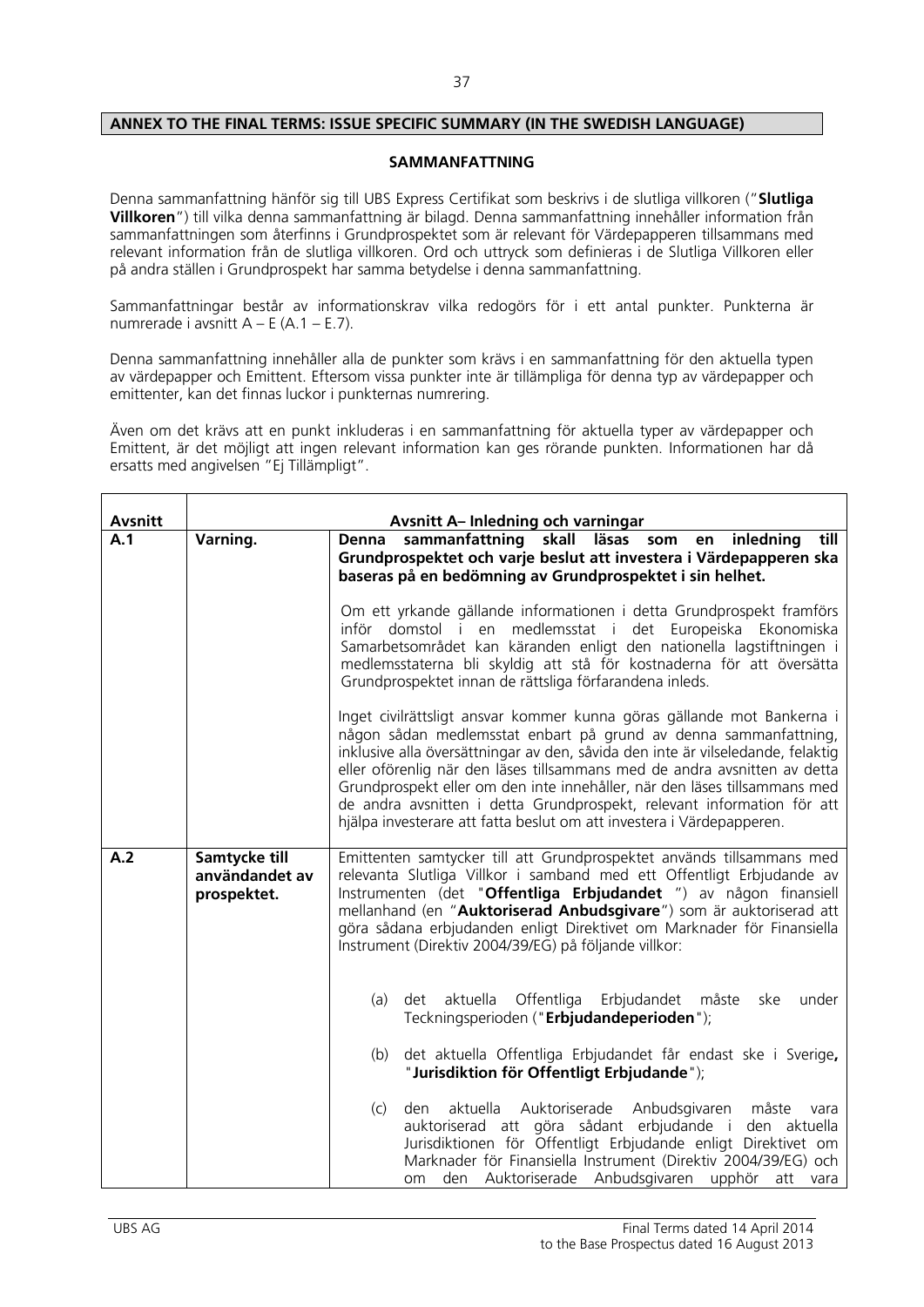**ANNEX TO THE FINAL TERMS: ISSUE SPECIFIC SUMMARY (IN THE SWEDISH LANGUAGE)**

## SAMMANFATTNING

Denna sammanfattning hänför sig till UBS Express Certifikat som beskrivs i de slutliga villkoren ("**Slutliga Villkoren**") till vilka denna sammanfattning är bilagd. Denna sammanfattning innehåller information från sammanfattningen som återfinns i Grundprospektet som är relevant för Värdepapperen tillsammans med relevant information från de slutliga villkoren. Ord och uttryck som definieras i de Slutliga Villkoren eller på andra ställen i Grundprospekt har samma betydelse i denna sammanfattning.

Sammanfattningar består av informationskrav vilka redogörs för i ett antal punkter. Punkterna är numrerade i avsnitt A – E (A.1 – E.7).

Denna sammanfattning innehåller alla de punkter som krävs i en sammanfattning för den aktuella typen av värdepapper och Emittent. Eftersom vissa punkter inte är tillämpliga för denna typ av värdepapper och emittenter, kan det finnas luckor i punkternas numrering.

Även om det krävs att en punkt inkluderas i en sammanfattning för aktuella typer av värdepapper och Emittent, är det möjligt att ingen relevant information kan ges rörande punkten. Informationen har då ersatts med angivelsen "Ej Tillämpligt".

| Avsnitt | Avsnitt A– Inledning och varningar | |
|---|---|---|
| A.1 | Varning. | **Denna sammanfattning skall läsas som en inledning till Grundprospektet och varje beslut att investera i Värdepapperen ska baseras på en bedömning av Grundprospektet i sin helhet.**<br><br>Om ett yrkande gällande informationen i detta Grundprospekt framförs inför domstol i en medlemsstat i det Europeiska Ekonomiska Samarbetsområdet kan käranden enligt den nationella lagstiftningen i medlemsstaterna bli skyldig att stå för kostnaderna för att översätta Grundprospektet innan de rättsliga förfarandena inleds.<br><br>Inget civilrättsligt ansvar kommer kunna göras gällande mot Bankerna i någon sådan medlemsstat enbart på grund av denna sammanfattning, inklusive alla översättningar av den, såvida den inte är vilseledande, felaktig eller oförenlig när den läses tillsammans med de andra avsnitten av detta Grundprospekt eller om den inte innehåller, när den läses tillsammans med de andra avsnitten i detta Grundprospekt, relevant information för att hjälpa investerare att fatta beslut om att investera i Värdepapperen. |
| A.2 | Samtycke till användandet av prospektet. | Emittenten samtycker till att Grundprospektet används tillsammans med relevanta Slutliga Villkor i samband med ett Offentligt Erbjudande av Instrumenten (det "**Offentliga Erbjudandet** ") av någon finansiell mellanhand (en "**Auktoriserad Anbudsgivare**") som är auktoriserad att göra sådana erbjudanden enligt Direktivet om Marknader för Finansiella Instrument (Direktiv 2004/39/EG) på följande villkor:<br><br>(a) det aktuella Offentliga Erbjudandet måste ske under Teckningsperioden ("**Erbjudandeperioden**");<br><br>(b) det aktuella Offentliga Erbjudandet får endast ske i Sverige**,** "**Jurisdiktion för Offentligt Erbjudande**");<br><br>(c) den aktuella Auktoriserade Anbudsgivaren måste vara auktoriserad att göra sådant erbjudande i den aktuella Jurisdiktionen för Offentligt Erbjudande enligt Direktivet om Marknader för Finansiella Instrument (Direktiv 2004/39/EG) och om den Auktoriserade Anbudsgivaren upphör att vara |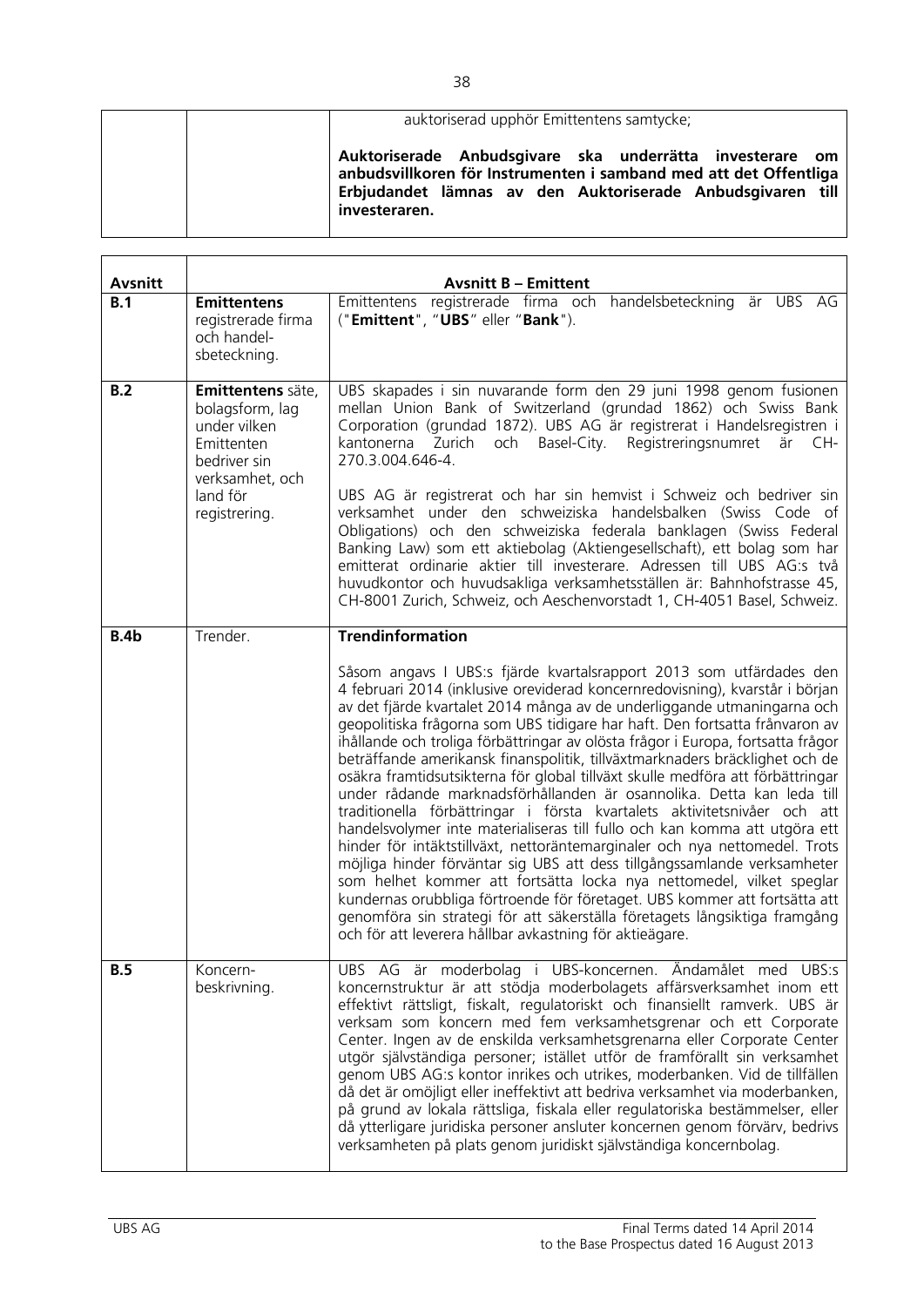| | | auktoriserad upphör Emittentens samtycke;<br><br>**Auktoriserade Anbudsgivare ska underrätta investerare om anbudsvillkoren för Instrumenten i samband med att det Offentliga Erbjudandet lämnas av den Auktoriserade Anbudsgivaren till investeraren.** |
|---|---|---|

| **Avsnitt** | **Avsnitt B – Emittent** | |
|---|---|---|
| **B.1** | **Emittentens** registrerade firma och handel-sbeteckning. | Emittentens registrerade firma och handelsbeteckning är UBS AG ("**Emittent**", "**UBS**" eller "**Bank**"). |
| **B.2** | **Emittentens** säte, bolagsform, lag under vilken Emittenten bedriver sin verksamhet, och land för registrering. | UBS skapades i sin nuvarande form den 29 juni 1998 genom fusionen mellan Union Bank of Switzerland (grundad 1862) och Swiss Bank Corporation (grundad 1872). UBS AG är registrerat i Handelsregistren i kantonerna Zurich och Basel-City. Registreringsnumret är CH-270.3.004.646-4.<br><br>UBS AG är registrerat och har sin hemvist i Schweiz och bedriver sin verksamhet under den schweiziska handelsbalken (Swiss Code of Obligations) och den schweiziska federala banklagen (Swiss Federal Banking Law) som ett aktiebolag (Aktiengesellschaft), ett bolag som har emitterat ordinarie aktier till investerare. Adressen till UBS AG:s två huvudkontor och huvudsakliga verksamhetsställen är: Bahnhofstrasse 45, CH-8001 Zurich, Schweiz, och Aeschenvorstadt 1, CH-4051 Basel, Schweiz. |
| **B.4b** | Trender. | **Trendinformation**<br><br>Såsom angavs I UBS:s fjärde kvartalsrapport 2013 som utfärdades den 4 februari 2014 (inklusive oreviderad koncernredovisning), kvarstår i början av det fjärde kvartalet 2014 många av de underliggande utmaningarna och geopolitiska frågorna som UBS tidigare har haft. Den fortsatta frånvaron av ihållande och troliga förbättringar av olösta frågor i Europa, fortsatta frågor beträffande amerikansk finanspolitik, tillväxtmarknaders bräcklighet och de osäkra framtidsutsikterna för global tillväxt skulle medföra att förbättringar under rådande marknadsförhållanden är osannolika. Detta kan leda till traditionella förbättringar i första kvartalets aktivitetsnivåer och att handelsvolymer inte materialiseras till fullo och kan komma att utgöra ett hinder för intäktstillväxt, nettoräntemarginaler och nya nettomedel. Trots möjliga hinder förväntar sig UBS att dess tillgångssamlande verksamheter som helhet kommer att fortsätta locka nya nettomedel, vilket speglar kundernas orubbliga förtroende för företaget. UBS kommer att fortsätta att genomföra sin strategi för att säkerställa företagets långsiktiga framgång och för att leverera hållbar avkastning för aktieägare. |
| **B.5** | Koncern-beskrivning. | UBS AG är moderbolag i UBS-koncernen. Ändamålet med UBS:s koncernstruktur är att stödja moderbolagets affärsverksamhet inom ett effektivt rättsligt, fiskalt, regulatoriskt och finansiellt ramverk. UBS är verksam som koncern med fem verksamhetsgrenar och ett Corporate Center. Ingen av de enskilda verksamhetsgrenarna eller Corporate Center utgör självständiga personer; istället utför de framförallt sin verksamhet genom UBS AG:s kontor inrikes och utrikes, moderbanken. Vid de tillfällen då det är omöjligt eller ineffektivt att bedriva verksamhet via moderbanken, på grund av lokala rättsliga, fiskala eller regulatoriska bestämmelser, eller då ytterligare juridiska personer ansluter koncernen genom förvärv, bedrivs verksamheten på plats genom juridiskt självständiga koncernbolag. |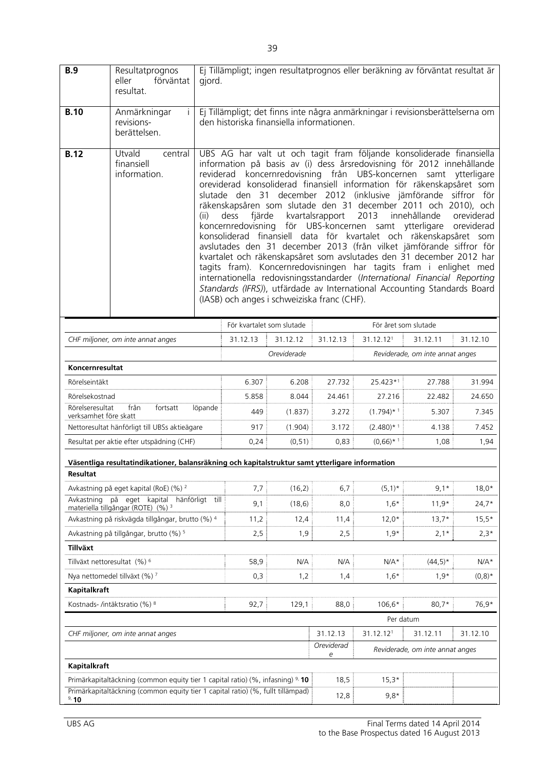| | | |
|---|---|---|
| **B.9** | Resultatprognos eller förväntat resultat. | Ej Tillämpligt; ingen resultatprognos eller beräkning av förväntat resultat är gjord. |
| **B.10** | Anmärkningar i revisions-berättelsen. | Ej Tillämpligt; det finns inte några anmärkningar i revisionsberättelserna om den historiska finansiella informationen. |
| **B.12** | Utvald central finansiell information. | UBS AG har valt ut och tagit fram följande konsoliderade finansiella information på basis av (i) dess årsredovisning för 2012 innehållande reviderad koncernredovisning från UBS-koncernen samt ytterligare oreviderad konsoliderad finansiell information för räkenskapsåret som slutade den 31 december 2012 (inklusive jämförande siffror för räkenskapsåren som slutade den 31 december 2011 och 2010), och (ii) dess fjärde kvartalsrapport 2013 innehållande oreviderad koncernredovisning för UBS-koncernen samt ytterligare oreviderad konsoliderad finansiell data för kvartalet och räkenskapsåret som avslutades den 31 december 2013 (från vilket jämförande siffror för kvartalet och räkenskapsåret som avslutades den 31 december 2012 har tagits fram). Koncernredovisningen har tagits fram i enlighet med internationella redovisningsstandarder (*International Financial Reporting Standards (IFRS)*), utfärdade av International Accounting Standards Board (IASB) och anges i schweiziska franc (CHF). |

| | För kvartalet som slutade | | För året som slutade | | | |
|---|---|---|---|---|---|---|
| *CHF miljoner, om inte annat anges* | 31.12.13 | 31.12.12 | 31.12.13 | 31.12.12[1] | 31.12.11 | 31.12.10 |
| | *Oreviderade* | | | *Reviderade, om inte annat anges* | | |
| **Koncernresultat** | | | | | | |
| Rörelseintäkt | 6.307 | 6.208 | 27.732 | 25.423*[1] | 27.788 | 31.994 |
| Rörelsekostnad | 5.858 | 8.044 | 24.461 | 27.216 | 22.482 | 24.650 |
| Rörelseresultat från fortsatt löpande verksamhet före skatt | 449 | (1.837) | 3.272 | (1.794)*[1] | 5.307 | 7.345 |
| Nettoresultat hänförligt till UBSs aktieägare | 917 | (1.904) | 3.172 | (2.480)*[1] | 4.138 | 7.452 |
| Resultat per aktie efter utspädning (CHF) | 0,24 | (0,51) | 0,83 | (0,66)*[1] | 1,08 | 1,94 |
| **Väsentliga resultatindikationer, balansräkning och kapitalstruktur samt ytterligare information** | | | | | | |
| **Resultat** | | | | | | |
| Avkastning på eget kapital (RoE) (%) [2] | 7,7 | (16,2) | 6,7 | (5,1)* | 9,1* | 18,0* |
| Avkastning på eget kapital hänförligt till materiella tillgångar (ROTE) (%) [3] | 9,1 | (18,6) | 8,0 | 1,6* | 11,9* | 24,7* |
| Avkastning på riskvägda tillgångar, brutto (%) [4] | 11,2 | 12,4 | 11,4 | 12,0* | 13,7* | 15,5* |
| Avkastning på tillgångar, brutto (%) [5] | 2,5 | 1,9 | 2,5 | 1,9* | 2,1* | 2,3* |
| **Tillväxt** | | | | | | |
| Tillväxt nettoresultat (%) [6] | 58,9 | N/A | N/A | N/A* | (44,5)* | N/A* |
| Nya nettomedel tillväxt (%) [7] | 0,3 | 1,2 | 1,4 | 1,6* | 1,9* | (0,8)* |
| **Kapitalkraft** | | | | | | |
| Kostnads- /intäktsratio (%) [8] | 92,7 | 129,1 | 88,0 | 106,6* | 80,7* | 76,9* |

| | Per datum | | | |
|---|---|---|---|---|
| *CHF miljoner, om inte annat anges* | 31.12.13 | 31.12.12[1] | 31.12.11 | 31.12.10 |
| | *Oreviderade* | *Reviderade, om inte annat anges* | | |
| **Kapitalkraft** | | | | |
| Primärkapitaltäckning (common equity tier 1 capital ratio) (%, infasning) [9, 10] | 18,5 | 15,3* | | |
| Primärkapitaltäckning (common equity tier 1 capital ratio) (%, fullt tillämpad) [9, 10] | 12,8 | 9,8* | | |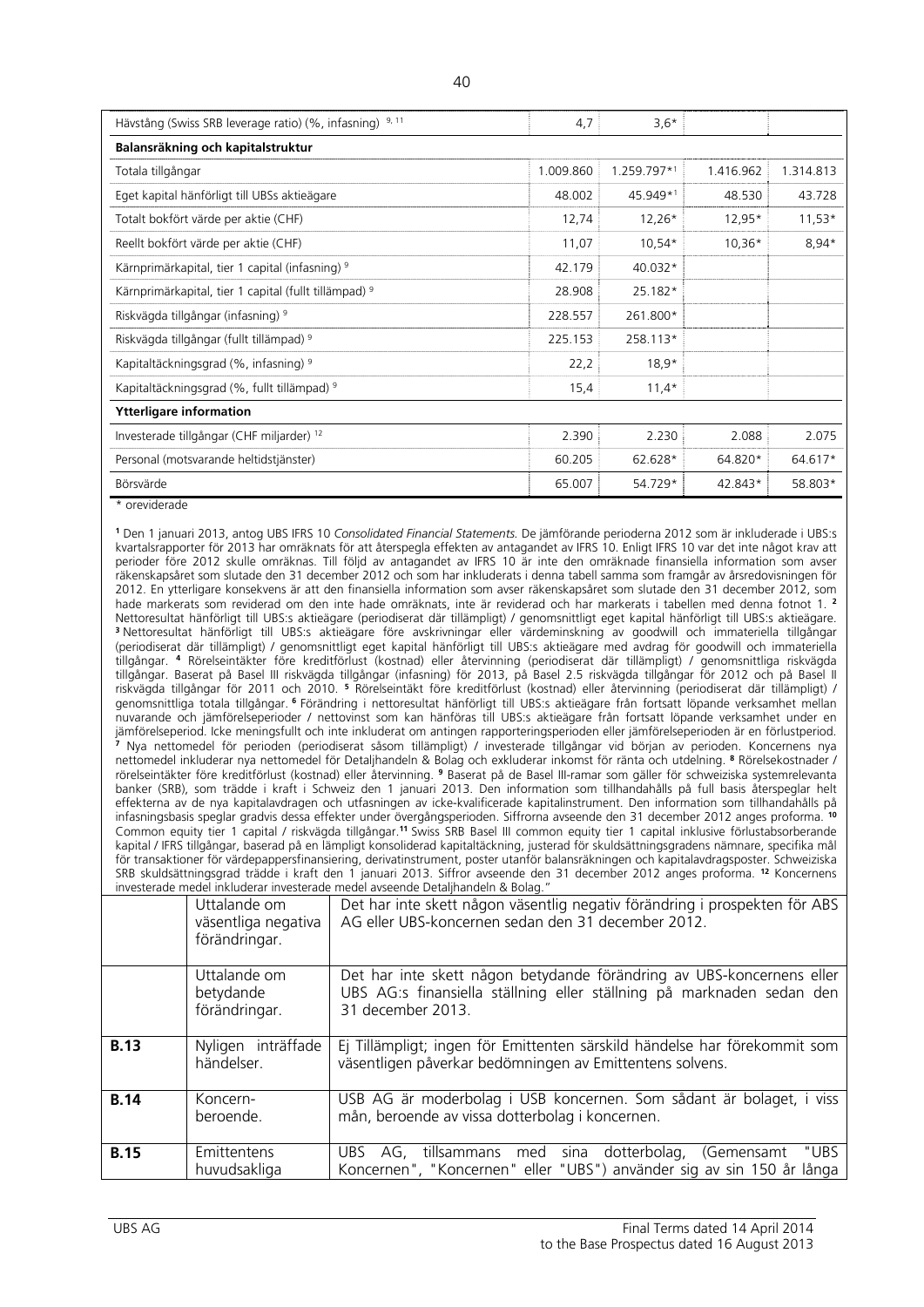| Hävstång (Swiss SRB leverage ratio) (%, infasning) [9, 11] | 4,7 | 3,6* | | |
|---|---|---|---|---|
| **Balansräkning och kapitalstruktur** | | | | |
| Totala tillgångar | 1.009.860 | 1.259.797*[1] | 1.416.962 | 1.314.813 |
| Eget kapital hänförligt till UBSs aktieägare | 48.002 | 45.949*[1] | 48.530 | 43.728 |
| Totalt bokfört värde per aktie (CHF) | 12,74 | 12,26* | 12,95* | 11,53* |
| Reellt bokfört värde per aktie (CHF) | 11,07 | 10,54* | 10,36* | 8,94* |
| Kärnprimärkapital, tier 1 capital (infasning) [9] | 42.179 | 40.032* | | |
| Kärnprimärkapital, tier 1 capital (fullt tillämpad) [9] | 28.908 | 25.182* | | |
| Riskvägda tillgångar (infasning) [9] | 228.557 | 261.800* | | |
| Riskvägda tillgångar (fullt tillämpad) [9] | 225.153 | 258.113* | | |
| Kapitaltäckningsgrad (%, infasning) [9] | 22,2 | 18,9* | | |
| Kapitaltäckningsgrad (%, fullt tillämpad) [9] | 15,4 | 11,4* | | |
| **Ytterligare information** | | | | |
| Investerade tillgångar (CHF miljarder) [12] | 2.390 | 2.230 | 2.088 | 2.075 |
| Personal (motsvarande heltidstjänster) | 60.205 | 62.628* | 64.820* | 64.617* |
| Börsvärde | 65.007 | 54.729* | 42.843* | 58.803* |

\* oreviderade

[1] Den 1 januari 2013, antog UBS IFRS 10 *Consolidated Financial Statements.* De jämförande perioderna 2012 som är inkluderade i UBS:s kvartalsrapporter för 2013 har omräknats för att återspegla effekten av antagandet av IFRS 10. Enligt IFRS 10 var det inte något krav att perioder före 2012 skulle omräknas. Till följd av antagandet av IFRS 10 är inte den omräknade finansiella information som avser räkenskapsåret som slutade den 31 december 2012 och som har inkluderats i denna tabell samma som framgår av årsredovisningen för 2012. En ytterligare konsekvens är att den finansiella information som avser räkenskapsåret som slutade den 31 december 2012, som hade markerats som reviderad om den inte hade omräknats, inte är reviderad och har markerats i tabellen med denna fotnot 1. [2] Nettoresultat hänförligt till UBS:s aktieägare (periodiserat där tillämpligt) / genomsnittligt eget kapital hänförligt till UBS:s aktieägare. [3] Nettoresultat hänförligt till UBS:s aktieägare före avskrivningar eller värdeminskning av goodwill och immateriella tillgångar (periodiserat där tillämpligt) / genomsnittligt eget kapital hänförligt till UBS:s aktieägare med avdrag för goodwill och immateriella tillgångar. [4] Rörelseintäkter före kreditförlust (kostnad) eller återvinning (periodiserat där tillämpligt) / genomsnittliga riskvägda tillgångar. Baserat på Basel III riskvägda tillgångar (infasning) för 2013, på Basel 2.5 riskvägda tillgångar för 2012 och på Basel II riskvägda tillgångar för 2011 och 2010. [5] Rörelseintäkt före kreditförlust (kostnad) eller återvinning (periodiserat där tillämpligt) / genomsnittliga totala tillgångar. [6] Förändring i nettoresultat hänförligt till UBS:s aktieägare från fortsatt löpande verksamhet mellan nuvarande och jämförelseperioder / nettovinst som kan hänföras till UBS:s aktieägare från fortsatt löpande verksamhet under en jämförelseperiod. Icke meningsfullt och inte inkluderat om antingen rapporteringsperioden eller jämförelseperioden är en förlustperiod. [7] Nya nettomedel för perioden (periodiserat såsom tillämpligt) / investerade tillgångar vid början av perioden. Koncernens nya nettomedel inkluderar nya nettomedel för Detaljhandeln & Bolag och exkluderar inkomst för ränta och utdelning. [8] Rörelsekostnader / rörelseintäkter före kreditförlust (kostnad) eller återvinning. [9] Baserat på de Basel III-ramar som gäller för schweiziska systemrelevanta banker (SRB), som trädde i kraft i Schweiz den 1 januari 2013. Den information som tillhandahålls på full basis återspeglar helt effekterna av de nya kapitalavdragen och utfasningen av icke-kvalificerade kapitalinstrument. Den information som tillhandahålls på infasningsbasis speglar gradvis dessa effekter under övergångsperioden. Siffrorna avseende den 31 december 2012 anges proforma. [10] Common equity tier 1 capital / riskvägda tillgångar.[11] Swiss SRB Basel III common equity tier 1 capital inklusive förlustabsorberande kapital / IFRS tillgångar, baserad på en lämpligt konsoliderad kapitaltäckning, justerad för skuldsättningsgradens nämnare, specifika mål för transaktioner för värdepappersfinansiering, derivatinstrument, poster utanför balansräkningen och kapitalavdragsposter. Schweiziska SRB skuldsättningsgrad trädde i kraft den 1 januari 2013. Siffror avseende den 31 december 2012 anges proforma. [12] Koncernens investerade medel inkluderar investerade medel avseende Detaljhandeln & Bolag."

| | | |
|---|---|---|
| | Uttalande om väsentliga negativa förändringar. | Det har inte skett någon väsentlig negativ förändring i prospekten för ABS AG eller UBS-koncernen sedan den 31 december 2012. |
| | Uttalande om betydande förändringar. | Det har inte skett någon betydande förändring av UBS-koncernens eller UBS AG:s finansiella ställning eller ställning på marknaden sedan den 31 december 2013. |
| **B.13** | Nyligen inträffade händelser. | Ej Tillämpligt; ingen för Emittenten särskild händelse har förekommit som väsentligen påverkar bedömningen av Emittentens solvens. |
| **B.14** | Koncern-beroende. | USB AG är moderbolag i USB koncernen. Som sådant är bolaget, i viss mån, beroende av vissa dotterbolag i koncernen. |
| **B.15** | Emittentens huvudsakliga | UBS AG, tillsammans med sina dotterbolag, (Gemensamt "UBS Koncernen", "Koncernen" eller "UBS") använder sig av sin 150 år långa |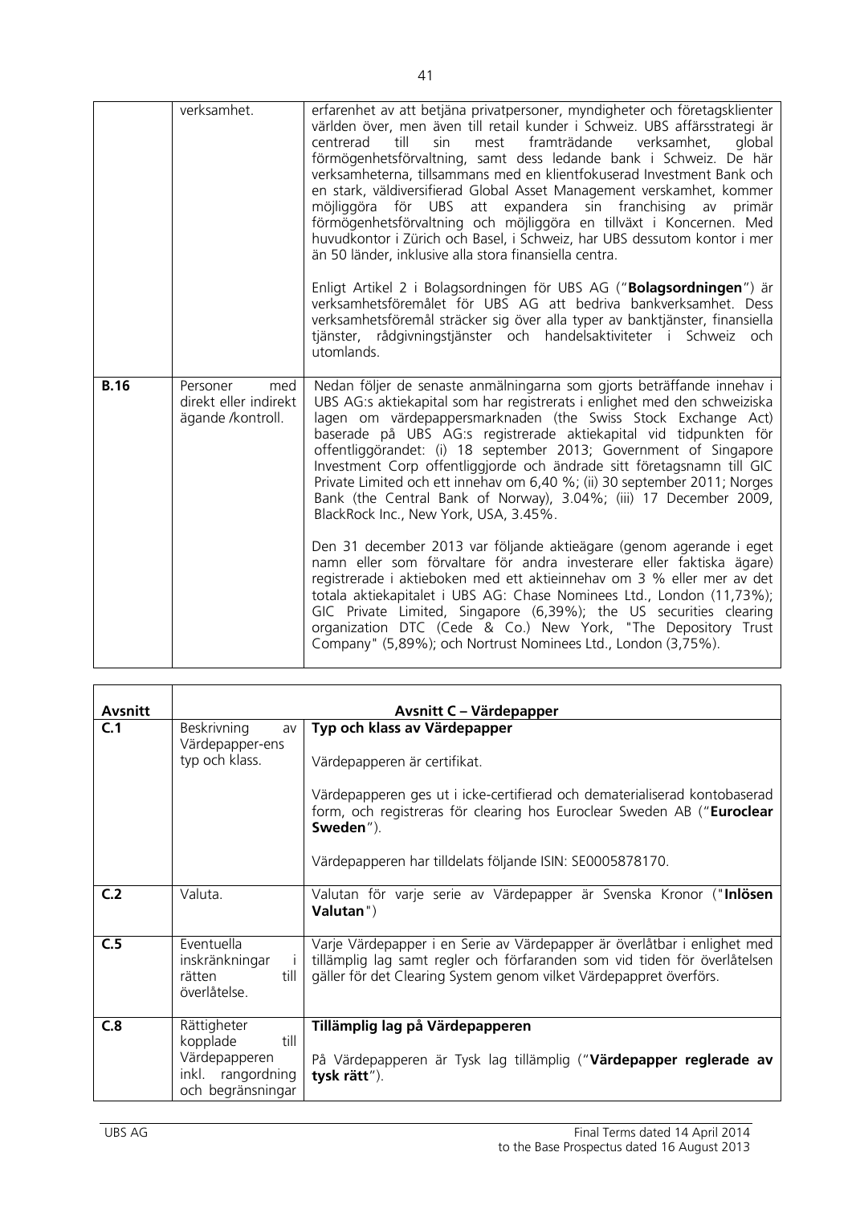| | | |
|---|---|---|
| | verksamhet. | erfarenhet av att betjäna privatpersoner, myndigheter och företagsklienter världen över, men även till retail kunder i Schweiz. UBS affärsstrategi är centrerad till sin mest framträdande verksamhet, global förmögenhetsförvaltning, samt dess ledande bank i Schweiz. De här verksamheterna, tillsammans med en klientfokuserad Investment Bank och en stark, väldiversifierad Global Asset Management verskamhet, kommer möjliggöra för UBS att expandera sin franchising av primär förmögenhetsförvaltning och möjliggöra en tillväxt i Koncernen. Med huvudkontor i Zürich och Basel, i Schweiz, har UBS dessutom kontor i mer än 50 länder, inklusive alla stora finansiella centra.<br><br>Enligt Artikel 2 i Bolagsordningen för UBS AG ("**Bolagsordningen**") är verksamhetsföremålet för UBS AG att bedriva bankverksamhet. Dess verksamhetsföremål sträcker sig över alla typer av banktjänster, finansiella tjänster, rådgivningstjänster och handelsaktiviteter i Schweiz och utomlands. |
| **B.16** | Personer med direkt eller indirekt ägande /kontroll. | Nedan följer de senaste anmälningarna som gjorts beträffande innehav i UBS AG:s aktiekapital som har registrerats i enlighet med den schweiziska lagen om värdepappersmarknaden (the Swiss Stock Exchange Act) baserade på UBS AG:s registrerade aktiekapital vid tidpunkten för offentliggörandet: (i) 18 september 2013; Government of Singapore Investment Corp offentliggjorde och ändrade sitt företagsnamn till GIC Private Limited och ett innehav om 6,40 %; (ii) 30 september 2011; Norges Bank (the Central Bank of Norway), 3.04%; (iii) 17 December 2009, BlackRock Inc., New York, USA, 3.45%.<br><br>Den 31 december 2013 var följande aktieägare (genom agerande i eget namn eller som förvaltare för andra investerare eller faktiska ägare) registrerade i aktieboken med ett aktieinnehav om 3 % eller mer av det totala aktiekapitalet i UBS AG: Chase Nominees Ltd., London (11,73%); GIC Private Limited, Singapore (6,39%); the US securities clearing organization DTC (Cede & Co.) New York, "The Depository Trust Company" (5,89%); och Nortrust Nominees Ltd., London (3,75%). |

| **Avsnitt** | **Avsnitt C – Värdepapper** | |
|---|---|---|
| **C.1** | Beskrivning av Värdepapper-ens typ och klass. | **Typ och klass av Värdepapper**<br><br>Värdepapperen är certifikat.<br><br>Värdepapperen ges ut i icke-certifierad och dematerialiserad kontobaserad form, och registreras för clearing hos Euroclear Sweden AB ("**Euroclear Sweden**").<br><br>Värdepapperen har tilldelats följande ISIN: SE0005878170. |
| **C.2** | Valuta. | Valutan för varje serie av Värdepapper är Svenska Kronor ("**Inlösen Valutan**") |
| **C.5** | Eventuella inskränkningar i rätten till överlåtelse. | Varje Värdepapper i en Serie av Värdepapper är överlåtbar i enlighet med tillämplig lag samt regler och förfaranden som vid tiden för överlåtelsen gäller för det Clearing System genom vilket Värdepappret överförs. |
| **C.8** | Rättigheter kopplade till Värdepapperen inkl. rangordning och begränsningar | **Tillämplig lag på Värdepapperen**<br><br>På Värdepapperen är Tysk lag tillämplig ("**Värdepapper reglerade av tysk rätt**"). |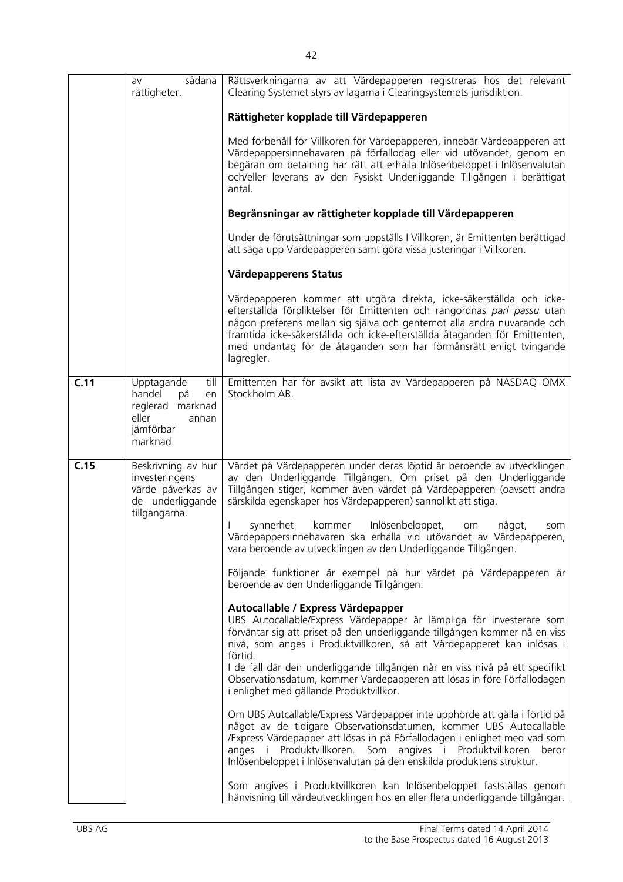| | | |
|---|---|---|
| | av sådana rättigheter. | Rättsverkningarna av att Värdepapperen registreras hos det relevant Clearing Systemet styrs av lagarna i Clearingsystemets jurisdiktion.<br><br>**Rättigheter kopplade till Värdepapperen**<br><br>Med förbehåll för Villkoren för Värdepapperen, innebär Värdepapperen att Värdepappersinnehavaren på förfallodag eller vid utövandet, genom en begäran om betalning har rätt att erhålla Inlösenbeloppet i Inlösenvalutan och/eller leverans av den Fysiskt Underliggande Tillgången i berättigat antal.<br><br>**Begränsningar av rättigheter kopplade till Värdepapperen**<br><br>Under de förutsättningar som uppställs I Villkoren, är Emittenten berättigad att säga upp Värdepapperen samt göra vissa justeringar i Villkoren.<br><br>**Värdepapperens Status**<br><br>Värdepapperen kommer att utgöra direkta, icke-säkerställda och icke-efterställda förpliktelser för Emittenten och rangordnas *pari passu* utan någon preferens mellan sig själva och gentemot alla andra nuvarande och framtida icke-säkerställda och icke-efterställda åtaganden för Emittenten, med undantag för de åtaganden som har förmånsrätt enligt tvingande lagregler. |
| **C.11** | Upptagande till handel på en reglerad marknad eller annan jämförbar marknad. | Emittenten har för avsikt att lista av Värdepapperen på NASDAQ OMX Stockholm AB. |
| **C.15** | Beskrivning av hur investeringens värde påverkas av de underliggande tillgångarna. | Värdet på Värdepapperen under deras löptid är beroende av utvecklingen av den Underliggande Tillgången. Om priset på den Underliggande Tillgången stiger, kommer även värdet på Värdepapperen (oavsett andra särskilda egenskaper hos Värdepapperen) sannolikt att stiga.<br><br>I synnerhet kommer Inlösenbeloppet, om något, som Värdepappersinnehavaren ska erhålla vid utövandet av Värdepapperen, vara beroende av utvecklingen av den Underliggande Tillgången.<br><br>Följande funktioner är exempel på hur värdet på Värdepapperen är beroende av den Underliggande Tillgången:<br><br>**Autocallable / Express Värdepapper**<br>UBS Autocallable/Express Värdepapper är lämpliga för investerare som förväntar sig att priset på den underliggande tillgången kommer nå en viss nivå, som anges i Produktvillkoren, så att Värdepapperet kan inlösas i förtid.<br>I de fall där den underliggande tillgången når en viss nivå på ett specifikt Observationsdatum, kommer Värdepapperen att lösas in före Förfallodagen i enlighet med gällande Produktvillkor.<br><br>Om UBS Autcallable/Express Värdepapper inte upphörde att gälla i förtid på något av de tidigare Observationsdatumen, kommer UBS Autocallable /Express Värdepapper att lösas in på Förfallodagen i enlighet med vad som anges i Produktvillkoren. Som angives i Produktvillkoren beror Inlösenbeloppet i Inlösenvalutan på den enskilda produktens struktur.<br><br>Som angives i Produktvillkoren kan Inlösenbeloppet fastställas genom hänvisning till värdeutvecklingen hos en eller flera underliggande tillgångar. |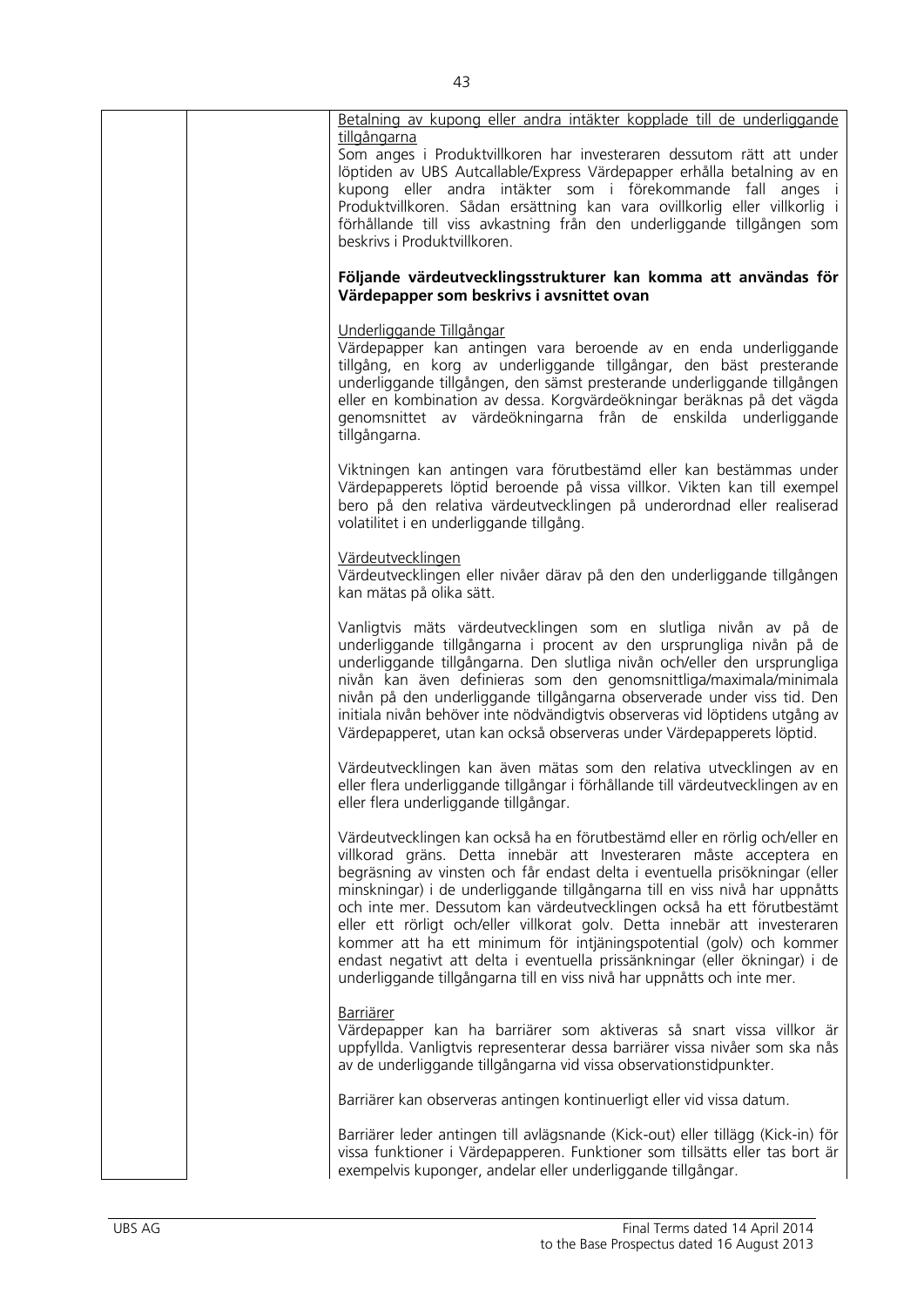Betalning av kupong eller andra intäkter kopplade till de underliggande tillgångarna

Som anges i Produktvillkoren har investeraren dessutom rätt att under löptiden av UBS Autcallable/Express Värdepapper erhålla betalning av en kupong eller andra intäkter som i förekommande fall anges i Produktvillkoren. Sådan ersättning kan vara ovillkorlig eller villkorlig i förhållande till viss avkastning från den underliggande tillgången som beskrivs i Produktvillkoren.

**Följande värdeutvecklingsstrukturer kan komma att användas för Värdepapper som beskrivs i avsnittet ovan**

Underliggande Tillgångar

Värdepapper kan antingen vara beroende av en enda underliggande tillgång, en korg av underliggande tillgångar, den bäst presterande underliggande tillgången, den sämst presterande underliggande tillgången eller en kombination av dessa. Korgvärdeökningar beräknas på det vägda genomsnittet av värdeökningarna från de enskilda underliggande tillgångarna.

Viktningen kan antingen vara förutbestämd eller kan bestämmas under Värdepapperets löptid beroende på vissa villkor. Vikten kan till exempel bero på den relativa värdeutvecklingen på underordnad eller realiserad volatilitet i en underliggande tillgång.

Värdeutvecklingen

Värdeutvecklingen eller nivåer därav på den den underliggande tillgången kan mätas på olika sätt.

Vanligtvis mäts värdeutvecklingen som en slutliga nivån av på de underliggande tillgångarna i procent av den ursprungliga nivån på de underliggande tillgångarna. Den slutliga nivån och/eller den ursprungliga nivån kan även definieras som den genomsnittliga/maximala/minimala nivån på den underliggande tillgångarna observerade under viss tid. Den initiala nivån behöver inte nödvändigtvis observeras vid löptidens utgång av Värdepapperet, utan kan också observeras under Värdepapperets löptid.

Värdeutvecklingen kan även mätas som den relativa utvecklingen av en eller flera underliggande tillgångar i förhållande till värdeutvecklingen av en eller flera underliggande tillgångar.

Värdeutvecklingen kan också ha en förutbestämd eller en rörlig och/eller en villkorad gräns. Detta innebär att Investeraren måste acceptera en begräsning av vinsten och får endast delta i eventuella prisökningar (eller minskningar) i de underliggande tillgångarna till en viss nivå har uppnåtts och inte mer. Dessutom kan värdeutvecklingen också ha ett förutbestämt eller ett rörligt och/eller villkorat golv. Detta innebär att investeraren kommer att ha ett minimum för intjäningspotential (golv) och kommer endast negativt att delta i eventuella prissänkningar (eller ökningar) i de underliggande tillgångarna till en viss nivå har uppnåtts och inte mer.

Barriärer

Värdepapper kan ha barriärer som aktiveras så snart vissa villkor är uppfyllda. Vanligtvis representerar dessa barriärer vissa nivåer som ska nås av de underliggande tillgångarna vid vissa observationstidpunkter.

Barriärer kan observeras antingen kontinuerligt eller vid vissa datum.

Barriärer leder antingen till avlägsnande (Kick-out) eller tillägg (Kick-in) för vissa funktioner i Värdepapperen. Funktioner som tillsätts eller tas bort är exempelvis kuponger, andelar eller underliggande tillgångar.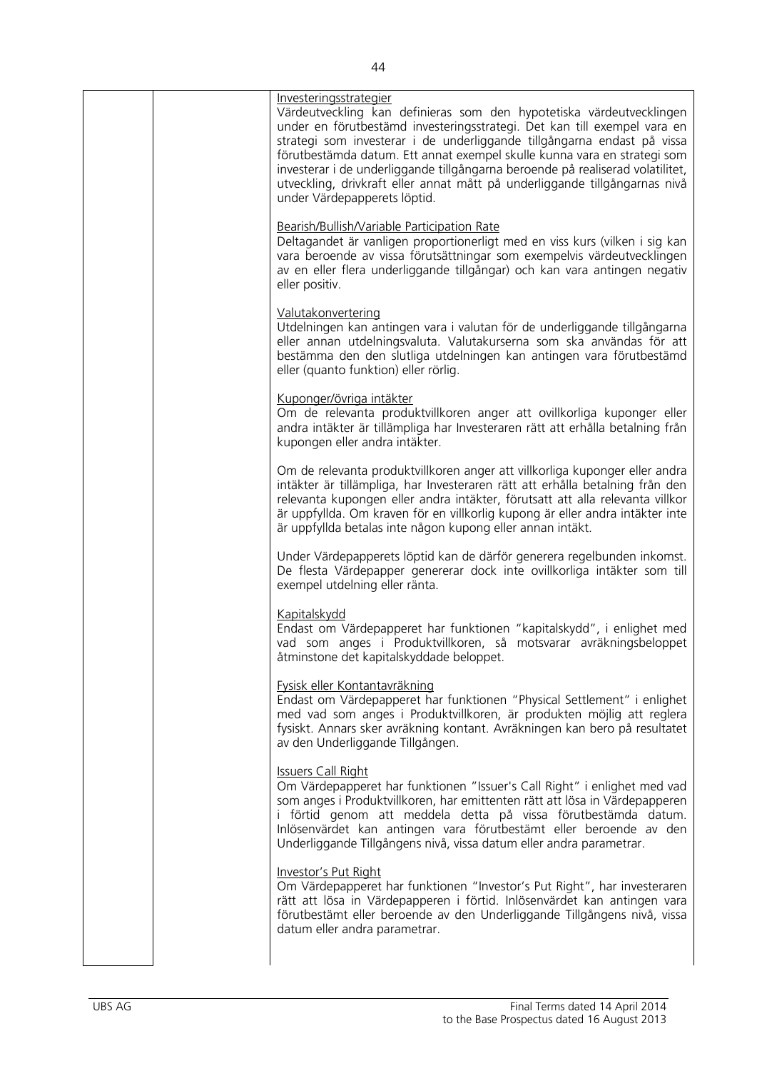| | | Investeringsstrategier<br>Värdeutveckling kan definieras som den hypotetiska värdeutvecklingen under en förutbestämd investeringsstrategi. Det kan till exempel vara en strategi som investerar i de underliggande tillgångarna endast på vissa förutbestämda datum. Ett annat exempel skulle kunna vara en strategi som investerar i de underliggande tillgångarna beroende på realiserad volatilitet, utveckling, drivkraft eller annat mått på underliggande tillgångarnas nivå under Värdepapperets löptid.<br><br>Bearish/Bullish/Variable Participation Rate<br>Deltagandet är vanligen proportionerligt med en viss kurs (vilken i sig kan vara beroende av vissa förutsättningar som exempelvis värdeutvecklingen av en eller flera underliggande tillgångar) och kan vara antingen negativ eller positiv.<br><br>Valutakonvertering<br>Utdelningen kan antingen vara i valutan för de underliggande tillgångarna eller annan utdelningsvaluta. Valutakurserna som ska användas för att bestämma den den slutliga utdelningen kan antingen vara förutbestämd eller (quanto funktion) eller rörlig.<br><br>Kuponger/övriga intäkter<br>Om de relevanta produktvillkoren anger att ovillkorliga kuponger eller andra intäkter är tillämpliga har Investeraren rätt att erhålla betalning från kupongen eller andra intäkter.<br><br>Om de relevanta produktvillkoren anger att villkorliga kuponger eller andra intäkter är tillämpliga, har Investeraren rätt att erhålla betalning från den relevanta kupongen eller andra intäkter, förutsatt att alla relevanta villkor är uppfyllda. Om kraven för en villkorlig kupong är eller andra intäkter inte är uppfyllda betalas inte någon kupong eller annan intäkt.<br><br>Under Värdepapperets löptid kan de därför generera regelbunden inkomst. De flesta Värdepapper genererar dock inte ovillkorliga intäkter som till exempel utdelning eller ränta.<br><br>Kapitalskydd<br>Endast om Värdepapperet har funktionen "kapitalskydd", i enlighet med vad som anges i Produktvillkoren, så motsvarar avräkningsbeloppet åtminstone det kapitalskyddade beloppet.<br><br>Fysisk eller Kontantavräkning<br>Endast om Värdepapperet har funktionen "Physical Settlement" i enlighet med vad som anges i Produktvillkoren, är produkten möjlig att reglera fysiskt. Annars sker avräkning kontant. Avräkningen kan bero på resultatet av den Underliggande Tillgången.<br><br>Issuers Call Right<br>Om Värdepapperet har funktionen "Issuer's Call Right" i enlighet med vad som anges i Produktvillkoren, har emittenten rätt att lösa in Värdepapperen i förtid genom att meddela detta på vissa förutbestämda datum. Inlösenvärdet kan antingen vara förutbestämt eller beroende av den Underliggande Tillgångens nivå, vissa datum eller andra parametrar.<br><br>Investor's Put Right<br>Om Värdepapperet har funktionen "Investor's Put Right", har investeraren rätt att lösa in Värdepapperen i förtid. Inlösenvärdet kan antingen vara förutbestämt eller beroende av den Underliggande Tillgångens nivå, vissa datum eller andra parametrar. |
|---|---|---|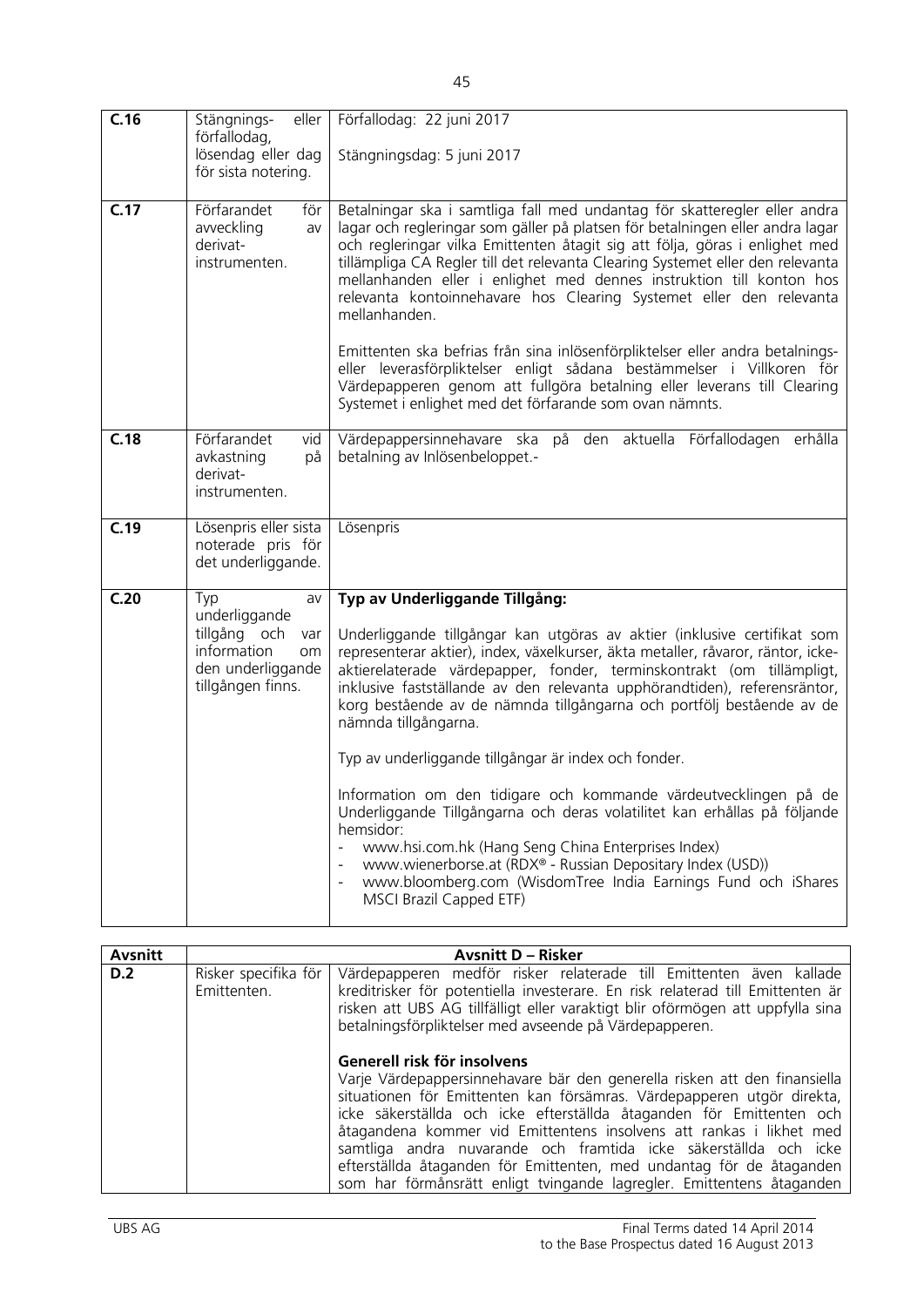| | | |
|---|---|---|
| **C.16** | Stängnings- eller förfallodag, lösendag eller dag för sista notering. | Förfallodag: 22 juni 2017<br><br>Stängningsdag: 5 juni 2017 |
| **C.17** | Förfarandet för avveckling av derivat-instrumenten. | Betalningar ska i samtliga fall med undantag för skatteregler eller andra lagar och regleringar som gäller på platsen för betalningen eller andra lagar och regleringar vilka Emittenten åtagit sig att följa, göras i enlighet med tillämpliga CA Regler till det relevanta Clearing Systemet eller den relevanta mellanhanden eller i enlighet med dennes instruktion till konton hos relevanta kontoinnehavare hos Clearing Systemet eller den relevanta mellanhanden.<br><br>Emittenten ska befrias från sina inlösenförpliktelser eller andra betalnings- eller leverasförpliktelser enligt sådana bestämmelser i Villkoren för Värdepapperen genom att fullgöra betalning eller leverans till Clearing Systemet i enlighet med det förfarande som ovan nämnts. |
| **C.18** | Förfarandet vid avkastning på derivat-instrumenten. | Värdepappersinnehavare ska på den aktuella Förfallodagen erhålla betalning av Inlösenbeloppet.- |
| **C.19** | Lösenpris eller sista noterade pris för det underliggande. | Lösenpris |
| **C.20** | Typ av underliggande tillgång och var information om den underliggande tillgången finns. | **Typ av Underliggande Tillgång:**<br><br>Underliggande tillgångar kan utgöras av aktier (inklusive certifikat som representerar aktier), index, växelkurser, äkta metaller, råvaror, räntor, icke-aktierelaterade värdepapper, fonder, terminskontrakt (om tillämpligt, inklusive fastställande av den relevanta upphörandtiden), referensräntor, korg bestående av de nämnda tillgångarna och portfölj bestående av de nämnda tillgångarna.<br><br>Typ av underliggande tillgångar är index och fonder.<br><br>Information om den tidigare och kommande värdeutvecklingen på de Underliggande Tillgångarna och deras volatilitet kan erhållas på följande hemsidor:<br>- www.hsi.com.hk (Hang Seng China Enterprises Index)<br>- www.wienerborse.at (RDX® - Russian Depositary Index (USD))<br>- www.bloomberg.com (WisdomTree India Earnings Fund och iShares MSCI Brazil Capped ETF) |

| Avsnitt | Avsnitt D – Risker | |
|---|---|---|
| **D.2** | Risker specifika för Emittenten. | Värdepapperen medför risker relaterade till Emittenten även kallade kreditrisker för potentiella investerare. En risk relaterad till Emittenten är risken att UBS AG tillfälligt eller varaktigt blir oförmögen att uppfylla sina betalningsförpliktelser med avseende på Värdepapperen.<br><br>**Generell risk för insolvens**<br>Varje Värdepappersinnehavare bär den generella risken att den finansiella situationen för Emittenten kan försämras. Värdepapperen utgör direkta, icke säkerställda och icke efterställda åtaganden för Emittenten och åtagandena kommer vid Emittentens insolvens att rankas i likhet med samtliga andra nuvarande och framtida icke säkerställda och icke efterställda åtaganden för Emittenten, med undantag för de åtaganden som har förmånsrätt enligt tvingande lagregler. Emittentens åtaganden |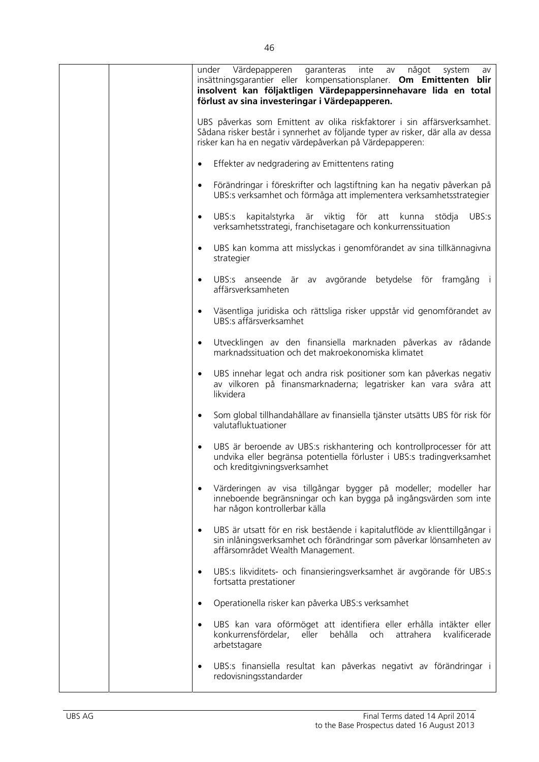| | | under Värdepapperen garanteras inte av något system av insättningsgarantier eller kompensationsplaner. **Om Emittenten blir insolvent kan följaktligen Värdepappersinnehavare lida en total förlust av sina investeringar i Värdepapperen.**<br><br>UBS påverkas som Emittent av olika riskfaktorer i sin affärsverksamhet. Sådana risker består i synnerhet av följande typer av risker, där alla av dessa risker kan ha en negativ värdepåverkan på Värdepapperen:<br><br>• Effekter av nedgradering av Emittentens rating<br><br>• Förändringar i föreskrifter och lagstiftning kan ha negativ påverkan på UBS:s verksamhet och förmåga att implementera verksamhetsstrategier<br><br>• UBS:s kapitalstyrka är viktig för att kunna stödja UBS:s verksamhetsstrategi, franchisetagare och konkurrenssituation<br><br>• UBS kan komma att misslyckas i genomförandet av sina tillkännagivna strategier<br><br>• UBS:s anseende är av avgörande betydelse för framgång i affärsverksamheten<br><br>• Väsentliga juridiska och rättsliga risker uppstår vid genomförandet av UBS:s affärsverksamhet<br><br>• Utvecklingen av den finansiella marknaden påverkas av rådande marknadssituation och det makroekonomiska klimatet<br><br>• UBS innehar legat och andra risk positioner som kan påverkas negativ av vilkoren på finansmarknaderna; legatrisker kan vara svåra att likvidera<br><br>• Som global tillhandahållare av finansiella tjänster utsätts UBS för risk för valutafluktuationer<br><br>• UBS är beroende av UBS:s riskhantering och kontrollprocesser för att undvika eller begränsa potentiella förluster i UBS:s tradingverksamhet och kreditgivningsverksamhet<br><br>• Värderingen av visa tillgångar bygger på modeller; modeller har inneboende begränsningar och kan bygga på ingångsvärden som inte har någon kontrollerbar källa<br><br>• UBS är utsatt för en risk bestående i kapitalutflöde av klienttillgångar i sin inlåningsverksamhet och förändringar som påverkar lönsamheten av affärsområdet Wealth Management.<br><br>• UBS:s likviditets- och finansieringsverksamhet är avgörande för UBS:s fortsatta prestationer<br><br>• Operationella risker kan påverka UBS:s verksamhet<br><br>• UBS kan vara oförmöget att identifiera eller erhålla intäkter eller konkurrensfördelar, eller behålla och attrahera kvalificerade arbetstagare<br><br>• UBS:s finansiella resultat kan påverkas negativt av förändringar i redovisningsstandarder |
|---|---|---|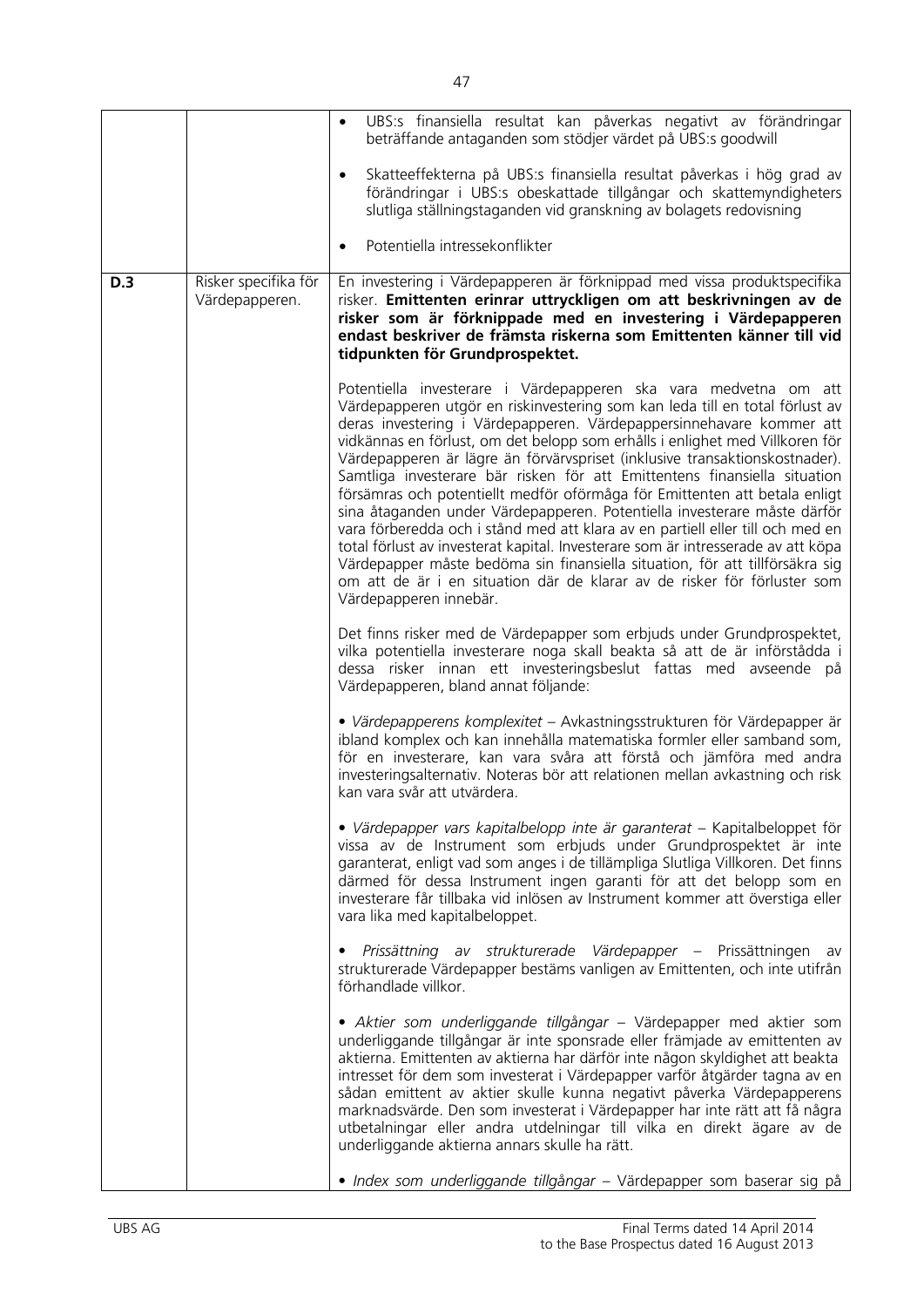| | | |
|---|---|---|
| | | • UBS:s finansiella resultat kan påverkas negativt av förändringar beträffande antaganden som stödjer värdet på UBS:s goodwill<br><br>• Skatteeffekterna på UBS:s finansiella resultat påverkas i hög grad av förändringar i UBS:s obeskattade tillgångar och skattemyndigheters slutliga ställningstaganden vid granskning av bolagets redovisning<br><br>• Potentiella intressekonflikter |
| **D.3** | Risker specifika för Värdepapperen. | En investering i Värdepapperen är förknippad med vissa produktspecifika risker. **Emittenten erinrar uttryckligen om att beskrivningen av de risker som är förknippade med en investering i Värdepapperen endast beskriver de främsta riskerna som Emittenten känner till vid tidpunkten för Grundprospektet.**<br><br>Potentiella investerare i Värdepapperen ska vara medvetna om att Värdepapperen utgör en riskinvestering som kan leda till en total förlust av deras investering i Värdepapperen. Värdepappersinnehavare kommer att vidkännas en förlust, om det belopp som erhålls i enlighet med Villkoren för Värdepapperen är lägre än förvärvspriset (inklusive transaktionskostnader). Samtliga investerare bär risken för att Emittentens finansiella situation försämras och potentiellt medför oförmåga för Emittenten att betala enligt sina åtaganden under Värdepapperen. Potentiella investerare måste därför vara förberedda och i stånd med att klara av en partiell eller till och med en total förlust av investerat kapital. Investerare som är intresserade av att köpa Värdepapper måste bedöma sin finansiella situation, för att tillförsäkra sig om att de är i en situation där de klarar av de risker för förluster som Värdepapperen innebär.<br><br>Det finns risker med de Värdepapper som erbjuds under Grundprospektet, vilka potentiella investerare noga skall beakta så att de är införstådda i dessa risker innan ett investeringsbeslut fattas med avseende på Värdepapperen, bland annat följande:<br><br>• *Värdepapperens komplexitet* – Avkastningsstrukturen för Värdepapper är ibland komplex och kan innehålla matematiska formler eller samband som, för en investerare, kan vara svåra att förstå och jämföra med andra investeringsalternativ. Noteras bör att relationen mellan avkastning och risk kan vara svår att utvärdera.<br><br>• *Värdepapper vars kapitalbelopp inte är garanterat* – Kapitalbeloppet för vissa av de Instrument som erbjuds under Grundprospektet är inte garanterat, enligt vad som anges i de tillämpliga Slutliga Villkoren. Det finns därmed för dessa Instrument ingen garanti för att det belopp som en investerare får tillbaka vid inlösen av Instrument kommer att överstiga eller vara lika med kapitalbeloppet.<br><br>• *Prissättning av strukturerade Värdepapper* – Prissättningen av strukturerade Värdepapper bestäms vanligen av Emittenten, och inte utifrån förhandlade villkor.<br><br>• *Aktier som underliggande tillgångar* – Värdepapper med aktier som underliggande tillgångar är inte sponsrade eller främjade av emittenten av aktierna. Emittenten av aktierna har därför inte någon skyldighet att beakta intresset för dem som investerat i Värdepapper varför åtgärder tagna av en sådan emittent av aktier skulle kunna negativt påverka Värdepapperens marknadsvärde. Den som investerat i Värdepapper har inte rätt att få några utbetalningar eller andra utdelningar till vilka en direkt ägare av de underliggande aktierna annars skulle ha rätt.<br><br>• *Index som underliggande tillgångar* – Värdepapper som baserar sig på |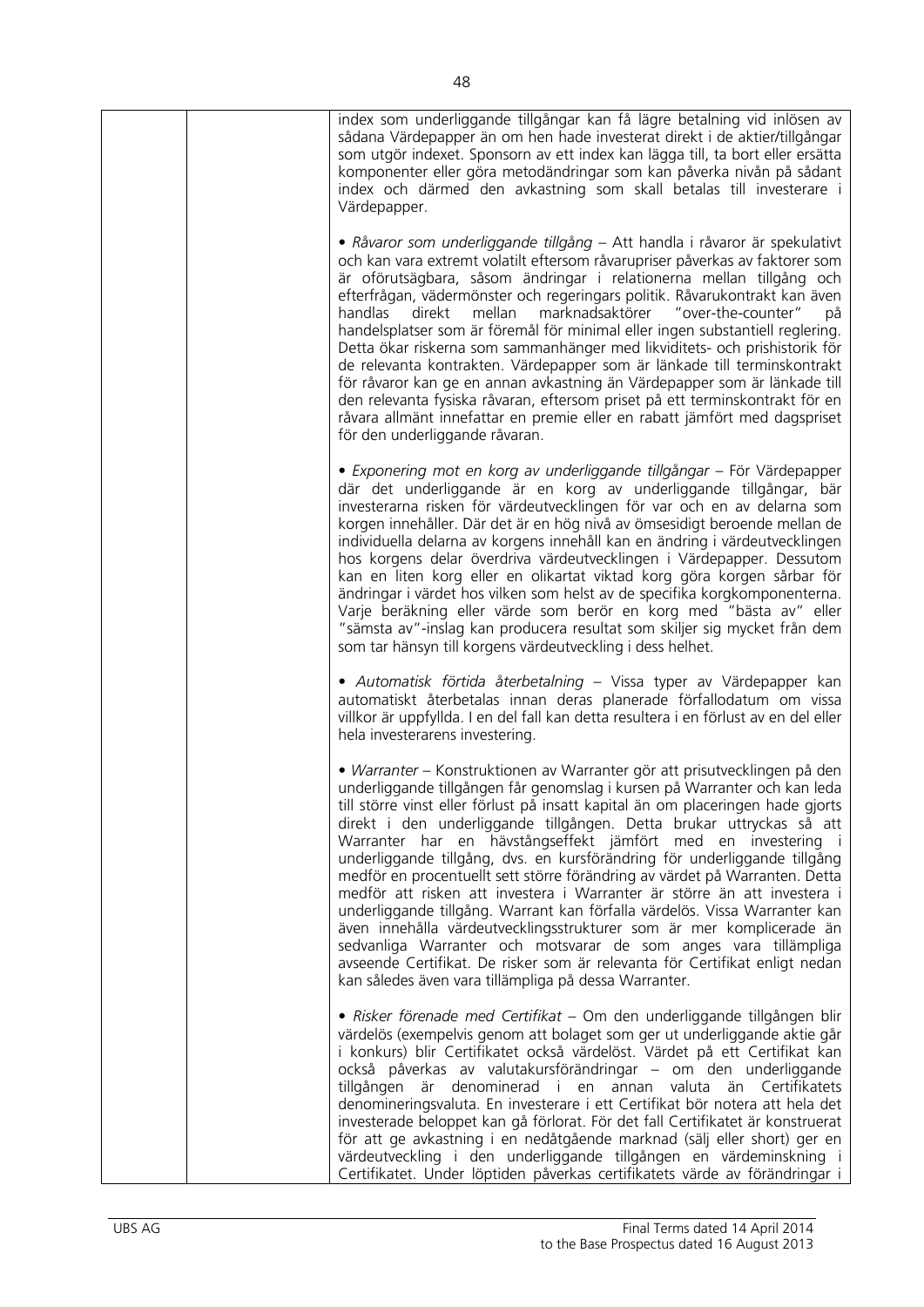| | | index som underliggande tillgångar kan få lägre betalning vid inlösen av sådana Värdepapper än om hen hade investerat direkt i de aktier/tillgångar som utgör indexet. Sponsorn av ett index kan lägga till, ta bort eller ersätta komponenter eller göra metodändringar som kan påverka nivån på sådant index och därmed den avkastning som skall betalas till investerare i Värdepapper.<br><br>• *Råvaror som underliggande tillgång* – Att handla i råvaror är spekulativt och kan vara extremt volatilt eftersom råvarupriser påverkas av faktorer som är oförutsägbara, såsom ändringar i relationerna mellan tillgång och efterfrågan, vädermönster och regeringars politik. Råvarukontrakt kan även handlas direkt mellan marknadsaktörer "over-the-counter" på handelsplatser som är föremål för minimal eller ingen substantiell reglering. Detta ökar riskerna som sammanhänger med likviditets- och prishistorik för de relevanta kontrakten. Värdepapper som är länkade till terminskontrakt för råvaror kan ge en annan avkastning än Värdepapper som är länkade till den relevanta fysiska råvaran, eftersom priset på ett terminskontrakt för en råvara allmänt innefattar en premie eller en rabatt jämfört med dagspriset för den underliggande råvaran.<br><br>• *Exponering mot en korg av underliggande tillgångar* – För Värdepapper där det underliggande är en korg av underliggande tillgångar, bär investerarna risken för värdeutvecklingen för var och en av delarna som korgen innehåller. Där det är en hög nivå av ömsesidigt beroende mellan de individuella delarna av korgens innehåll kan en ändring i värdeutvecklingen hos korgens delar överdriva värdeutvecklingen i Värdepapper. Dessutom kan en liten korg eller en olikartat viktad korg göra korgen sårbar för ändringar i värdet hos vilken som helst av de specifika korgkomponenterna. Varje beräkning eller värde som berör en korg med "bästa av" eller "sämsta av"-inslag kan producera resultat som skiljer sig mycket från dem som tar hänsyn till korgens värdeutveckling i dess helhet.<br><br>• *Automatisk förtida återbetalning* – Vissa typer av Värdepapper kan automatiskt återbetalas innan deras planerade förfallodatum om vissa villkor är uppfyllda. I en del fall kan detta resultera i en förlust av en del eller hela investerarens investering.<br><br>• *Warranter* – Konstruktionen av Warranter gör att prisutvecklingen på den underliggande tillgången får genomslag i kursen på Warranter och kan leda till större vinst eller förlust på insatt kapital än om placeringen hade gjorts direkt i den underliggande tillgången. Detta brukar uttryckas så att Warranter har en hävstångseffekt jämfört med en investering i underliggande tillgång, dvs. en kursförändring för underliggande tillgång medför en procentuellt sett större förändring av värdet på Warranten. Detta medför att risken att investera i Warranter är större än att investera i underliggande tillgång. Warrant kan förfalla värdelös. Vissa Warranter kan även innehålla värdeutvecklingsstrukturer som är mer komplicerade än sedvanliga Warranter och motsvarar de som anges vara tillämpliga avseende Certifikat. De risker som är relevanta för Certifikat enligt nedan kan således även vara tillämpliga på dessa Warranter.<br><br>• *Risker förenade med Certifikat* – Om den underliggande tillgången blir värdelös (exempelvis genom att bolaget som ger ut underliggande aktie går i konkurs) blir Certifikatet också värdelöst. Värdet på ett Certifikat kan också påverkas av valutakursförändringar – om den underliggande tillgången är denominerad i en annan valuta än Certifikatets denomineringsvaluta. En investerare i ett Certifikat bör notera att hela det investerade beloppet kan gå förlorat. För det fall Certifikatet är konstruerat för att ge avkastning i en nedåtgående marknad (sälj eller short) ger en värdeutveckling i den underliggande tillgången en värdeminskning i Certifikatet. Under löptiden påverkas certifikatets värde av förändringar i |
|---|---|---|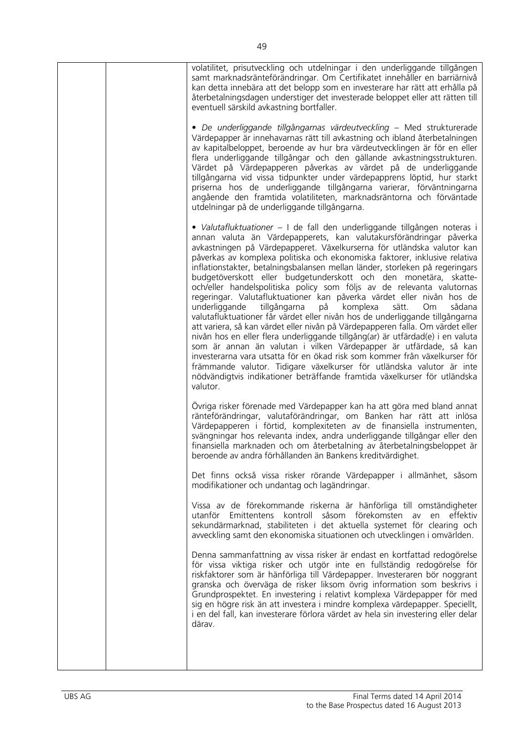| | | volatilitet, prisutveckling och utdelningar i den underliggande tillgången samt marknadsränteförändringar. Om Certifikatet innehåller en barriärnivå kan detta innebära att det belopp som en investerare har rätt att erhålla på återbetalningsdagen understiger det investerade beloppet eller att rätten till eventuell särskild avkastning bortfaller.<br><br>• *De underliggande tillgångarnas värdeutveckling* – Med strukturerade Värdepapper är innehavarnas rätt till avkastning och ibland återbetalningen av kapitalbeloppet, beroende av hur bra värdeutvecklingen är för en eller flera underliggande tillgångar och den gällande avkastningsstrukturen. Värdet på Värdepapperen påverkas av värdet på de underliggande tillgångarna vid vissa tidpunkter under värdepapprens löptid, hur starkt priserna hos de underliggande tillgångarna varierar, förväntningarna angående den framtida volatiliteten, marknadsräntorna och förväntade utdelningar på de underliggande tillgångarna.<br><br>• *Valutafluktuationer* – I de fall den underliggande tillgången noteras i annan valuta än Värdepapperets, kan valutakursförändringar påverka avkastningen på Värdepapperet. Växelkurserna för utländska valutor kan påverkas av komplexa politiska och ekonomiska faktorer, inklusive relativa inflationstakter, betalningsbalansen mellan länder, storleken på regeringars budgetöverskott eller budgetunderskott och den monetära, skatte- och/eller handelspolitiska policy som följs av de relevanta valutornas regeringar. Valutafluktuationer kan påverka värdet eller nivån hos de underliggande tillgångarna på komplexa sätt. Om sådana valutafluktuationer får värdet eller nivån hos de underliggande tillgångarna att variera, så kan värdet eller nivån på Värdepapperen falla. Om värdet eller nivån hos en eller flera underliggande tillgång(ar) är utfärdad(e) i en valuta som är annan än valutan i vilken Värdepapper är utfärdade, så kan investerarna vara utsatta för en ökad risk som kommer från växelkurser för främmande valutor. Tidigare växelkurser för utländska valutor är inte nödvändigtvis indikationer beträffande framtida växelkurser för utländska valutor.<br><br>Övriga risker förenade med Värdepapper kan ha att göra med bland annat ränteförändringar, valutaförändringar, om Banken har rätt att inlösa Värdepapperen i förtid, komplexiteten av de finansiella instrumenten, svängningar hos relevanta index, andra underliggande tillgångar eller den finansiella marknaden och om återbetalning av återbetalningsbeloppet är beroende av andra förhållanden än Bankens kreditvärdighet.<br><br>Det finns också vissa risker rörande Värdepapper i allmänhet, såsom modifikationer och undantag och lagändringar.<br><br>Vissa av de förekommande riskerna är hänförliga till omständigheter utanför Emittentens kontroll såsom förekomsten av en effektiv sekundärmarknad, stabiliteten i det aktuella systemet för clearing och avveckling samt den ekonomiska situationen och utvecklingen i omvärlden.<br><br>Denna sammanfattning av vissa risker är endast en kortfattad redogörelse för vissa viktiga risker och utgör inte en fullständig redogörelse för riskfaktorer som är hänförliga till Värdepapper. Investeraren bör noggrant granska och överväga de risker liksom övrig information som beskrivs i Grundprospektet. En investering i relativt komplexa Värdepapper för med sig en högre risk än att investera i mindre komplexa värdepapper. Speciellt, i en del fall, kan investerare förlora värdet av hela sin investering eller delar därav. |
|---|---|---|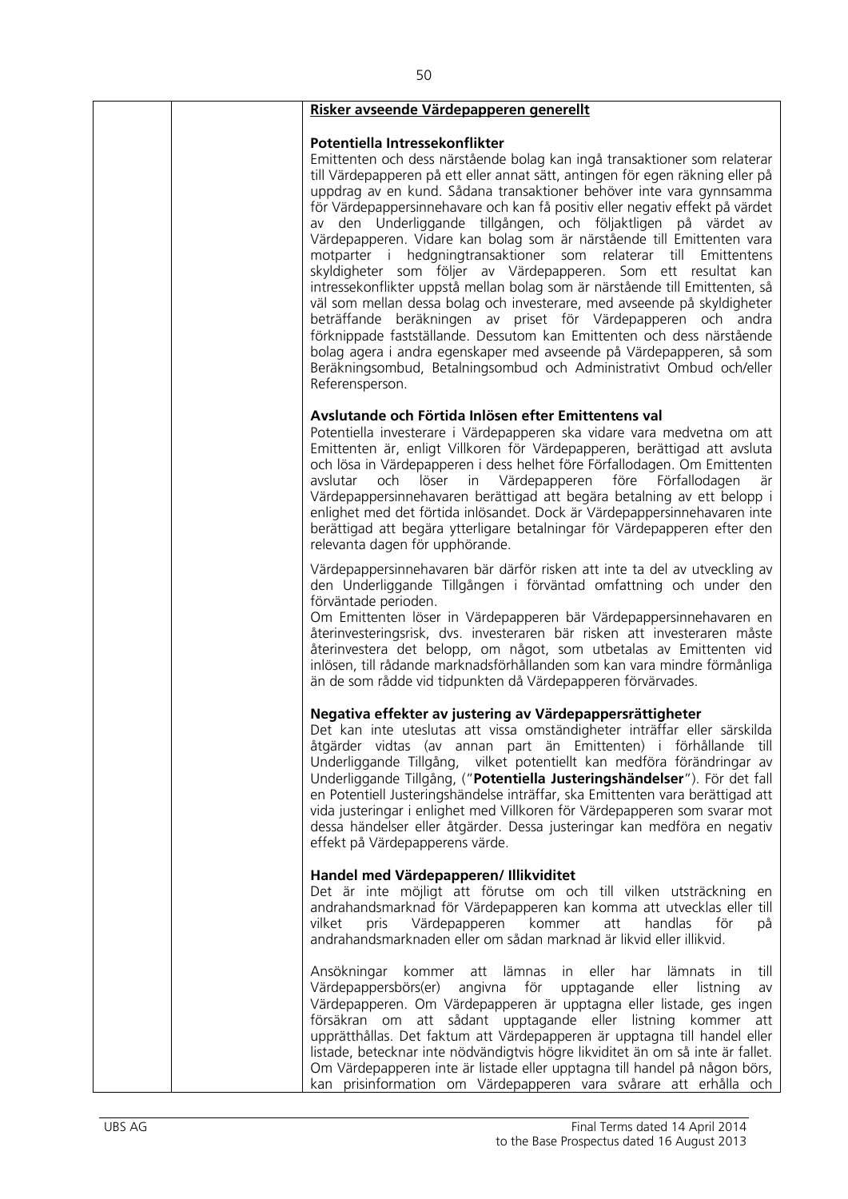**Risker avseende Värdepapperen generellt**

**Potentiella Intressekonflikter**

Emittenten och dess närstående bolag kan ingå transaktioner som relaterar till Värdepapperen på ett eller annat sätt, antingen för egen räkning eller på uppdrag av en kund. Sådana transaktioner behöver inte vara gynnsamma för Värdepappersinnehavare och kan få positiv eller negativ effekt på värdet av den Underliggande tillgången, och följaktligen på värdet av Värdepapperen. Vidare kan bolag som är närstående till Emittenten vara motparter i hedgningtransaktioner som relaterar till Emittentens skyldigheter som följer av Värdepapperen. Som ett resultat kan intressekonflikter uppstå mellan bolag som är närstående till Emittenten, så väl som mellan dessa bolag och investerare, med avseende på skyldigheter beträffande beräkningen av priset för Värdepapperen och andra förknippade fastställande. Dessutom kan Emittenten och dess närstående bolag agera i andra egenskaper med avseende på Värdepapperen, så som Beräkningsombud, Betalningsombud och Administrativt Ombud och/eller Referensperson.

**Avslutande och Förtida Inlösen efter Emittentens val**

Potentiella investerare i Värdepapperen ska vidare vara medvetna om att Emittenten är, enligt Villkoren för Värdepapperen, berättigad att avsluta och lösa in Värdepapperen i dess helhet före Förfallodagen. Om Emittenten avslutar och löser in Värdepapperen före Förfallodagen är Värdepappersinnehavaren berättigad att begära betalning av ett belopp i enlighet med det förtida inlösandet. Dock är Värdepappersinnehavaren inte berättigad att begära ytterligare betalningar för Värdepapperen efter den relevanta dagen för upphörande.

Värdepappersinnehavaren bär därför risken att inte ta del av utveckling av den Underliggande Tillgången i förväntad omfattning och under den förväntade perioden.
Om Emittenten löser in Värdepapperen bär Värdepappersinnehavaren en återinvesteringsrisk, dvs. investeraren bär risken att investeraren måste återinvestera det belopp, om något, som utbetalas av Emittenten vid inlösen, till rådande marknadsförhållanden som kan vara mindre förmånliga än de som rådde vid tidpunkten då Värdepapperen förvärvades.

**Negativa effekter av justering av Värdepappersrättigheter**

Det kan inte uteslutas att vissa omständigheter inträffar eller särskilda åtgärder vidtas (av annan part än Emittenten) i förhållande till Underliggande Tillgång, vilket potentiellt kan medföra förändringar av Underliggande Tillgång, ("**Potentiella Justeringshändelser**"). För det fall en Potentiell Justeringshändelse inträffar, ska Emittenten vara berättigad att vida justeringar i enlighet med Villkoren för Värdepapperen som svarar mot dessa händelser eller åtgärder. Dessa justeringar kan medföra en negativ effekt på Värdepapperens värde.

**Handel med Värdepapperen/ Illikviditet**

Det är inte möjligt att förutse om och till vilken utsträckning en andrahandsmarknad för Värdepapperen kan komma att utvecklas eller till vilket pris Värdepapperen kommer att handlas för på andrahandsmarknaden eller om sådan marknad är likvid eller illikvid.

Ansökningar kommer att lämnas in eller har lämnats in till Värdepappersbörs(er) angivna för upptagande eller listning av Värdepapperen. Om Värdepapperen är upptagna eller listade, ges ingen försäkran om att sådant upptagande eller listning kommer att upprätthållas. Det faktum att Värdepapperen är upptagna till handel eller listade, betecknar inte nödvändigtvis högre likviditet än om så inte är fallet. Om Värdepapperen inte är listade eller upptagna till handel på någon börs, kan prisinformation om Värdepapperen vara svårare att erhålla och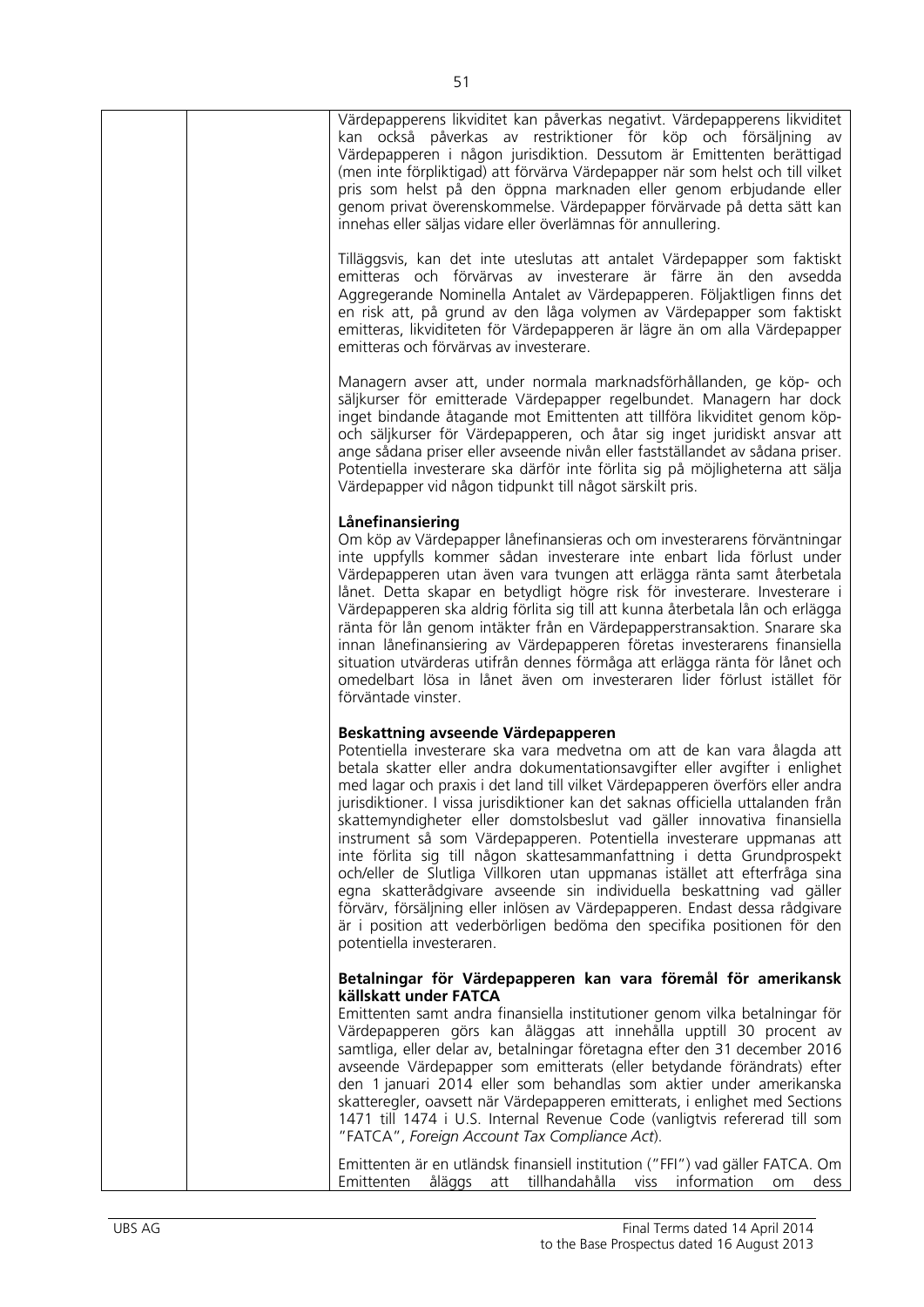Värdepapperens likviditet kan påverkas negativt. Värdepapperens likviditet kan också påverkas av restriktioner för köp och försäljning av Värdepapperen i någon jurisdiktion. Dessutom är Emittenten berättigad (men inte förpliktigad) att förvärva Värdepapper när som helst och till vilket pris som helst på den öppna marknaden eller genom erbjudande eller genom privat överenskommelse. Värdepapper förvärvade på detta sätt kan innehas eller säljas vidare eller överlämnas för annullering.

Tilläggsvis, kan det inte uteslutas att antalet Värdepapper som faktiskt emitteras och förvärvas av investerare är färre än den avsedda Aggregerande Nominella Antalet av Värdepapperen. Följaktligen finns det en risk att, på grund av den låga volymen av Värdepapper som faktiskt emitteras, likviditeten för Värdepapperen är lägre än om alla Värdepapper emitteras och förvärvas av investerare.

Managern avser att, under normala marknadsförhållanden, ge köp- och säljkurser för emitterade Värdepapper regelbundet. Managern har dock inget bindande åtagande mot Emittenten att tillföra likviditet genom köp- och säljkurser för Värdepapperen, och åtar sig inget juridiskt ansvar att ange sådana priser eller avseende nivån eller fastställandet av sådana priser. Potentiella investerare ska därför inte förlita sig på möjligheterna att sälja Värdepapper vid någon tidpunkt till något särskilt pris.

**Lånefinansiering**

Om köp av Värdepapper lånefinansieras och om investerarens förväntningar inte uppfylls kommer sådan investerare inte enbart lida förlust under Värdepapperen utan även vara tvungen att erlägga ränta samt återbetala lånet. Detta skapar en betydligt högre risk för investerare. Investerare i Värdepapperen ska aldrig förlita sig till att kunna återbetala lån och erlägga ränta för lån genom intäkter från en Värdepapperstransaktion. Snarare ska innan lånefinansiering av Värdepapperen företas investerarens finansiella situation utvärderas utifrån dennes förmåga att erlägga ränta för lånet och omedelbart lösa in lånet även om investeraren lider förlust istället för förväntade vinster.

**Beskattning avseende Värdepapperen**

Potentiella investerare ska vara medvetna om att de kan vara ålagda att betala skatter eller andra dokumentationsavgifter eller avgifter i enlighet med lagar och praxis i det land till vilket Värdepapperen överförs eller andra jurisdiktioner. I vissa jurisdiktioner kan det saknas officiella uttalanden från skattemyndigheter eller domstolsbeslut vad gäller innovativa finansiella instrument så som Värdepapperen. Potentiella investerare uppmanas att inte förlita sig till någon skattesammanfattning i detta Grundprospekt och/eller de Slutliga Villkoren utan uppmanas istället att efterfråga sina egna skatterådgivare avseende sin individuella beskattning vad gäller förvärv, försäljning eller inlösen av Värdepapperen. Endast dessa rådgivare är i position att vederbörligen bedöma den specifika positionen för den potentiella investeraren.

**Betalningar för Värdepapperen kan vara föremål för amerikansk källskatt under FATCA**

Emittenten samt andra finansiella institutioner genom vilka betalningar för Värdepapperen görs kan åläggas att innehålla upptill 30 procent av samtliga, eller delar av, betalningar företagna efter den 31 december 2016 avseende Värdepapper som emitterats (eller betydande förändrats) efter den 1 januari 2014 eller som behandlas som aktier under amerikanska skatteregler, oavsett när Värdepapperen emitterats, i enlighet med Sections 1471 till 1474 i U.S. Internal Revenue Code (vanligtvis refererad till som "FATCA", *Foreign Account Tax Compliance Act*).

Emittenten är en utländsk finansiell institution ("FFI") vad gäller FATCA. Om Emittenten åläggs att tillhandahålla viss information om dess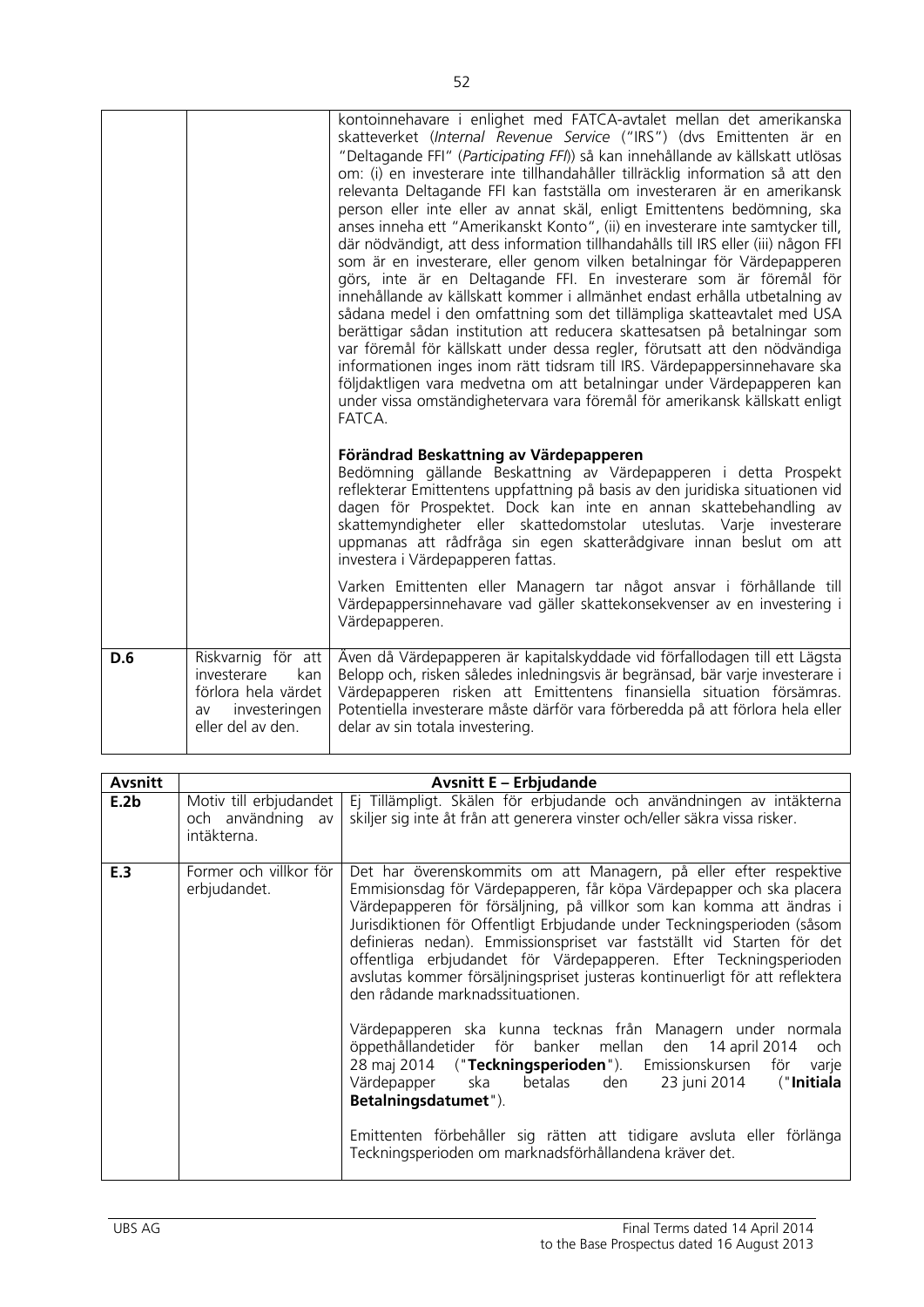| | | |
|---|---|---|
| | | kontoinnehavare i enlighet med FATCA-avtalet mellan det amerikanska skatteverket (*Internal Revenue Service* ("IRS") (dvs Emittenten är en "Deltagande FFI" (*Participating FFI*)) så kan innehållande av källskatt utlösas om: (i) en investerare inte tillhandahåller tillräcklig information så att den relevanta Deltagande FFI kan fastställa om investeraren är en amerikansk person eller inte eller av annat skäl, enligt Emittentens bedömning, ska anses inneha ett "Amerikanskt Konto", (ii) en investerare inte samtycker till, där nödvändigt, att dess information tillhandahålls till IRS eller (iii) någon FFI som är en investerare, eller genom vilken betalningar för Värdepapperen görs, inte är en Deltagande FFI. En investerare som är föremål för innehållande av källskatt kommer i allmänhet endast erhålla utbetalning av sådana medel i den omfattning som det tillämpliga skatteavtalet med USA berättigar sådan institution att reducera skattesatsen på betalningar som var föremål för källskatt under dessa regler, förutsatt att den nödvändiga informationen inges inom rätt tidsram till IRS. Värdepappersinnehavare ska följdaktligen vara medvetna om att betalningar under Värdepapperen kan under vissa omständighetervara vara föremål för amerikansk källskatt enligt FATCA.<br><br>**Förändrad Beskattning av Värdepapperen**<br>Bedömning gällande Beskattning av Värdepapperen i detta Prospekt reflekterar Emittentens uppfattning på basis av den juridiska situationen vid dagen för Prospektet. Dock kan inte en annan skattebehandling av skattemyndigheter eller skattedomstolar uteslutas. Varje investerare uppmanas att rådfråga sin egen skatterådgivare innan beslut om att investera i Värdepapperen fattas.<br><br>Varken Emittenten eller Managern tar något ansvar i förhållande till Värdepappersinnehavare vad gäller skattekonsekvenser av en investering i Värdepapperen. |
| **D.6** | Riskvarnig för att investerare kan förlora hela värdet av investeringen eller del av den. | Även då Värdepapperen är kapitalskyddade vid förfallodagen till ett Lägsta Belopp och, risken således inledningsvis är begränsad, bär varje investerare i Värdepapperen risken att Emittentens finansiella situation försämras. Potentiella investerare måste därför vara förberedda på att förlora hela eller delar av sin totala investering. |

| Avsnitt | Avsnitt E – Erbjudande | |
|---|---|---|
| **E.2b** | Motiv till erbjudandet och användning av intäkterna. | Ej Tillämpligt. Skälen för erbjudande och användningen av intäkterna skiljer sig inte åt från att generera vinster och/eller säkra vissa risker. |
| **E.3** | Former och villkor för erbjudandet. | Det har överenskommits om att Managern, på eller efter respektive Emmisionsdag för Värdepapperen, får köpa Värdepapper och ska placera Värdepapperen för försäljning, på villkor som kan komma att ändras i Jurisdiktionen för Offentligt Erbjudande under Teckningsperioden (såsom definieras nedan). Emmissionspriset var fastställt vid Starten för det offentliga erbjudandet för Värdepapperen. Efter Teckningsperioden avslutas kommer försäljningspriset justeras kontinuerligt för att reflektera den rådande marknadssituationen.<br><br>Värdepapperen ska kunna tecknas från Managern under normala öppethållandetider för banker mellan den 14 april 2014 och 28 maj 2014 ("**Teckningsperioden**"). Emissionskursen för varje Värdepapper ska betalas den 23 juni 2014 ("**Initiala Betalningsdatumet**").<br><br>Emittenten förbehåller sig rätten att tidigare avsluta eller förlänga Teckningsperioden om marknadsförhållandena kräver det. |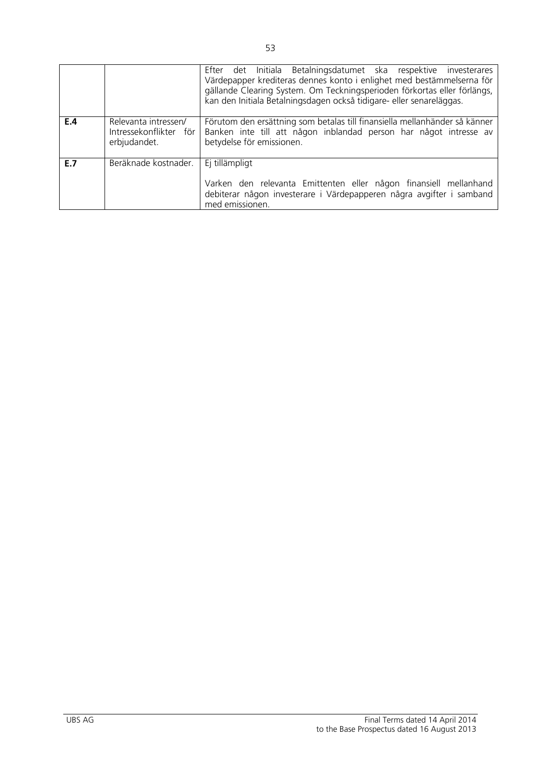| | | |
|---|---|---|
| | | Efter det Initiala Betalningsdatumet ska respektive investerares Värdepapper krediteras dennes konto i enlighet med bestämmelserna för gällande Clearing System. Om Teckningsperioden förkortas eller förlängs, kan den Initiala Betalningsdagen också tidigare- eller senareläggas. |
| **E.4** | Relevanta intressen/ Intressekonflikter för erbjudandet. | Förutom den ersättning som betalas till finansiella mellanhänder så känner Banken inte till att någon inblandad person har något intresse av betydelse för emissionen. |
| **E.7** | Beräknade kostnader. | Ej tillämpligt<br><br>Varken den relevanta Emittenten eller någon finansiell mellanhand debiterar någon investerare i Värdepapperen några avgifter i samband med emissionen. |